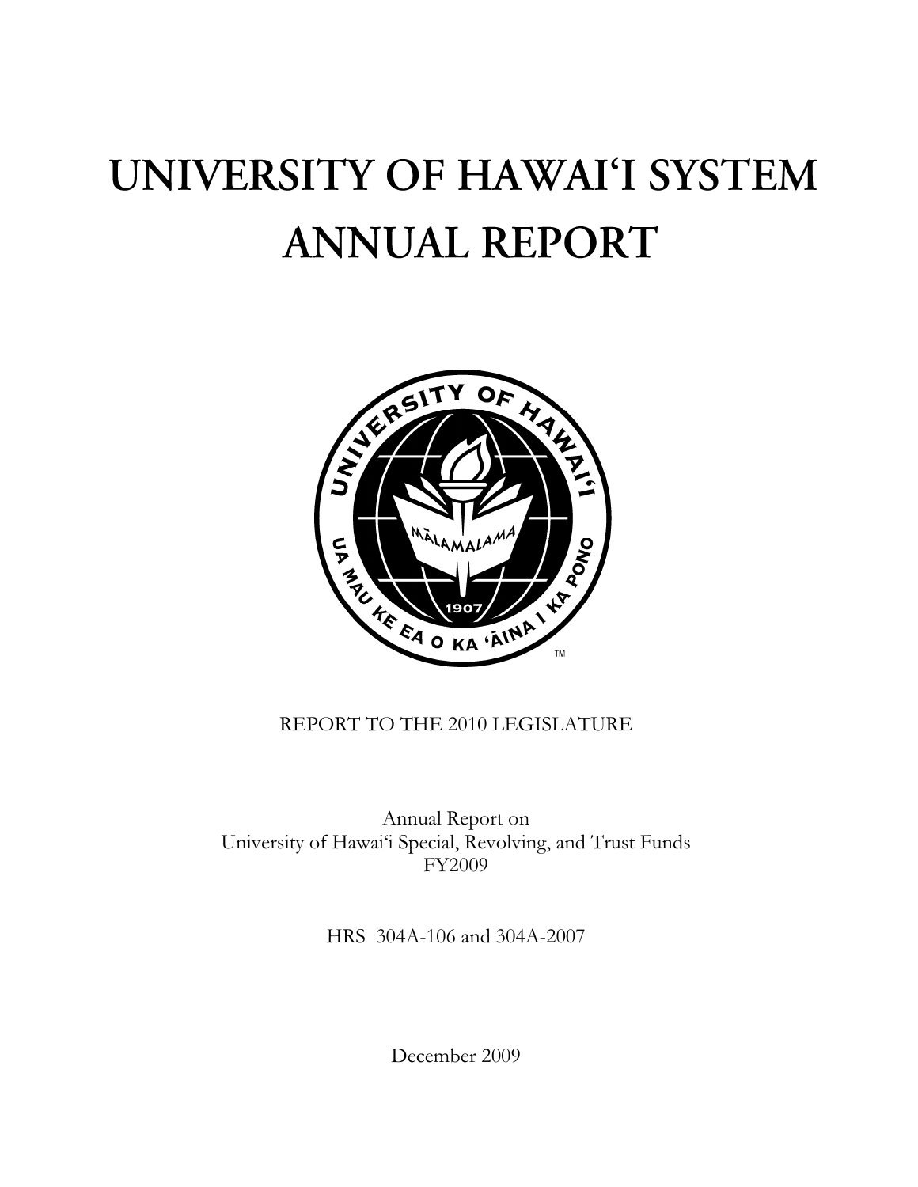# UNIVERSITY OF HAWAIʻI SYSTEM ANNUAL REPORT

REPORT TO THE 2010 LEGISLATURE

Annual Report on
University of Hawaiʻi Special, Revolving, and Trust Funds
FY2009

HRS 304A-106 and 304A-2007

December 2009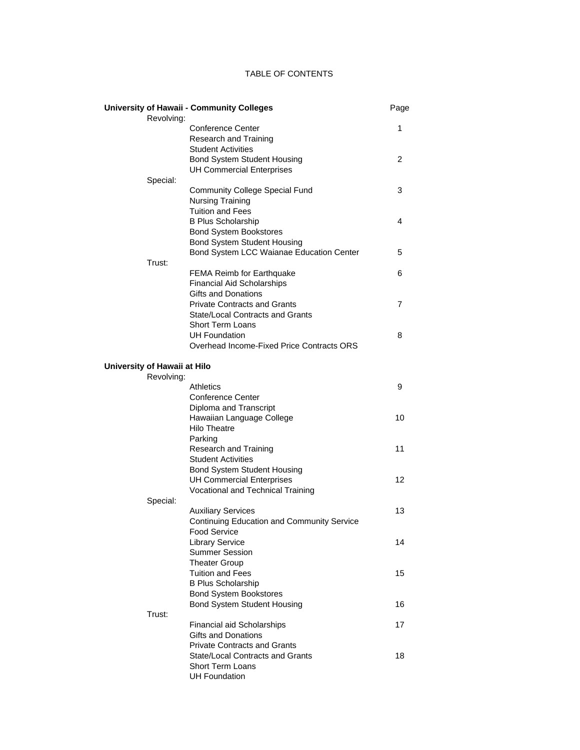# TABLE OF CONTENTS

| University of Hawaii - Community Colleges | | Page |
|---|---|---|
| Revolving: | | |
| | Conference Center | 1 |
| | Research and Training | |
| | Student Activities | |
| | Bond System Student Housing | 2 |
| | UH Commercial Enterprises | |
| Special: | | |
| | Community College Special Fund | 3 |
| | Nursing Training | |
| | Tuition and Fees | |
| | B Plus Scholarship | 4 |
| | Bond System Bookstores | |
| | Bond System Student Housing | |
| | Bond System LCC Waianae Education Center | 5 |
| Trust: | | |
| | FEMA Reimb for Earthquake | 6 |
| | Financial Aid Scholarships | |
| | Gifts and Donations | |
| | Private Contracts and Grants | 7 |
| | State/Local Contracts and Grants | |
| | Short Term Loans | |
| | UH Foundation | 8 |
| | Overhead Income-Fixed Price Contracts ORS | |
| **University of Hawaii at Hilo** | | |
| Revolving: | | |
| | Athletics | 9 |
| | Conference Center | |
| | Diploma and Transcript | |
| | Hawaiian Language College | 10 |
| | Hilo Theatre | |
| | Parking | |
| | Research and Training | 11 |
| | Student Activities | |
| | Bond System Student Housing | |
| | UH Commercial Enterprises | 12 |
| | Vocational and Technical Training | |
| Special: | | |
| | Auxiliary Services | 13 |
| | Continuing Education and Community Service | |
| | Food Service | |
| | Library Service | 14 |
| | Summer Session | |
| | Theater Group | |
| | Tuition and Fees | 15 |
| | B Plus Scholarship | |
| | Bond System Bookstores | |
| | Bond System Student Housing | 16 |
| Trust: | | |
| | Financial aid Scholarships | 17 |
| | Gifts and Donations | |
| | Private Contracts and Grants | |
| | State/Local Contracts and Grants | 18 |
| | Short Term Loans | |
| | UH Foundation | |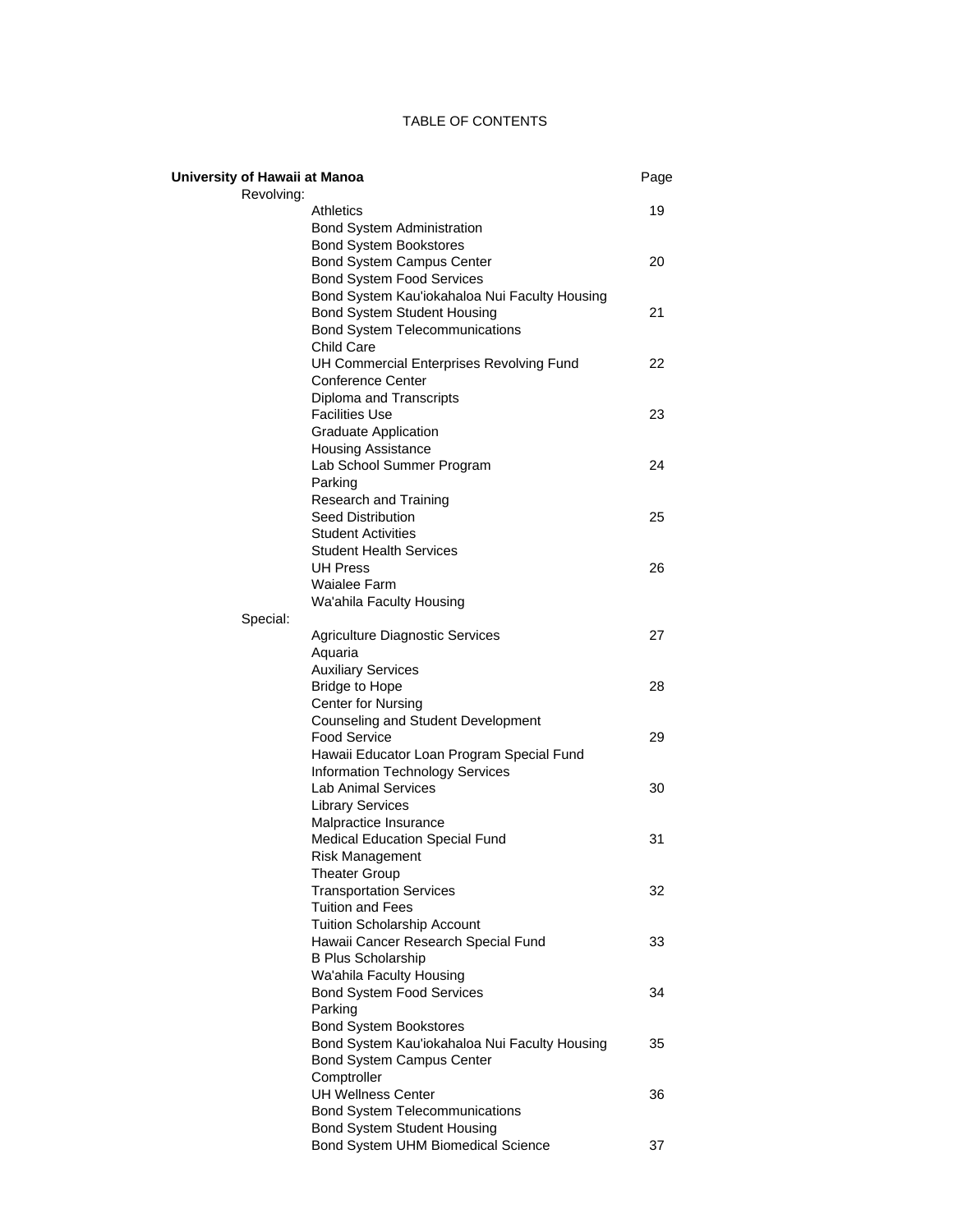TABLE OF CONTENTS

| University of Hawaii at Manoa | | Page |
|---|---|---|
| Revolving: | | |
| | Athletics | 19 |
| | Bond System Administration | |
| | Bond System Bookstores | |
| | Bond System Campus Center | 20 |
| | Bond System Food Services | |
| | Bond System Kau'iokahaloa Nui Faculty Housing | |
| | Bond System Student Housing | 21 |
| | Bond System Telecommunications | |
| | Child Care | |
| | UH Commercial Enterprises Revolving Fund | 22 |
| | Conference Center | |
| | Diploma and Transcripts | |
| | Facilities Use | 23 |
| | Graduate Application | |
| | Housing Assistance | |
| | Lab School Summer Program | 24 |
| | Parking | |
| | Research and Training | |
| | Seed Distribution | 25 |
| | Student Activities | |
| | Student Health Services | |
| | UH Press | 26 |
| | Waialee Farm | |
| | Wa'ahila Faculty Housing | |
| Special: | | |
| | Agriculture Diagnostic Services | 27 |
| | Aquaria | |
| | Auxiliary Services | |
| | Bridge to Hope | 28 |
| | Center for Nursing | |
| | Counseling and Student Development | |
| | Food Service | 29 |
| | Hawaii Educator Loan Program Special Fund | |
| | Information Technology Services | |
| | Lab Animal Services | 30 |
| | Library Services | |
| | Malpractice Insurance | |
| | Medical Education Special Fund | 31 |
| | Risk Management | |
| | Theater Group | |
| | Transportation Services | 32 |
| | Tuition and Fees | |
| | Tuition Scholarship Account | |
| | Hawaii Cancer Research Special Fund | 33 |
| | B Plus Scholarship | |
| | Wa'ahila Faculty Housing | |
| | Bond System Food Services | 34 |
| | Parking | |
| | Bond System Bookstores | |
| | Bond System Kau'iokahaloa Nui Faculty Housing | 35 |
| | Bond System Campus Center | |
| | Comptroller | |
| | UH Wellness Center | 36 |
| | Bond System Telecommunications | |
| | Bond System Student Housing | |
| | Bond System UHM Biomedical Science | 37 |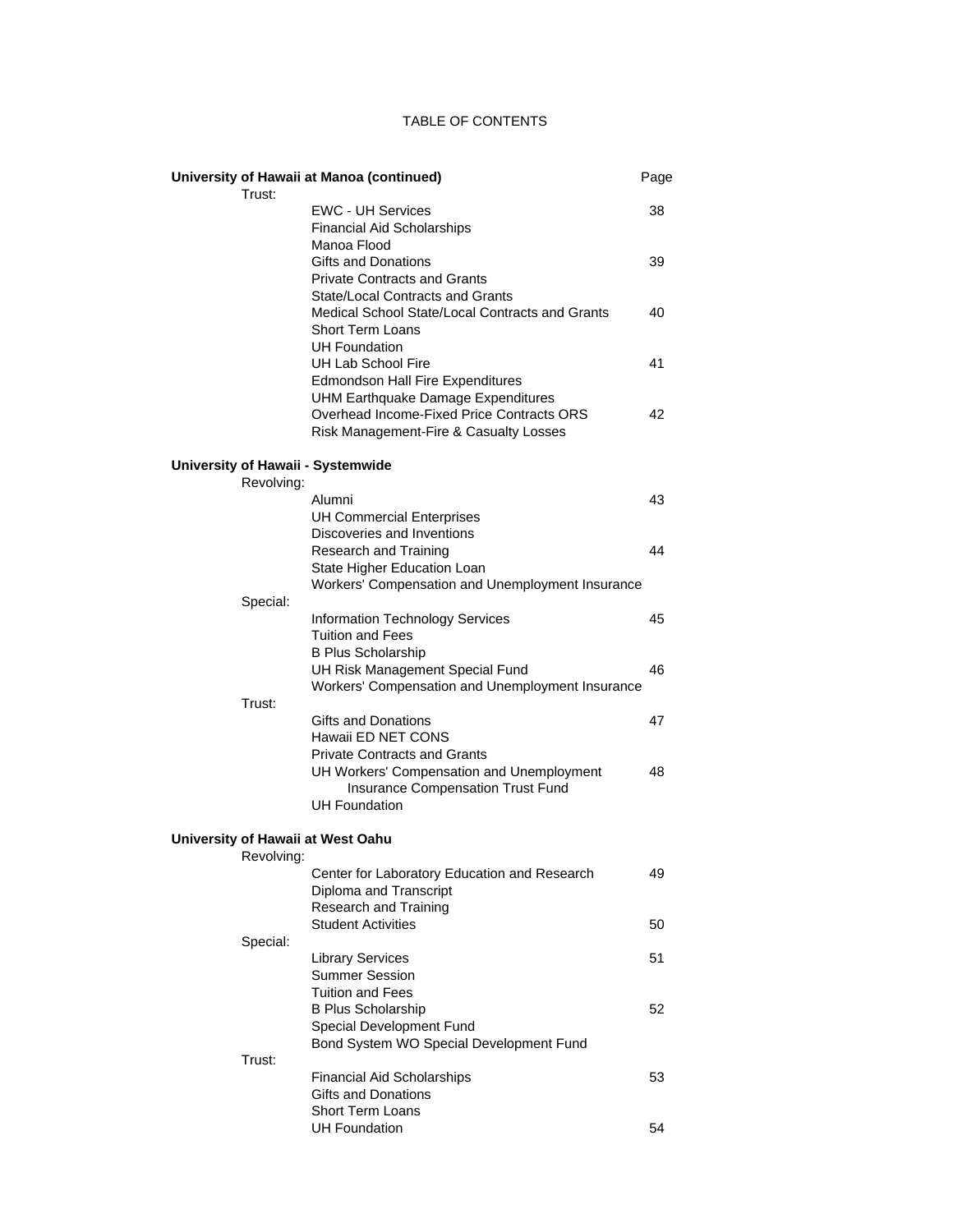# TABLE OF CONTENTS

| University of Hawaii at Manoa (continued) | | Page |
|---|---|---|
| Trust: | | |
| | EWC - UH Services | 38 |
| | Financial Aid Scholarships | |
| | Manoa Flood | |
| | Gifts and Donations | 39 |
| | Private Contracts and Grants | |
| | State/Local Contracts and Grants | |
| | Medical School State/Local Contracts and Grants | 40 |
| | Short Term Loans | |
| | UH Foundation | |
| | UH Lab School Fire | 41 |
| | Edmondson Hall Fire Expenditures | |
| | UHM Earthquake Damage Expenditures | |
| | Overhead Income-Fixed Price Contracts ORS | 42 |
| | Risk Management-Fire & Casualty Losses | |
| **University of Hawaii - Systemwide** | | |
| Revolving: | | |
| | Alumni | 43 |
| | UH Commercial Enterprises | |
| | Discoveries and Inventions | |
| | Research and Training | 44 |
| | State Higher Education Loan | |
| | Workers' Compensation and Unemployment Insurance | |
| Special: | | |
| | Information Technology Services | 45 |
| | Tuition and Fees | |
| | B Plus Scholarship | |
| | UH Risk Management Special Fund | 46 |
| | Workers' Compensation and Unemployment Insurance | |
| Trust: | | |
| | Gifts and Donations | 47 |
| | Hawaii ED NET CONS | |
| | Private Contracts and Grants | |
| | UH Workers' Compensation and Unemployment Insurance Compensation Trust Fund | 48 |
| | UH Foundation | |
| **University of Hawaii at West Oahu** | | |
| Revolving: | | |
| | Center for Laboratory Education and Research | 49 |
| | Diploma and Transcript | |
| | Research and Training | |
| | Student Activities | 50 |
| Special: | | |
| | Library Services | 51 |
| | Summer Session | |
| | Tuition and Fees | |
| | B Plus Scholarship | 52 |
| | Special Development Fund | |
| | Bond System WO Special Development Fund | |
| Trust: | | |
| | Financial Aid Scholarships | 53 |
| | Gifts and Donations | |
| | Short Term Loans | |
| | UH Foundation | 54 |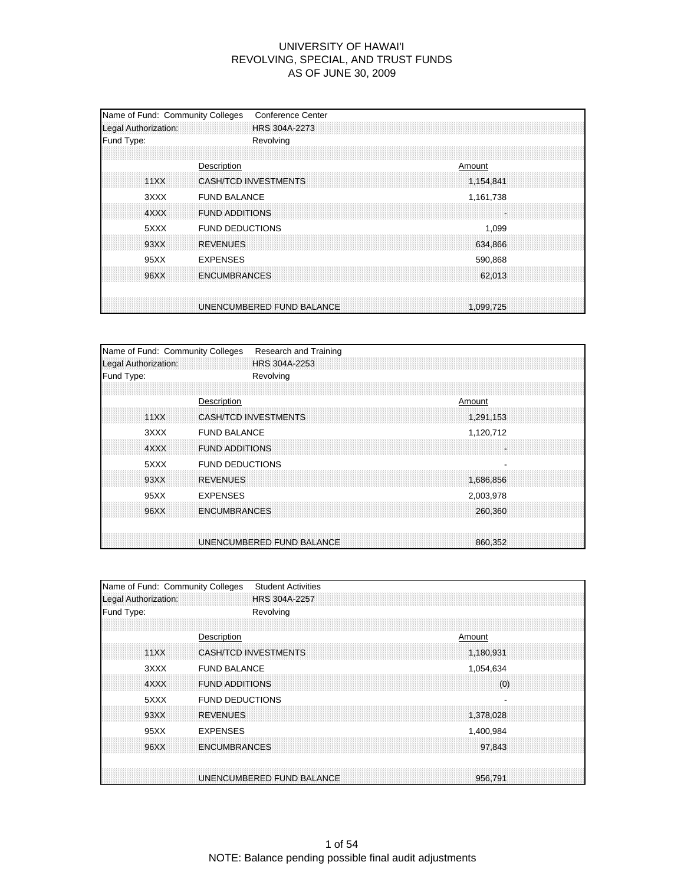# UNIVERSITY OF HAWAI'I
## REVOLVING, SPECIAL, AND TRUST FUNDS
### AS OF JUNE 30, 2009

| Name of Fund: Community Colleges | Conference Center | |
|---|---|---|
| Legal Authorization: | HRS 304A-2273 | |
| Fund Type: | Revolving | |
| | **Description** | **Amount** |
| 11XX | CASH/TCD INVESTMENTS | 1,154,841 |
| 3XXX | FUND BALANCE | 1,161,738 |
| 4XXX | FUND ADDITIONS | - |
| 5XXX | FUND DEDUCTIONS | 1,099 |
| 93XX | REVENUES | 634,866 |
| 95XX | EXPENSES | 590,868 |
| 96XX | ENCUMBRANCES | 62,013 |
| | UNENCUMBERED FUND BALANCE | 1,099,725 |

| Name of Fund: Community Colleges | Research and Training | |
|---|---|---|
| Legal Authorization: | HRS 304A-2253 | |
| Fund Type: | Revolving | |
| | **Description** | **Amount** |
| 11XX | CASH/TCD INVESTMENTS | 1,291,153 |
| 3XXX | FUND BALANCE | 1,120,712 |
| 4XXX | FUND ADDITIONS | - |
| 5XXX | FUND DEDUCTIONS | - |
| 93XX | REVENUES | 1,686,856 |
| 95XX | EXPENSES | 2,003,978 |
| 96XX | ENCUMBRANCES | 260,360 |
| | UNENCUMBERED FUND BALANCE | 860,352 |

| Name of Fund: Community Colleges | Student Activities | |
|---|---|---|
| Legal Authorization: | HRS 304A-2257 | |
| Fund Type: | Revolving | |
| | **Description** | **Amount** |
| 11XX | CASH/TCD INVESTMENTS | 1,180,931 |
| 3XXX | FUND BALANCE | 1,054,634 |
| 4XXX | FUND ADDITIONS | (0) |
| 5XXX | FUND DEDUCTIONS | - |
| 93XX | REVENUES | 1,378,028 |
| 95XX | EXPENSES | 1,400,984 |
| 96XX | ENCUMBRANCES | 97,843 |
| | UNENCUMBERED FUND BALANCE | 956,791 |

NOTE: Balance pending possible final audit adjustments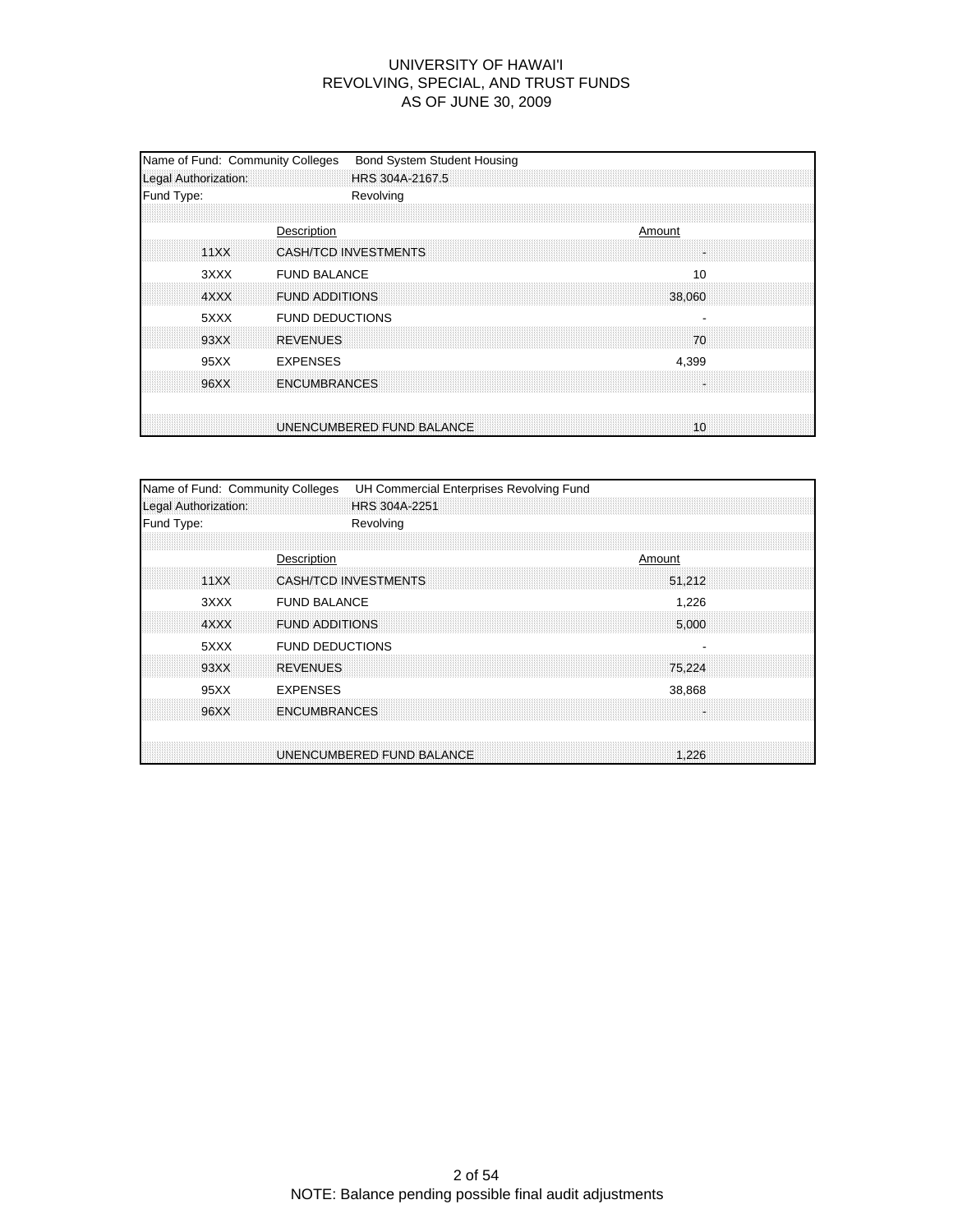# UNIVERSITY OF HAWAI'I
## REVOLVING, SPECIAL, AND TRUST FUNDS
### AS OF JUNE 30, 2009

| Name of Fund: Community Colleges | Bond System Student Housing | |
|---|---|---|
| Legal Authorization: | HRS 304A-2167.5 | |
| Fund Type: | Revolving | |
| | **Description** | **Amount** |
| 11XX | CASH/TCD INVESTMENTS | - |
| 3XXX | FUND BALANCE | 10 |
| 4XXX | FUND ADDITIONS | 38,060 |
| 5XXX | FUND DEDUCTIONS | - |
| 93XX | REVENUES | 70 |
| 95XX | EXPENSES | 4,399 |
| 96XX | ENCUMBRANCES | - |
| | UNENCUMBERED FUND BALANCE | 10 |

| Name of Fund: Community Colleges | UH Commercial Enterprises Revolving Fund | |
|---|---|---|
| Legal Authorization: | HRS 304A-2251 | |
| Fund Type: | Revolving | |
| | **Description** | **Amount** |
| 11XX | CASH/TCD INVESTMENTS | 51,212 |
| 3XXX | FUND BALANCE | 1,226 |
| 4XXX | FUND ADDITIONS | 5,000 |
| 5XXX | FUND DEDUCTIONS | - |
| 93XX | REVENUES | 75,224 |
| 95XX | EXPENSES | 38,868 |
| 96XX | ENCUMBRANCES | - |
| | UNENCUMBERED FUND BALANCE | 1,226 |

NOTE: Balance pending possible final audit adjustments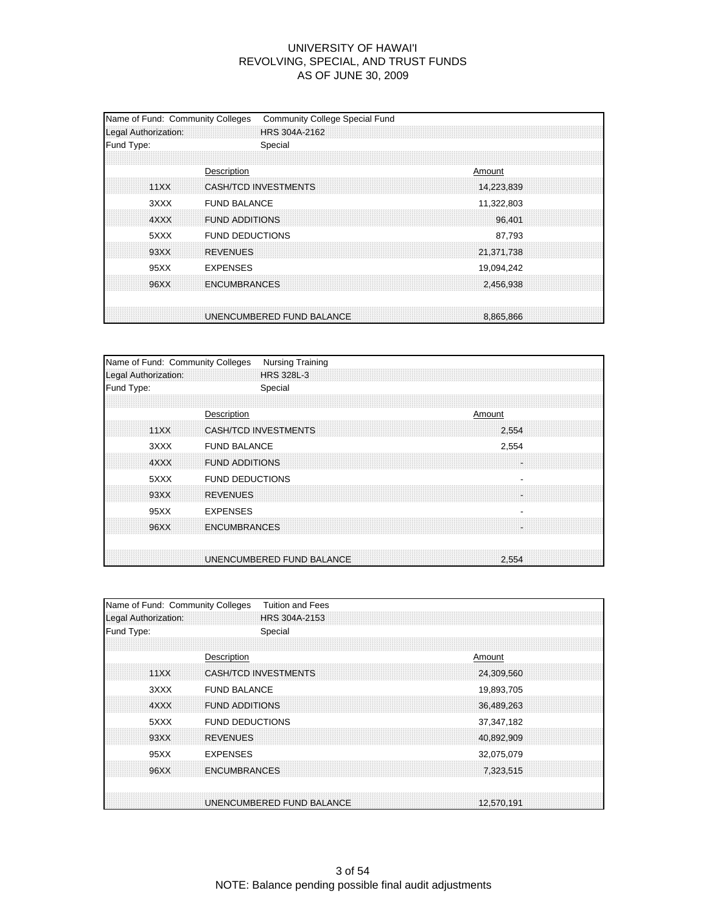# UNIVERSITY OF HAWAI'I
## REVOLVING, SPECIAL, AND TRUST FUNDS
## AS OF JUNE 30, 2009

| Name of Fund: Community Colleges | Community College Special Fund | |
|---|---|---|
| Legal Authorization: | HRS 304A-2162 | |
| Fund Type: | Special | |
| | **Description** | **Amount** |
| 11XX | CASH/TCD INVESTMENTS | 14,223,839 |
| 3XXX | FUND BALANCE | 11,322,803 |
| 4XXX | FUND ADDITIONS | 96,401 |
| 5XXX | FUND DEDUCTIONS | 87,793 |
| 93XX | REVENUES | 21,371,738 |
| 95XX | EXPENSES | 19,094,242 |
| 96XX | ENCUMBRANCES | 2,456,938 |
| | UNENCUMBERED FUND BALANCE | 8,865,866 |

| Name of Fund: Community Colleges | Nursing Training | |
|---|---|---|
| Legal Authorization: | HRS 328L-3 | |
| Fund Type: | Special | |
| | **Description** | **Amount** |
| 11XX | CASH/TCD INVESTMENTS | 2,554 |
| 3XXX | FUND BALANCE | 2,554 |
| 4XXX | FUND ADDITIONS | - |
| 5XXX | FUND DEDUCTIONS | - |
| 93XX | REVENUES | - |
| 95XX | EXPENSES | - |
| 96XX | ENCUMBRANCES | - |
| | UNENCUMBERED FUND BALANCE | 2,554 |

| Name of Fund: Community Colleges | Tuition and Fees | |
|---|---|---|
| Legal Authorization: | HRS 304A-2153 | |
| Fund Type: | Special | |
| | **Description** | **Amount** |
| 11XX | CASH/TCD INVESTMENTS | 24,309,560 |
| 3XXX | FUND BALANCE | 19,893,705 |
| 4XXX | FUND ADDITIONS | 36,489,263 |
| 5XXX | FUND DEDUCTIONS | 37,347,182 |
| 93XX | REVENUES | 40,892,909 |
| 95XX | EXPENSES | 32,075,079 |
| 96XX | ENCUMBRANCES | 7,323,515 |
| | UNENCUMBERED FUND BALANCE | 12,570,191 |

NOTE: Balance pending possible final audit adjustments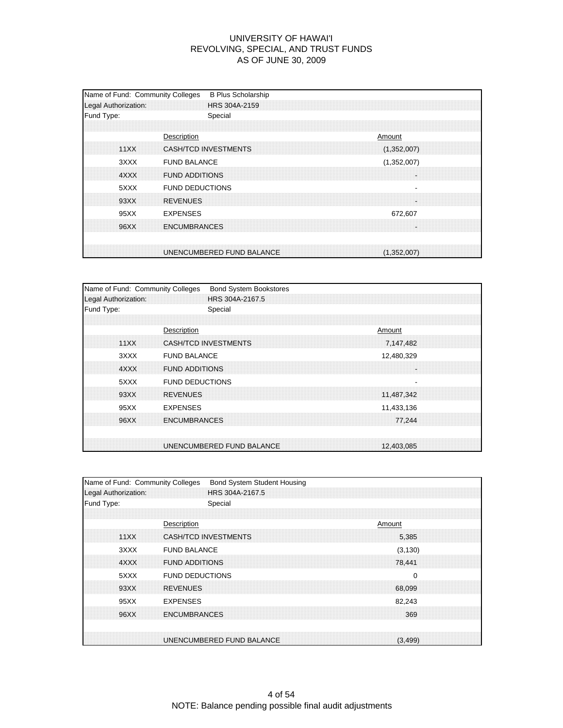# UNIVERSITY OF HAWAI'I
## REVOLVING, SPECIAL, AND TRUST FUNDS
## AS OF JUNE 30, 2009

| Name of Fund: Community Colleges | B Plus Scholarship | |
|---|---|---|
| Legal Authorization: | HRS 304A-2159 | |
| Fund Type: | Special | |
| | **Description** | **Amount** |
| 11XX | CASH/TCD INVESTMENTS | (1,352,007) |
| 3XXX | FUND BALANCE | (1,352,007) |
| 4XXX | FUND ADDITIONS | - |
| 5XXX | FUND DEDUCTIONS | - |
| 93XX | REVENUES | - |
| 95XX | EXPENSES | 672,607 |
| 96XX | ENCUMBRANCES | - |
| | UNENCUMBERED FUND BALANCE | (1,352,007) |

| Name of Fund: Community Colleges | Bond System Bookstores | |
|---|---|---|
| Legal Authorization: | HRS 304A-2167.5 | |
| Fund Type: | Special | |
| | **Description** | **Amount** |
| 11XX | CASH/TCD INVESTMENTS | 7,147,482 |
| 3XXX | FUND BALANCE | 12,480,329 |
| 4XXX | FUND ADDITIONS | - |
| 5XXX | FUND DEDUCTIONS | - |
| 93XX | REVENUES | 11,487,342 |
| 95XX | EXPENSES | 11,433,136 |
| 96XX | ENCUMBRANCES | 77,244 |
| | UNENCUMBERED FUND BALANCE | 12,403,085 |

| Name of Fund: Community Colleges | Bond System Student Housing | |
|---|---|---|
| Legal Authorization: | HRS 304A-2167.5 | |
| Fund Type: | Special | |
| | **Description** | **Amount** |
| 11XX | CASH/TCD INVESTMENTS | 5,385 |
| 3XXX | FUND BALANCE | (3,130) |
| 4XXX | FUND ADDITIONS | 78,441 |
| 5XXX | FUND DEDUCTIONS | 0 |
| 93XX | REVENUES | 68,099 |
| 95XX | EXPENSES | 82,243 |
| 96XX | ENCUMBRANCES | 369 |
| | UNENCUMBERED FUND BALANCE | (3,499) |

NOTE: Balance pending possible final audit adjustments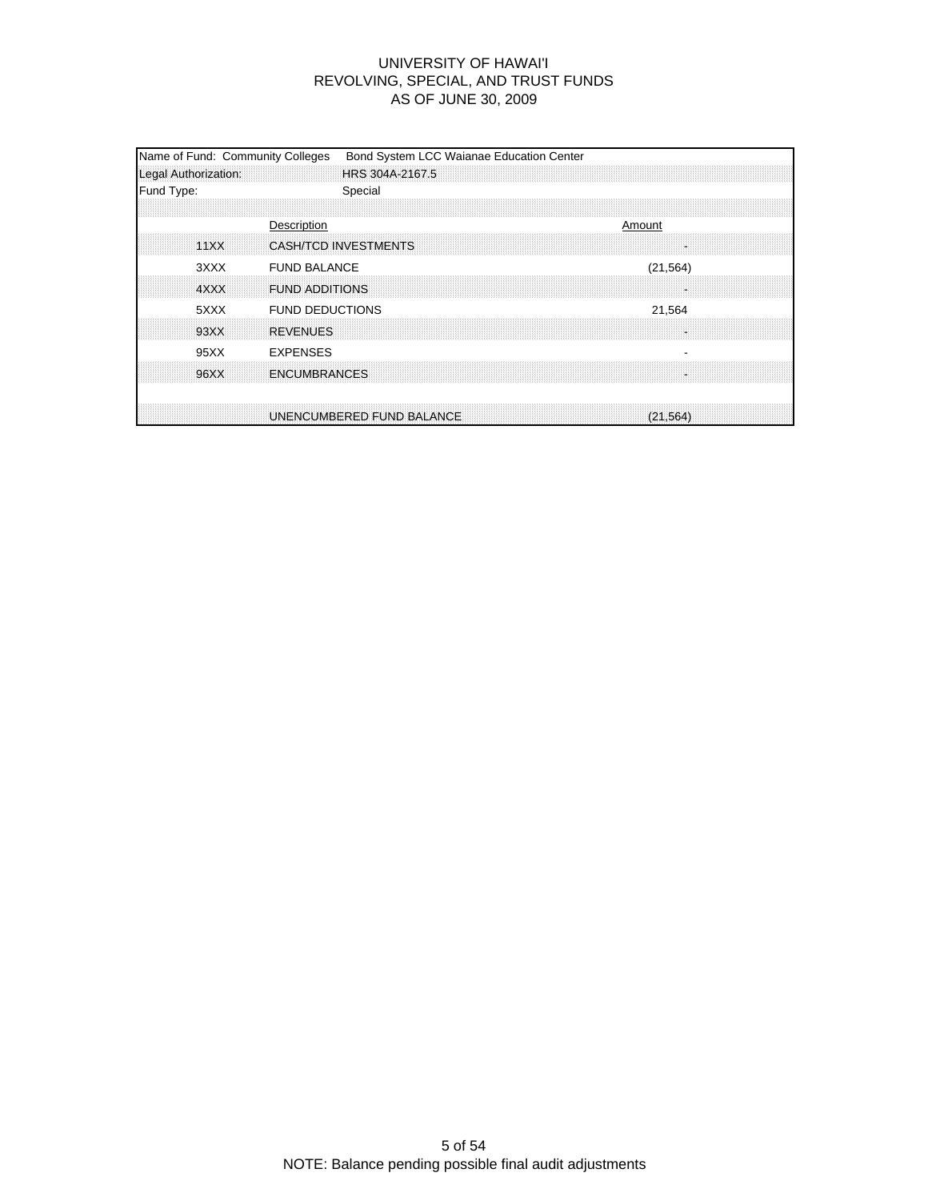# UNIVERSITY OF HAWAI'I
## REVOLVING, SPECIAL, AND TRUST FUNDS
## AS OF JUNE 30, 2009

Name of Fund: Community Colleges Bond System LCC Waianae Education Center

Legal Authorization: HRS 304A-2167.5

Fund Type: Special

| | Description | Amount |
|---|---|---|
| 11XX | CASH/TCD INVESTMENTS | - |
| 3XXX | FUND BALANCE | (21,564) |
| 4XXX | FUND ADDITIONS | - |
| 5XXX | FUND DEDUCTIONS | 21,564 |
| 93XX | REVENUES | - |
| 95XX | EXPENSES | - |
| 96XX | ENCUMBRANCES | - |
| | UNENCUMBERED FUND BALANCE | (21,564) |

NOTE: Balance pending possible final audit adjustments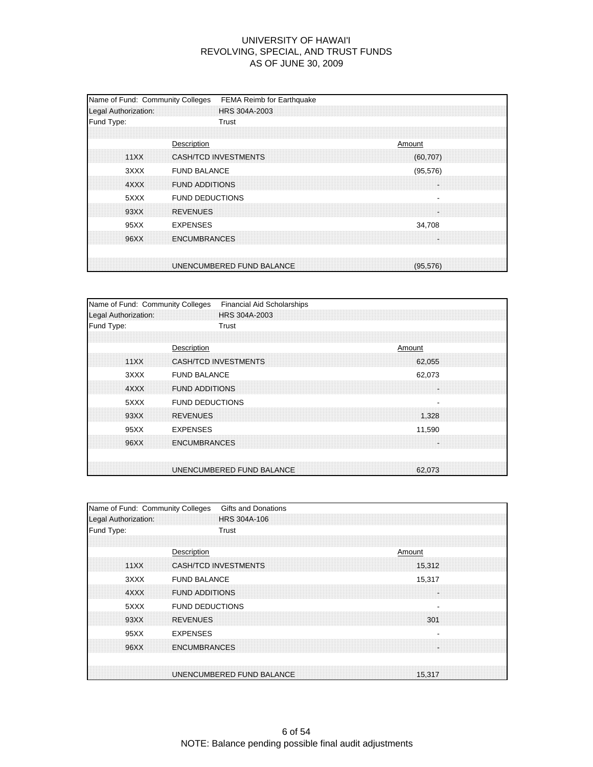UNIVERSITY OF HAWAI'I
REVOLVING, SPECIAL, AND TRUST FUNDS
AS OF JUNE 30, 2009

| Name of Fund: Community Colleges | FEMA Reimb for Earthquake | |
|---|---|---|
| Legal Authorization: | HRS 304A-2003 | |
| Fund Type: | Trust | |
| | **Description** | **Amount** |
| 11XX | CASH/TCD INVESTMENTS | (60,707) |
| 3XXX | FUND BALANCE | (95,576) |
| 4XXX | FUND ADDITIONS | - |
| 5XXX | FUND DEDUCTIONS | - |
| 93XX | REVENUES | - |
| 95XX | EXPENSES | 34,708 |
| 96XX | ENCUMBRANCES | - |
| | UNENCUMBERED FUND BALANCE | (95,576) |

| Name of Fund: Community Colleges | Financial Aid Scholarships | |
|---|---|---|
| Legal Authorization: | HRS 304A-2003 | |
| Fund Type: | Trust | |
| | **Description** | **Amount** |
| 11XX | CASH/TCD INVESTMENTS | 62,055 |
| 3XXX | FUND BALANCE | 62,073 |
| 4XXX | FUND ADDITIONS | - |
| 5XXX | FUND DEDUCTIONS | - |
| 93XX | REVENUES | 1,328 |
| 95XX | EXPENSES | 11,590 |
| 96XX | ENCUMBRANCES | - |
| | UNENCUMBERED FUND BALANCE | 62,073 |

| Name of Fund: Community Colleges | Gifts and Donations | |
|---|---|---|
| Legal Authorization: | HRS 304A-106 | |
| Fund Type: | Trust | |
| | **Description** | **Amount** |
| 11XX | CASH/TCD INVESTMENTS | 15,312 |
| 3XXX | FUND BALANCE | 15,317 |
| 4XXX | FUND ADDITIONS | - |
| 5XXX | FUND DEDUCTIONS | - |
| 93XX | REVENUES | 301 |
| 95XX | EXPENSES | - |
| 96XX | ENCUMBRANCES | - |
| | UNENCUMBERED FUND BALANCE | 15,317 |

NOTE: Balance pending possible final audit adjustments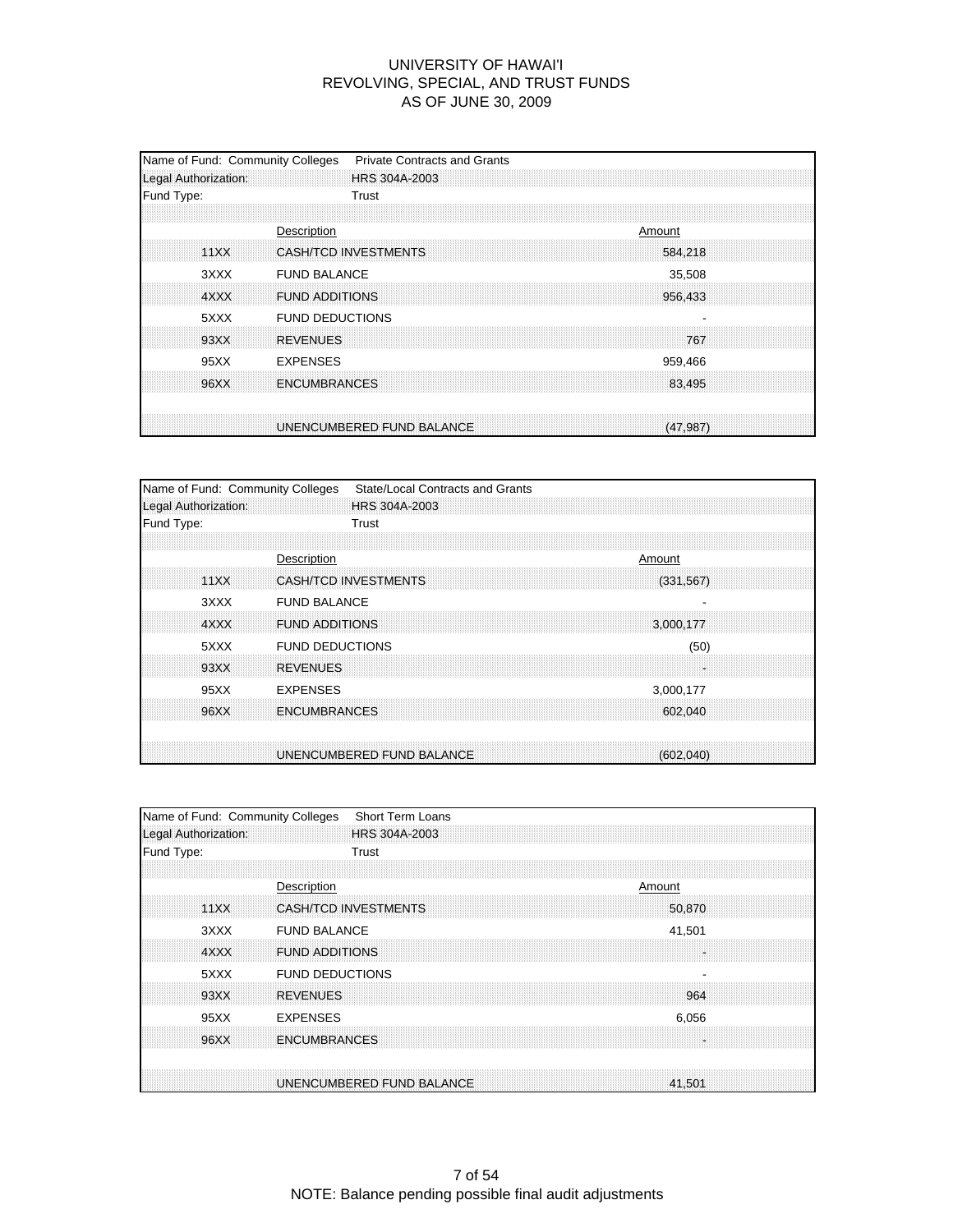# UNIVERSITY OF HAWAI'I
## REVOLVING, SPECIAL, AND TRUST FUNDS
## AS OF JUNE 30, 2009

Name of Fund: Community Colleges Private Contracts and Grants
Legal Authorization: HRS 304A-2003
Fund Type: Trust

| | Description | Amount |
|---|---|---|
| 11XX | CASH/TCD INVESTMENTS | 584,218 |
| 3XXX | FUND BALANCE | 35,508 |
| 4XXX | FUND ADDITIONS | 956,433 |
| 5XXX | FUND DEDUCTIONS | - |
| 93XX | REVENUES | 767 |
| 95XX | EXPENSES | 959,466 |
| 96XX | ENCUMBRANCES | 83,495 |
| | UNENCUMBERED FUND BALANCE | (47,987) |

Name of Fund: Community Colleges State/Local Contracts and Grants
Legal Authorization: HRS 304A-2003
Fund Type: Trust

| | Description | Amount |
|---|---|---|
| 11XX | CASH/TCD INVESTMENTS | (331,567) |
| 3XXX | FUND BALANCE | - |
| 4XXX | FUND ADDITIONS | 3,000,177 |
| 5XXX | FUND DEDUCTIONS | (50) |
| 93XX | REVENUES | - |
| 95XX | EXPENSES | 3,000,177 |
| 96XX | ENCUMBRANCES | 602,040 |
| | UNENCUMBERED FUND BALANCE | (602,040) |

Name of Fund: Community Colleges Short Term Loans
Legal Authorization: HRS 304A-2003
Fund Type: Trust

| | Description | Amount |
|---|---|---|
| 11XX | CASH/TCD INVESTMENTS | 50,870 |
| 3XXX | FUND BALANCE | 41,501 |
| 4XXX | FUND ADDITIONS | - |
| 5XXX | FUND DEDUCTIONS | - |
| 93XX | REVENUES | 964 |
| 95XX | EXPENSES | 6,056 |
| 96XX | ENCUMBRANCES | - |
| | UNENCUMBERED FUND BALANCE | 41,501 |

NOTE: Balance pending possible final audit adjustments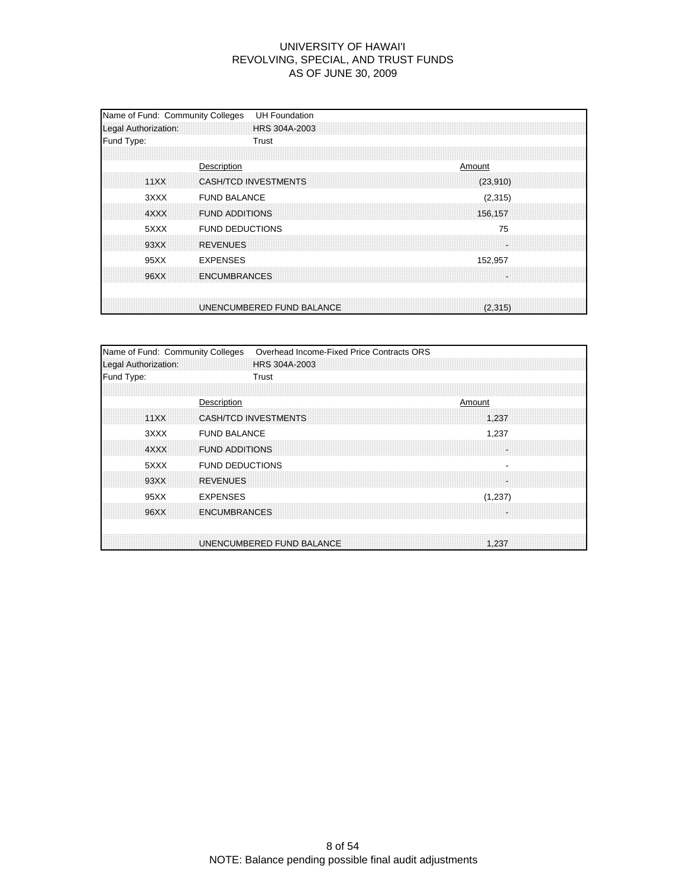# UNIVERSITY OF HAWAI'I
## REVOLVING, SPECIAL, AND TRUST FUNDS
### AS OF JUNE 30, 2009

Name of Fund: Community Colleges UH Foundation
Legal Authorization: HRS 304A-2003
Fund Type: Trust

| | Description | Amount |
|---|---|---|
| 11XX | CASH/TCD INVESTMENTS | (23,910) |
| 3XXX | FUND BALANCE | (2,315) |
| 4XXX | FUND ADDITIONS | 156,157 |
| 5XXX | FUND DEDUCTIONS | 75 |
| 93XX | REVENUES | - |
| 95XX | EXPENSES | 152,957 |
| 96XX | ENCUMBRANCES | - |
| | UNENCUMBERED FUND BALANCE | (2,315) |

Name of Fund: Community Colleges Overhead Income-Fixed Price Contracts ORS
Legal Authorization: HRS 304A-2003
Fund Type: Trust

| | Description | Amount |
|---|---|---|
| 11XX | CASH/TCD INVESTMENTS | 1,237 |
| 3XXX | FUND BALANCE | 1,237 |
| 4XXX | FUND ADDITIONS | - |
| 5XXX | FUND DEDUCTIONS | - |
| 93XX | REVENUES | - |
| 95XX | EXPENSES | (1,237) |
| 96XX | ENCUMBRANCES | - |
| | UNENCUMBERED FUND BALANCE | 1,237 |

NOTE: Balance pending possible final audit adjustments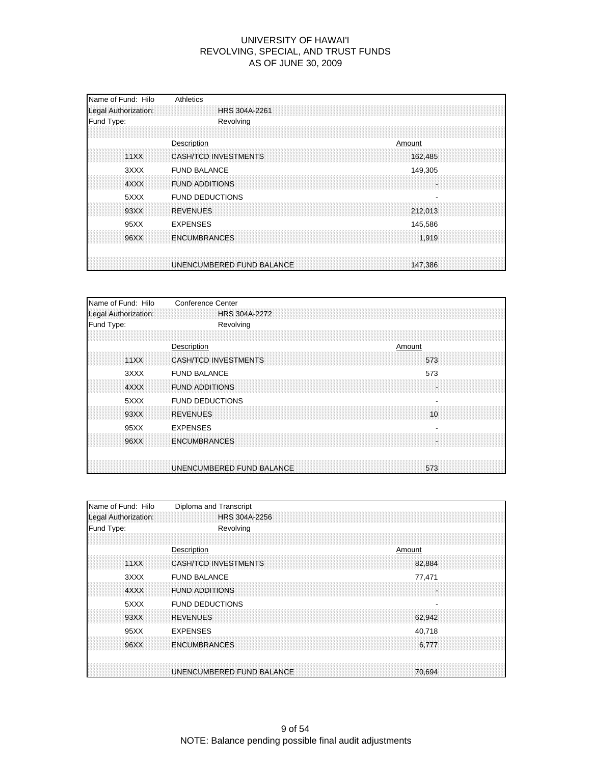# UNIVERSITY OF HAWAI'I
## REVOLVING, SPECIAL, AND TRUST FUNDS
## AS OF JUNE 30, 2009

Name of Fund: Hilo — Athletics
Legal Authorization: HRS 304A-2261
Fund Type: Revolving

| | Description | Amount |
|---|---|---|
| 11XX | CASH/TCD INVESTMENTS | 162,485 |
| 3XXX | FUND BALANCE | 149,305 |
| 4XXX | FUND ADDITIONS | - |
| 5XXX | FUND DEDUCTIONS | - |
| 93XX | REVENUES | 212,013 |
| 95XX | EXPENSES | 145,586 |
| 96XX | ENCUMBRANCES | 1,919 |
| | UNENCUMBERED FUND BALANCE | 147,386 |

Name of Fund: Hilo — Conference Center
Legal Authorization: HRS 304A-2272
Fund Type: Revolving

| | Description | Amount |
|---|---|---|
| 11XX | CASH/TCD INVESTMENTS | 573 |
| 3XXX | FUND BALANCE | 573 |
| 4XXX | FUND ADDITIONS | - |
| 5XXX | FUND DEDUCTIONS | - |
| 93XX | REVENUES | 10 |
| 95XX | EXPENSES | - |
| 96XX | ENCUMBRANCES | - |
| | UNENCUMBERED FUND BALANCE | 573 |

Name of Fund: Hilo — Diploma and Transcript
Legal Authorization: HRS 304A-2256
Fund Type: Revolving

| | Description | Amount |
|---|---|---|
| 11XX | CASH/TCD INVESTMENTS | 82,884 |
| 3XXX | FUND BALANCE | 77,471 |
| 4XXX | FUND ADDITIONS | - |
| 5XXX | FUND DEDUCTIONS | - |
| 93XX | REVENUES | 62,942 |
| 95XX | EXPENSES | 40,718 |
| 96XX | ENCUMBRANCES | 6,777 |
| | UNENCUMBERED FUND BALANCE | 70,694 |

NOTE: Balance pending possible final audit adjustments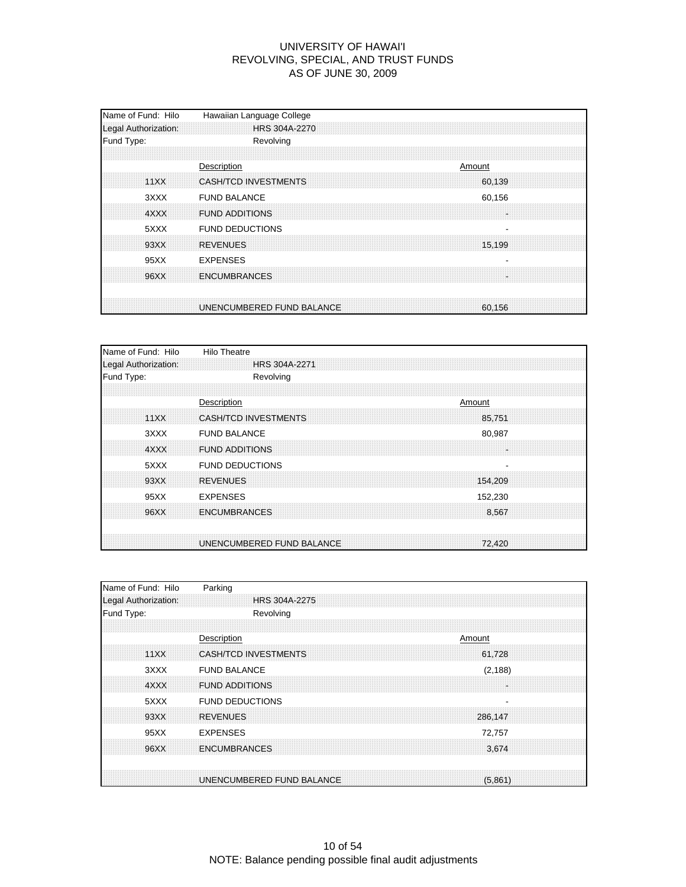# UNIVERSITY OF HAWAI'I
## REVOLVING, SPECIAL, AND TRUST FUNDS
## AS OF JUNE 30, 2009

| Name of Fund: Hilo | Hawaiian Language College | |
|---|---|---|
| Legal Authorization: | HRS 304A-2270 | |
| Fund Type: | Revolving | |
| | **Description** | **Amount** |
| 11XX | CASH/TCD INVESTMENTS | 60,139 |
| 3XXX | FUND BALANCE | 60,156 |
| 4XXX | FUND ADDITIONS | - |
| 5XXX | FUND DEDUCTIONS | - |
| 93XX | REVENUES | 15,199 |
| 95XX | EXPENSES | - |
| 96XX | ENCUMBRANCES | - |
| | UNENCUMBERED FUND BALANCE | 60,156 |

| Name of Fund: Hilo | Hilo Theatre | |
|---|---|---|
| Legal Authorization: | HRS 304A-2271 | |
| Fund Type: | Revolving | |
| | **Description** | **Amount** |
| 11XX | CASH/TCD INVESTMENTS | 85,751 |
| 3XXX | FUND BALANCE | 80,987 |
| 4XXX | FUND ADDITIONS | - |
| 5XXX | FUND DEDUCTIONS | - |
| 93XX | REVENUES | 154,209 |
| 95XX | EXPENSES | 152,230 |
| 96XX | ENCUMBRANCES | 8,567 |
| | UNENCUMBERED FUND BALANCE | 72,420 |

| Name of Fund: Hilo | Parking | |
|---|---|---|
| Legal Authorization: | HRS 304A-2275 | |
| Fund Type: | Revolving | |
| | **Description** | **Amount** |
| 11XX | CASH/TCD INVESTMENTS | 61,728 |
| 3XXX | FUND BALANCE | (2,188) |
| 4XXX | FUND ADDITIONS | - |
| 5XXX | FUND DEDUCTIONS | - |
| 93XX | REVENUES | 286,147 |
| 95XX | EXPENSES | 72,757 |
| 96XX | ENCUMBRANCES | 3,674 |
| | UNENCUMBERED FUND BALANCE | (5,861) |

NOTE: Balance pending possible final audit adjustments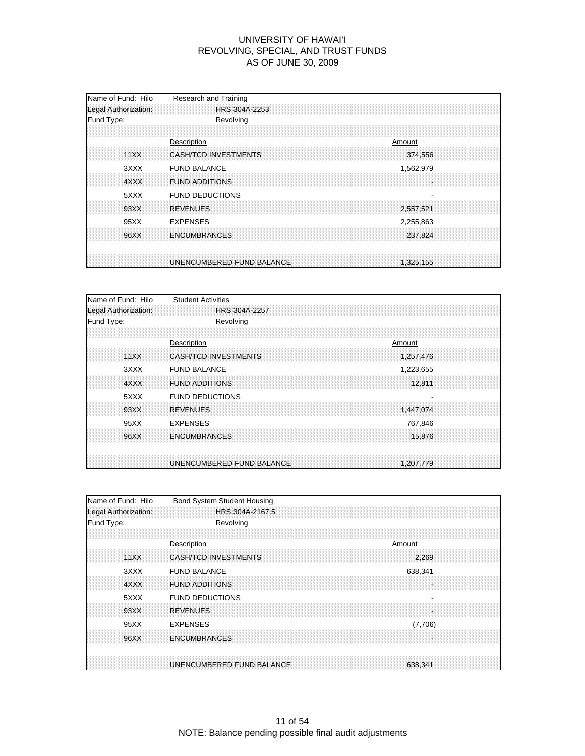# UNIVERSITY OF HAWAI'I
## REVOLVING, SPECIAL, AND TRUST FUNDS
### AS OF JUNE 30, 2009

Name of Fund: Hilo Research and Training
Legal Authorization: HRS 304A-2253
Fund Type: Revolving

| | Description | Amount |
|---|---|---|
| 11XX | CASH/TCD INVESTMENTS | 374,556 |
| 3XXX | FUND BALANCE | 1,562,979 |
| 4XXX | FUND ADDITIONS | - |
| 5XXX | FUND DEDUCTIONS | - |
| 93XX | REVENUES | 2,557,521 |
| 95XX | EXPENSES | 2,255,863 |
| 96XX | ENCUMBRANCES | 237,824 |
| | UNENCUMBERED FUND BALANCE | 1,325,155 |

Name of Fund: Hilo Student Activities
Legal Authorization: HRS 304A-2257
Fund Type: Revolving

| | Description | Amount |
|---|---|---|
| 11XX | CASH/TCD INVESTMENTS | 1,257,476 |
| 3XXX | FUND BALANCE | 1,223,655 |
| 4XXX | FUND ADDITIONS | 12,811 |
| 5XXX | FUND DEDUCTIONS | - |
| 93XX | REVENUES | 1,447,074 |
| 95XX | EXPENSES | 767,846 |
| 96XX | ENCUMBRANCES | 15,876 |
| | UNENCUMBERED FUND BALANCE | 1,207,779 |

Name of Fund: Hilo Bond System Student Housing
Legal Authorization: HRS 304A-2167.5
Fund Type: Revolving

| | Description | Amount |
|---|---|---|
| 11XX | CASH/TCD INVESTMENTS | 2,269 |
| 3XXX | FUND BALANCE | 638,341 |
| 4XXX | FUND ADDITIONS | - |
| 5XXX | FUND DEDUCTIONS | - |
| 93XX | REVENUES | - |
| 95XX | EXPENSES | (7,706) |
| 96XX | ENCUMBRANCES | - |
| | UNENCUMBERED FUND BALANCE | 638,341 |

NOTE: Balance pending possible final audit adjustments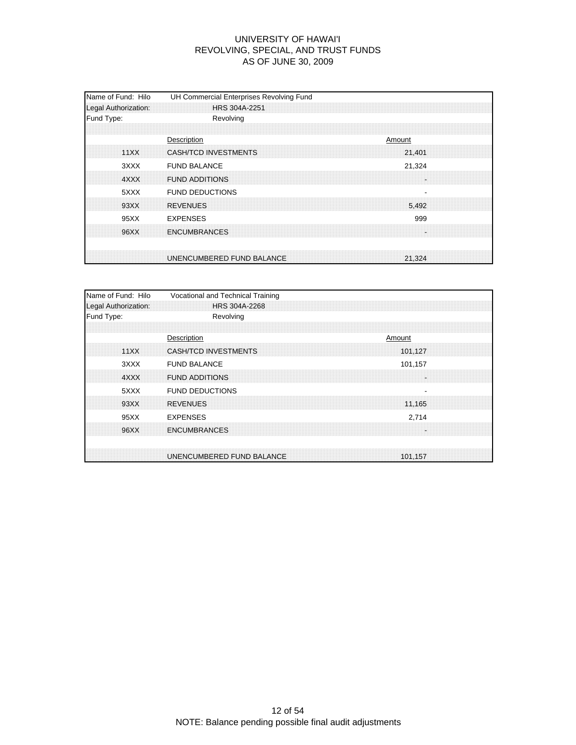# UNIVERSITY OF HAWAI'I
## REVOLVING, SPECIAL, AND TRUST FUNDS
## AS OF JUNE 30, 2009

Name of Fund: Hilo — UH Commercial Enterprises Revolving Fund
Legal Authorization: HRS 304A-2251
Fund Type: Revolving

| | Description | Amount |
|---|---|---|
| 11XX | CASH/TCD INVESTMENTS | 21,401 |
| 3XXX | FUND BALANCE | 21,324 |
| 4XXX | FUND ADDITIONS | - |
| 5XXX | FUND DEDUCTIONS | - |
| 93XX | REVENUES | 5,492 |
| 95XX | EXPENSES | 999 |
| 96XX | ENCUMBRANCES | - |
| | UNENCUMBERED FUND BALANCE | 21,324 |

Name of Fund: Hilo — Vocational and Technical Training
Legal Authorization: HRS 304A-2268
Fund Type: Revolving

| | Description | Amount |
|---|---|---|
| 11XX | CASH/TCD INVESTMENTS | 101,127 |
| 3XXX | FUND BALANCE | 101,157 |
| 4XXX | FUND ADDITIONS | - |
| 5XXX | FUND DEDUCTIONS | - |
| 93XX | REVENUES | 11,165 |
| 95XX | EXPENSES | 2,714 |
| 96XX | ENCUMBRANCES | - |
| | UNENCUMBERED FUND BALANCE | 101,157 |

NOTE: Balance pending possible final audit adjustments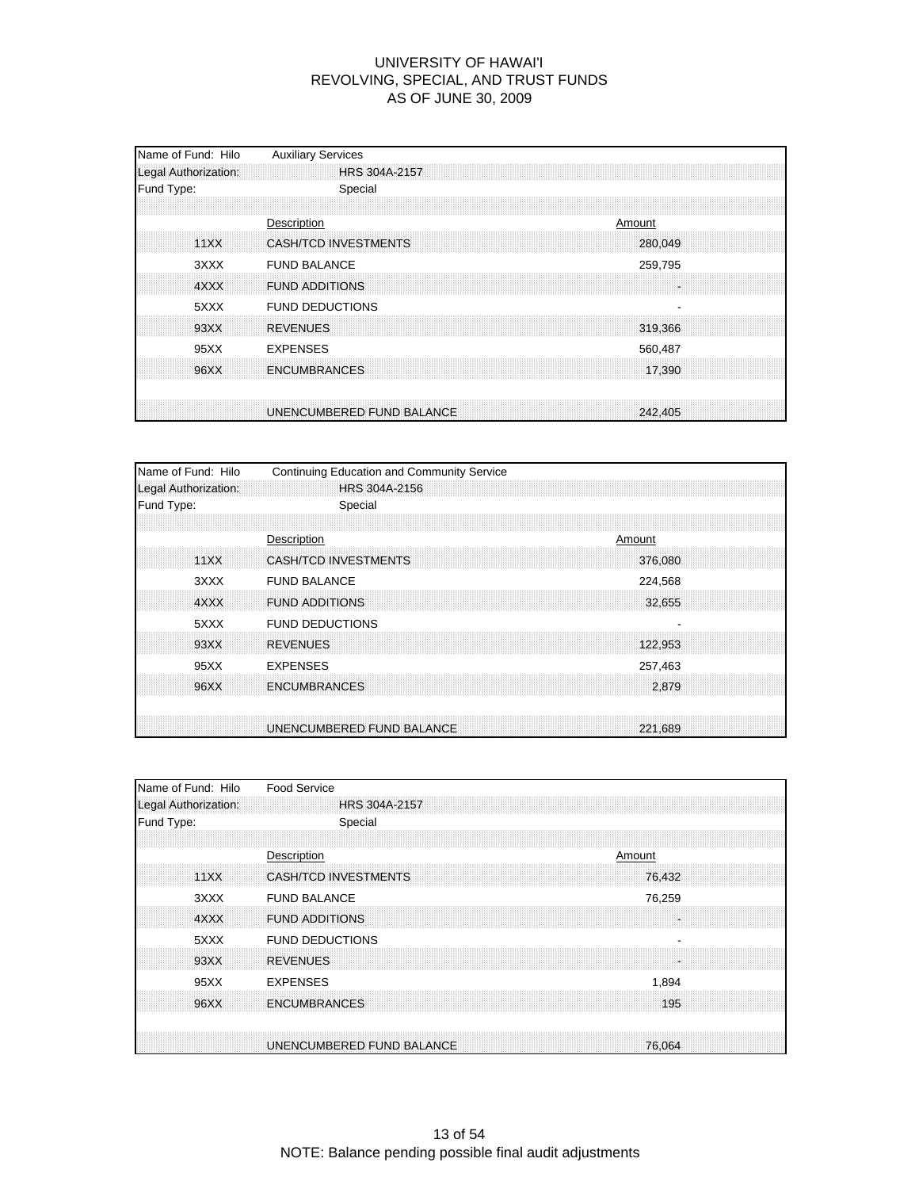# UNIVERSITY OF HAWAI'I
## REVOLVING, SPECIAL, AND TRUST FUNDS
### AS OF JUNE 30, 2009

Name of Fund: Hilo Auxiliary Services
Legal Authorization: HRS 304A-2157
Fund Type: Special

| | Description | Amount |
|---|---|---|
| 11XX | CASH/TCD INVESTMENTS | 280,049 |
| 3XXX | FUND BALANCE | 259,795 |
| 4XXX | FUND ADDITIONS | - |
| 5XXX | FUND DEDUCTIONS | - |
| 93XX | REVENUES | 319,366 |
| 95XX | EXPENSES | 560,487 |
| 96XX | ENCUMBRANCES | 17,390 |
| | UNENCUMBERED FUND BALANCE | 242,405 |

Name of Fund: Hilo Continuing Education and Community Service
Legal Authorization: HRS 304A-2156
Fund Type: Special

| | Description | Amount |
|---|---|---|
| 11XX | CASH/TCD INVESTMENTS | 376,080 |
| 3XXX | FUND BALANCE | 224,568 |
| 4XXX | FUND ADDITIONS | 32,655 |
| 5XXX | FUND DEDUCTIONS | - |
| 93XX | REVENUES | 122,953 |
| 95XX | EXPENSES | 257,463 |
| 96XX | ENCUMBRANCES | 2,879 |
| | UNENCUMBERED FUND BALANCE | 221,689 |

Name of Fund: Hilo Food Service
Legal Authorization: HRS 304A-2157
Fund Type: Special

| | Description | Amount |
|---|---|---|
| 11XX | CASH/TCD INVESTMENTS | 76,432 |
| 3XXX | FUND BALANCE | 76,259 |
| 4XXX | FUND ADDITIONS | - |
| 5XXX | FUND DEDUCTIONS | - |
| 93XX | REVENUES | - |
| 95XX | EXPENSES | 1,894 |
| 96XX | ENCUMBRANCES | 195 |
| | UNENCUMBERED FUND BALANCE | 76,064 |

NOTE: Balance pending possible final audit adjustments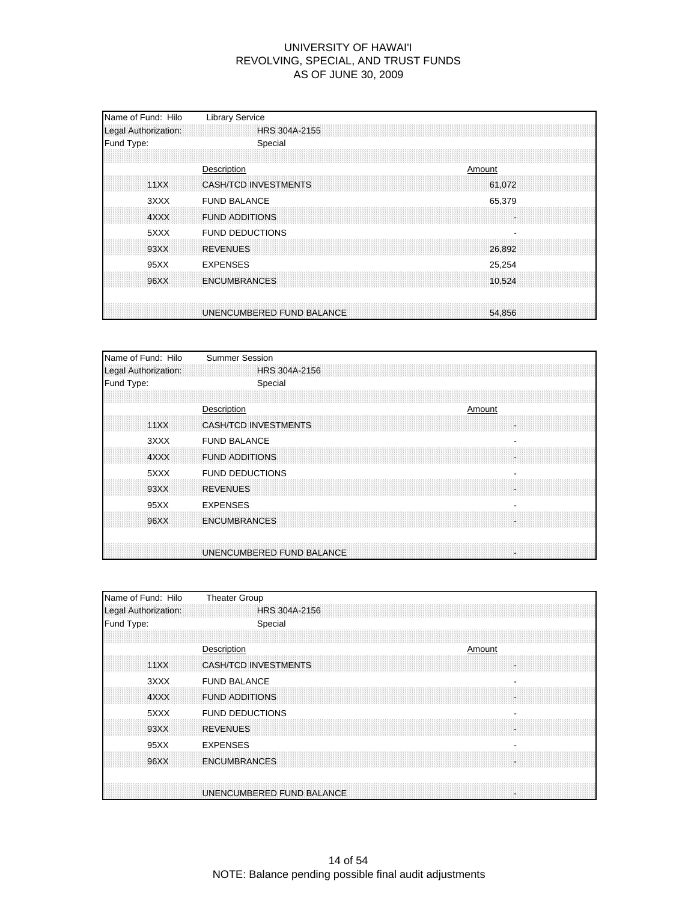# UNIVERSITY OF HAWAI'I
## REVOLVING, SPECIAL, AND TRUST FUNDS
### AS OF JUNE 30, 2009

Name of Fund: Hilo — Library Service
Legal Authorization: HRS 304A-2155
Fund Type: Special

| | Description | Amount |
|---|---|---|
| 11XX | CASH/TCD INVESTMENTS | 61,072 |
| 3XXX | FUND BALANCE | 65,379 |
| 4XXX | FUND ADDITIONS | - |
| 5XXX | FUND DEDUCTIONS | - |
| 93XX | REVENUES | 26,892 |
| 95XX | EXPENSES | 25,254 |
| 96XX | ENCUMBRANCES | 10,524 |
| | UNENCUMBERED FUND BALANCE | 54,856 |

Name of Fund: Hilo — Summer Session
Legal Authorization: HRS 304A-2156
Fund Type: Special

| | Description | Amount |
|---|---|---|
| 11XX | CASH/TCD INVESTMENTS | - |
| 3XXX | FUND BALANCE | - |
| 4XXX | FUND ADDITIONS | - |
| 5XXX | FUND DEDUCTIONS | - |
| 93XX | REVENUES | - |
| 95XX | EXPENSES | - |
| 96XX | ENCUMBRANCES | - |
| | UNENCUMBERED FUND BALANCE | - |

Name of Fund: Hilo — Theater Group
Legal Authorization: HRS 304A-2156
Fund Type: Special

| | Description | Amount |
|---|---|---|
| 11XX | CASH/TCD INVESTMENTS | - |
| 3XXX | FUND BALANCE | - |
| 4XXX | FUND ADDITIONS | - |
| 5XXX | FUND DEDUCTIONS | - |
| 93XX | REVENUES | - |
| 95XX | EXPENSES | - |
| 96XX | ENCUMBRANCES | - |
| | UNENCUMBERED FUND BALANCE | - |

NOTE: Balance pending possible final audit adjustments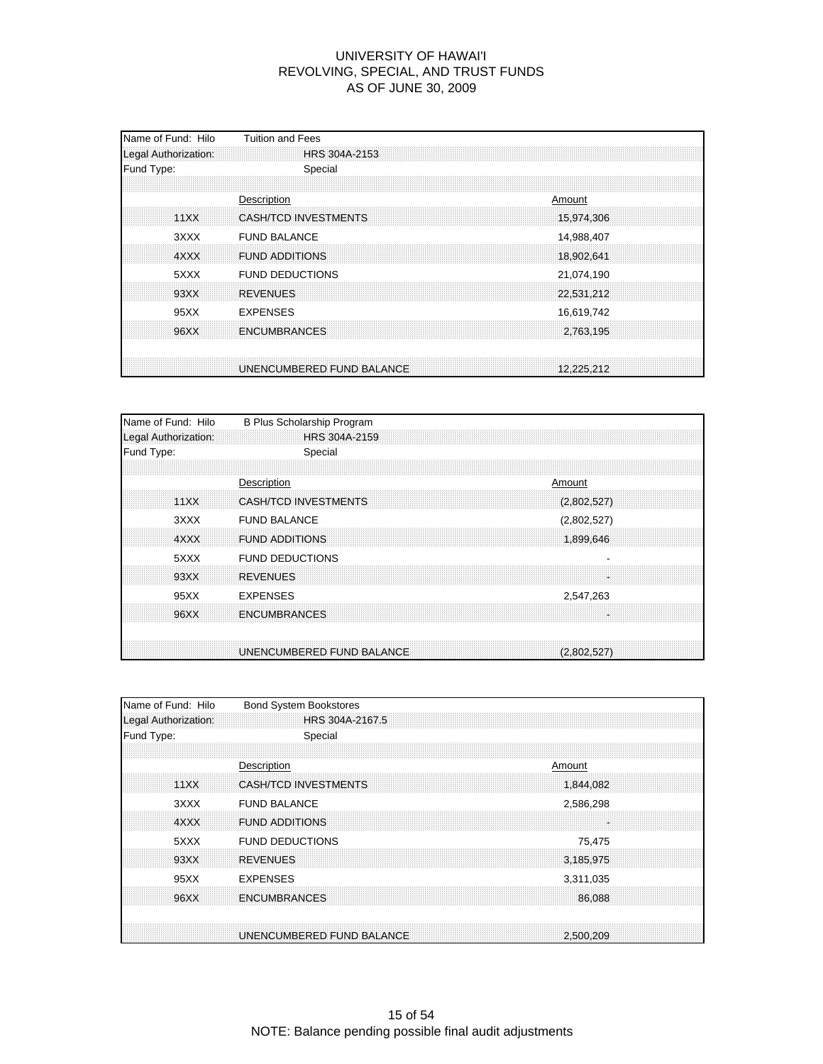# UNIVERSITY OF HAWAI'I
## REVOLVING, SPECIAL, AND TRUST FUNDS
## AS OF JUNE 30, 2009

Name of Fund: Hilo Tuition and Fees
Legal Authorization: HRS 304A-2153
Fund Type: Special

| | Description | Amount |
|---|---|---|
| 11XX | CASH/TCD INVESTMENTS | 15,974,306 |
| 3XXX | FUND BALANCE | 14,988,407 |
| 4XXX | FUND ADDITIONS | 18,902,641 |
| 5XXX | FUND DEDUCTIONS | 21,074,190 |
| 93XX | REVENUES | 22,531,212 |
| 95XX | EXPENSES | 16,619,742 |
| 96XX | ENCUMBRANCES | 2,763,195 |
| | UNENCUMBERED FUND BALANCE | 12,225,212 |

Name of Fund: Hilo B Plus Scholarship Program
Legal Authorization: HRS 304A-2159
Fund Type: Special

| | Description | Amount |
|---|---|---|
| 11XX | CASH/TCD INVESTMENTS | (2,802,527) |
| 3XXX | FUND BALANCE | (2,802,527) |
| 4XXX | FUND ADDITIONS | 1,899,646 |
| 5XXX | FUND DEDUCTIONS | - |
| 93XX | REVENUES | - |
| 95XX | EXPENSES | 2,547,263 |
| 96XX | ENCUMBRANCES | - |
| | UNENCUMBERED FUND BALANCE | (2,802,527) |

Name of Fund: Hilo Bond System Bookstores
Legal Authorization: HRS 304A-2167.5
Fund Type: Special

| | Description | Amount |
|---|---|---|
| 11XX | CASH/TCD INVESTMENTS | 1,844,082 |
| 3XXX | FUND BALANCE | 2,586,298 |
| 4XXX | FUND ADDITIONS | - |
| 5XXX | FUND DEDUCTIONS | 75,475 |
| 93XX | REVENUES | 3,185,975 |
| 95XX | EXPENSES | 3,311,035 |
| 96XX | ENCUMBRANCES | 86,088 |
| | UNENCUMBERED FUND BALANCE | 2,500,209 |

NOTE: Balance pending possible final audit adjustments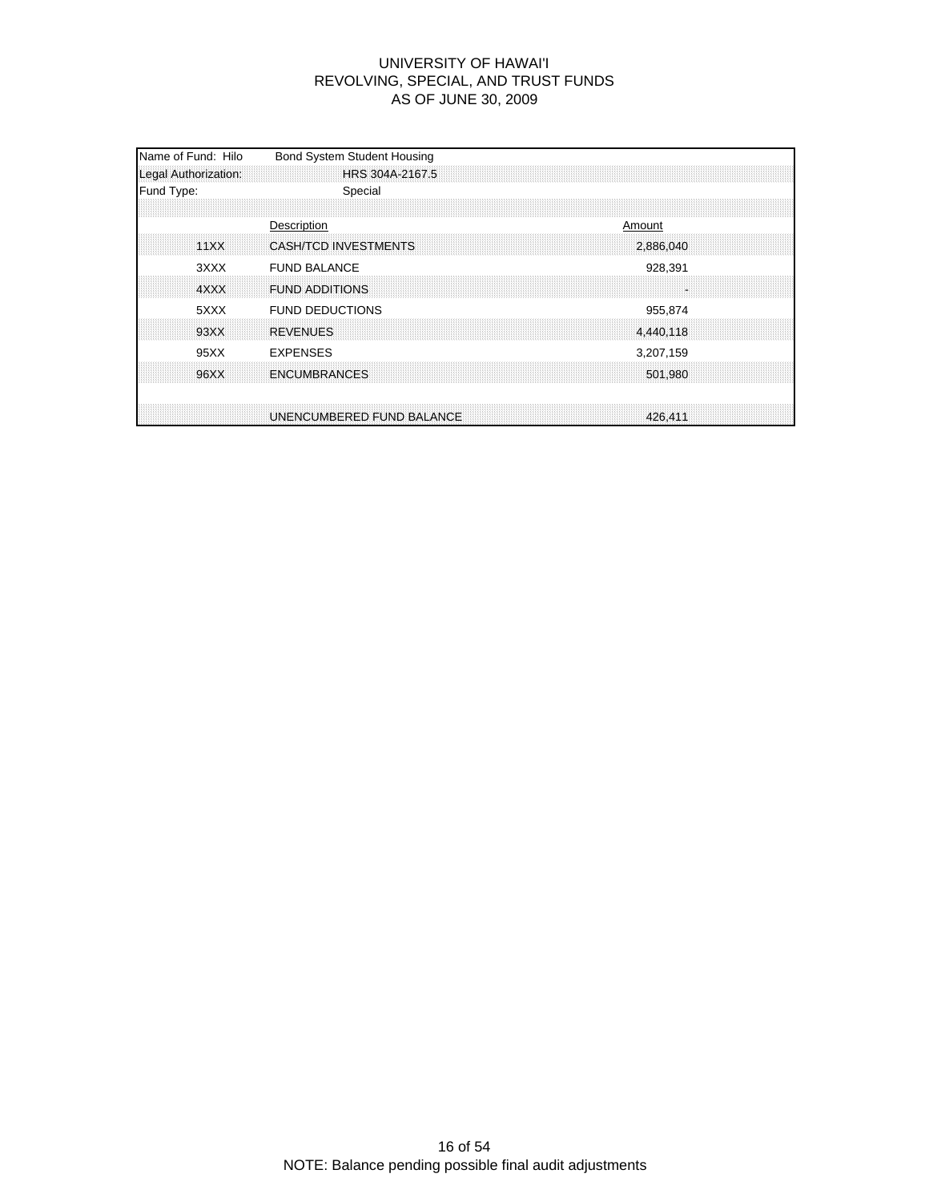# UNIVERSITY OF HAWAI'I
## REVOLVING, SPECIAL, AND TRUST FUNDS
## AS OF JUNE 30, 2009

| Name of Fund: Hilo | Bond System Student Housing | |
|---|---|---|
| Legal Authorization: | HRS 304A-2167.5 | |
| Fund Type: | Special | |
| | **Description** | **Amount** |
| 11XX | CASH/TCD INVESTMENTS | 2,886,040 |
| 3XXX | FUND BALANCE | 928,391 |
| 4XXX | FUND ADDITIONS | - |
| 5XXX | FUND DEDUCTIONS | 955,874 |
| 93XX | REVENUES | 4,440,118 |
| 95XX | EXPENSES | 3,207,159 |
| 96XX | ENCUMBRANCES | 501,980 |
| | UNENCUMBERED FUND BALANCE | 426,411 |

NOTE: Balance pending possible final audit adjustments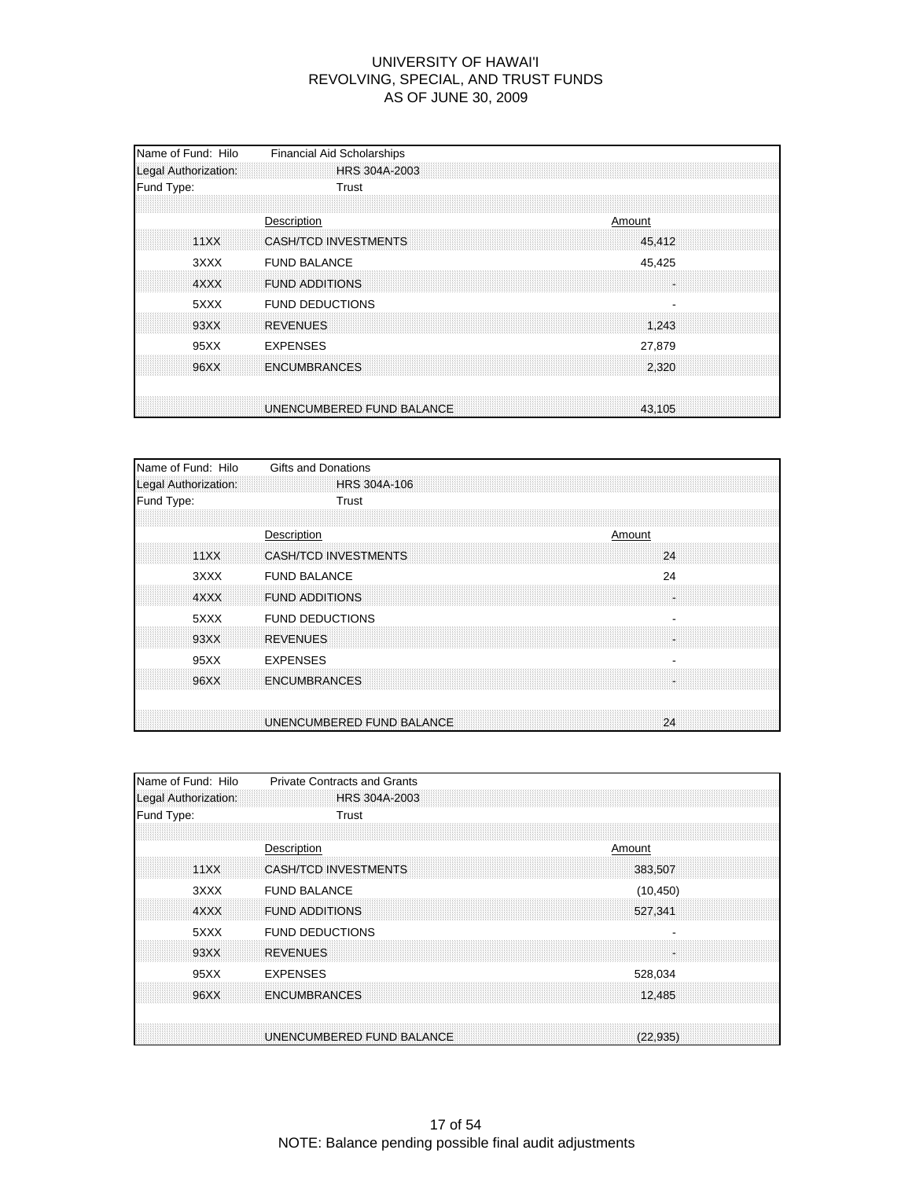# UNIVERSITY OF HAWAI'I
## REVOLVING, SPECIAL, AND TRUST FUNDS
### AS OF JUNE 30, 2009

Name of Fund: Hilo Financial Aid Scholarships
Legal Authorization: HRS 304A-2003
Fund Type: Trust

| | Description | Amount |
|---|---|---|
| 11XX | CASH/TCD INVESTMENTS | 45,412 |
| 3XXX | FUND BALANCE | 45,425 |
| 4XXX | FUND ADDITIONS | - |
| 5XXX | FUND DEDUCTIONS | - |
| 93XX | REVENUES | 1,243 |
| 95XX | EXPENSES | 27,879 |
| 96XX | ENCUMBRANCES | 2,320 |
| | UNENCUMBERED FUND BALANCE | 43,105 |

Name of Fund: Hilo Gifts and Donations
Legal Authorization: HRS 304A-106
Fund Type: Trust

| | Description | Amount |
|---|---|---|
| 11XX | CASH/TCD INVESTMENTS | 24 |
| 3XXX | FUND BALANCE | 24 |
| 4XXX | FUND ADDITIONS | - |
| 5XXX | FUND DEDUCTIONS | - |
| 93XX | REVENUES | - |
| 95XX | EXPENSES | - |
| 96XX | ENCUMBRANCES | - |
| | UNENCUMBERED FUND BALANCE | 24 |

Name of Fund: Hilo Private Contracts and Grants
Legal Authorization: HRS 304A-2003
Fund Type: Trust

| | Description | Amount |
|---|---|---|
| 11XX | CASH/TCD INVESTMENTS | 383,507 |
| 3XXX | FUND BALANCE | (10,450) |
| 4XXX | FUND ADDITIONS | 527,341 |
| 5XXX | FUND DEDUCTIONS | - |
| 93XX | REVENUES | - |
| 95XX | EXPENSES | 528,034 |
| 96XX | ENCUMBRANCES | 12,485 |
| | UNENCUMBERED FUND BALANCE | (22,935) |

NOTE: Balance pending possible final audit adjustments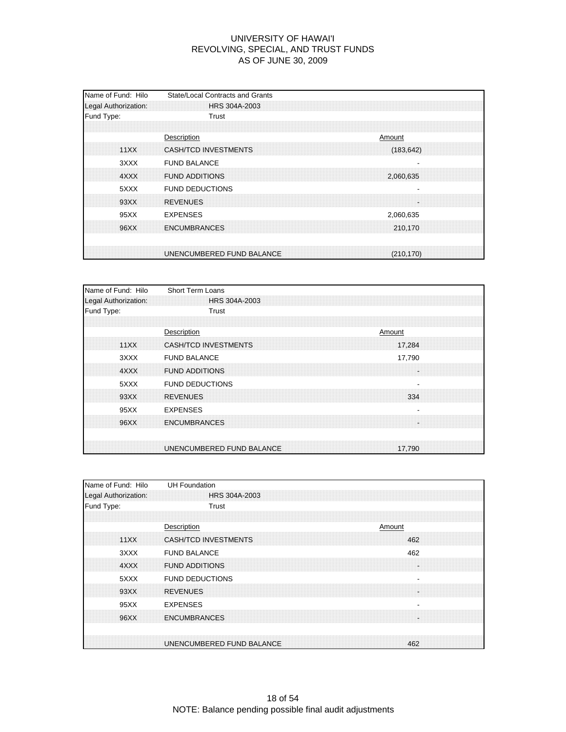# UNIVERSITY OF HAWAI'I
## REVOLVING, SPECIAL, AND TRUST FUNDS
### AS OF JUNE 30, 2009

Name of Fund: Hilo State/Local Contracts and Grants
Legal Authorization: HRS 304A-2003
Fund Type: Trust

| | Description | Amount |
|---|---|---|
| 11XX | CASH/TCD INVESTMENTS | (183,642) |
| 3XXX | FUND BALANCE | - |
| 4XXX | FUND ADDITIONS | 2,060,635 |
| 5XXX | FUND DEDUCTIONS | - |
| 93XX | REVENUES | - |
| 95XX | EXPENSES | 2,060,635 |
| 96XX | ENCUMBRANCES | 210,170 |
| | UNENCUMBERED FUND BALANCE | (210,170) |

Name of Fund: Hilo Short Term Loans
Legal Authorization: HRS 304A-2003
Fund Type: Trust

| | Description | Amount |
|---|---|---|
| 11XX | CASH/TCD INVESTMENTS | 17,284 |
| 3XXX | FUND BALANCE | 17,790 |
| 4XXX | FUND ADDITIONS | - |
| 5XXX | FUND DEDUCTIONS | - |
| 93XX | REVENUES | 334 |
| 95XX | EXPENSES | - |
| 96XX | ENCUMBRANCES | - |
| | UNENCUMBERED FUND BALANCE | 17,790 |

Name of Fund: Hilo UH Foundation
Legal Authorization: HRS 304A-2003
Fund Type: Trust

| | Description | Amount |
|---|---|---|
| 11XX | CASH/TCD INVESTMENTS | 462 |
| 3XXX | FUND BALANCE | 462 |
| 4XXX | FUND ADDITIONS | - |
| 5XXX | FUND DEDUCTIONS | - |
| 93XX | REVENUES | - |
| 95XX | EXPENSES | - |
| 96XX | ENCUMBRANCES | - |
| | UNENCUMBERED FUND BALANCE | 462 |

NOTE: Balance pending possible final audit adjustments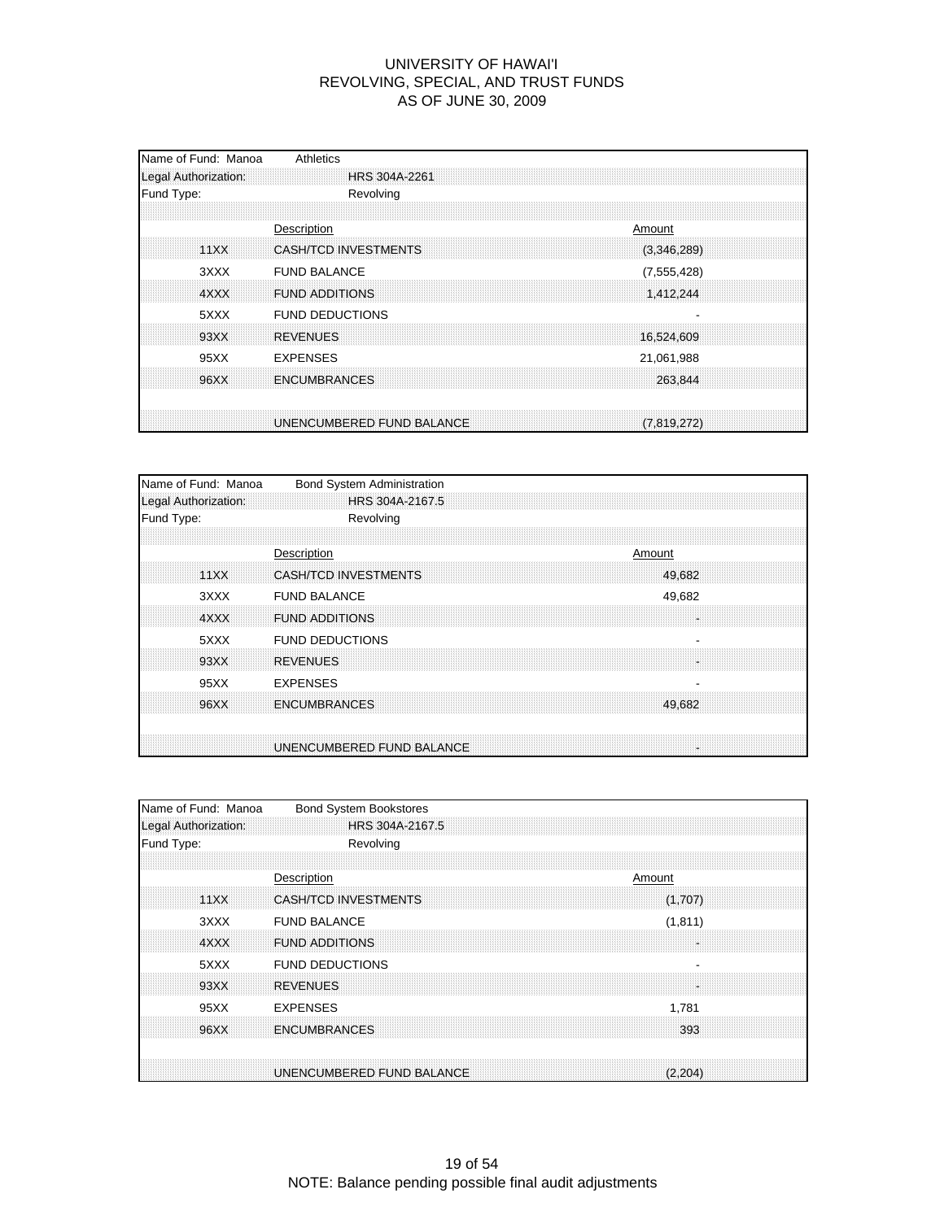# UNIVERSITY OF HAWAI'I
## REVOLVING, SPECIAL, AND TRUST FUNDS
## AS OF JUNE 30, 2009

Name of Fund: Manoa — Athletics
Legal Authorization: HRS 304A-2261
Fund Type: Revolving

| | Description | Amount |
|---|---|---|
| 11XX | CASH/TCD INVESTMENTS | (3,346,289) |
| 3XXX | FUND BALANCE | (7,555,428) |
| 4XXX | FUND ADDITIONS | 1,412,244 |
| 5XXX | FUND DEDUCTIONS | - |
| 93XX | REVENUES | 16,524,609 |
| 95XX | EXPENSES | 21,061,988 |
| 96XX | ENCUMBRANCES | 263,844 |
| | UNENCUMBERED FUND BALANCE | (7,819,272) |

Name of Fund: Manoa — Bond System Administration
Legal Authorization: HRS 304A-2167.5
Fund Type: Revolving

| | Description | Amount |
|---|---|---|
| 11XX | CASH/TCD INVESTMENTS | 49,682 |
| 3XXX | FUND BALANCE | 49,682 |
| 4XXX | FUND ADDITIONS | - |
| 5XXX | FUND DEDUCTIONS | - |
| 93XX | REVENUES | - |
| 95XX | EXPENSES | - |
| 96XX | ENCUMBRANCES | 49,682 |
| | UNENCUMBERED FUND BALANCE | - |

Name of Fund: Manoa — Bond System Bookstores
Legal Authorization: HRS 304A-2167.5
Fund Type: Revolving

| | Description | Amount |
|---|---|---|
| 11XX | CASH/TCD INVESTMENTS | (1,707) |
| 3XXX | FUND BALANCE | (1,811) |
| 4XXX | FUND ADDITIONS | - |
| 5XXX | FUND DEDUCTIONS | - |
| 93XX | REVENUES | - |
| 95XX | EXPENSES | 1,781 |
| 96XX | ENCUMBRANCES | 393 |
| | UNENCUMBERED FUND BALANCE | (2,204) |

NOTE: Balance pending possible final audit adjustments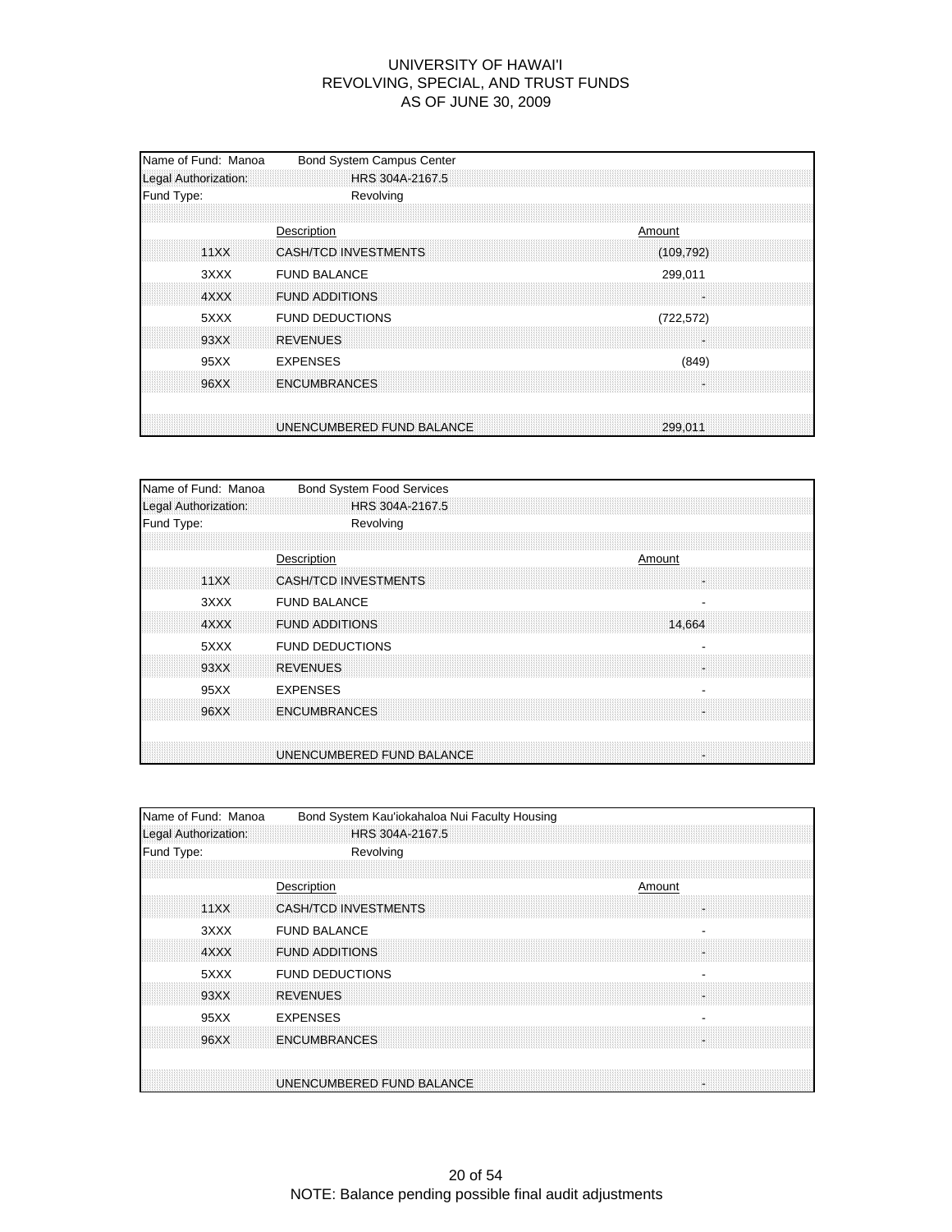# UNIVERSITY OF HAWAI'I
# REVOLVING, SPECIAL, AND TRUST FUNDS
# AS OF JUNE 30, 2009

Name of Fund: Manoa — Bond System Campus Center
Legal Authorization: HRS 304A-2167.5
Fund Type: Revolving

| | Description | Amount |
|---|---|---|
| 11XX | CASH/TCD INVESTMENTS | (109,792) |
| 3XXX | FUND BALANCE | 299,011 |
| 4XXX | FUND ADDITIONS | - |
| 5XXX | FUND DEDUCTIONS | (722,572) |
| 93XX | REVENUES | - |
| 95XX | EXPENSES | (849) |
| 96XX | ENCUMBRANCES | - |
| | UNENCUMBERED FUND BALANCE | 299,011 |

Name of Fund: Manoa — Bond System Food Services
Legal Authorization: HRS 304A-2167.5
Fund Type: Revolving

| | Description | Amount |
|---|---|---|
| 11XX | CASH/TCD INVESTMENTS | - |
| 3XXX | FUND BALANCE | - |
| 4XXX | FUND ADDITIONS | 14,664 |
| 5XXX | FUND DEDUCTIONS | - |
| 93XX | REVENUES | - |
| 95XX | EXPENSES | - |
| 96XX | ENCUMBRANCES | - |
| | UNENCUMBERED FUND BALANCE | - |

Name of Fund: Manoa — Bond System Kau'iokahaloa Nui Faculty Housing
Legal Authorization: HRS 304A-2167.5
Fund Type: Revolving

| | Description | Amount |
|---|---|---|
| 11XX | CASH/TCD INVESTMENTS | - |
| 3XXX | FUND BALANCE | - |
| 4XXX | FUND ADDITIONS | - |
| 5XXX | FUND DEDUCTIONS | - |
| 93XX | REVENUES | - |
| 95XX | EXPENSES | - |
| 96XX | ENCUMBRANCES | - |
| | UNENCUMBERED FUND BALANCE | - |

NOTE: Balance pending possible final audit adjustments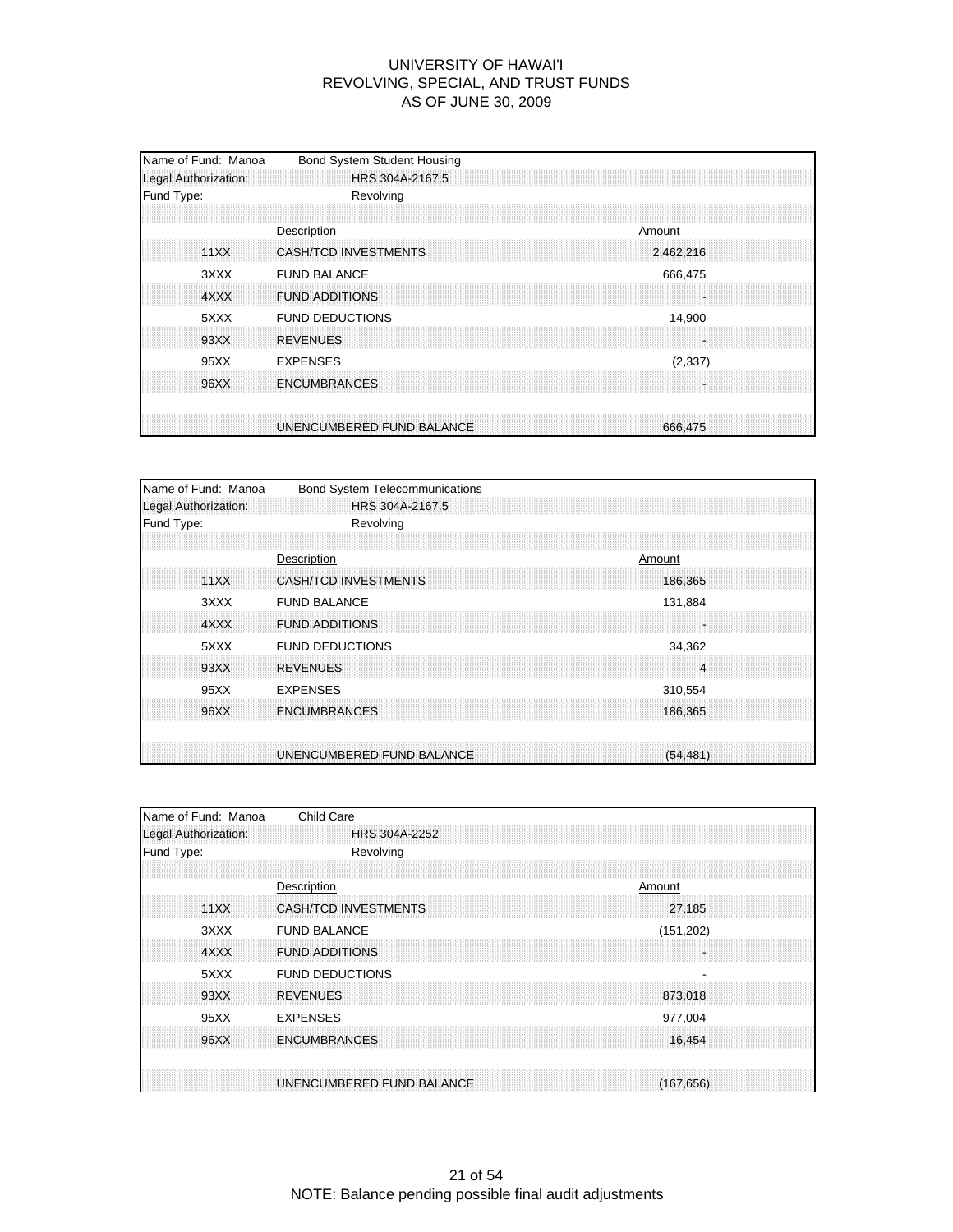# UNIVERSITY OF HAWAI'I
## REVOLVING, SPECIAL, AND TRUST FUNDS
### AS OF JUNE 30, 2009

Name of Fund: Manoa — Bond System Student Housing
Legal Authorization: HRS 304A-2167.5
Fund Type: Revolving

| | Description | Amount |
|---|---|---|
| 11XX | CASH/TCD INVESTMENTS | 2,462,216 |
| 3XXX | FUND BALANCE | 666,475 |
| 4XXX | FUND ADDITIONS | - |
| 5XXX | FUND DEDUCTIONS | 14,900 |
| 93XX | REVENUES | - |
| 95XX | EXPENSES | (2,337) |
| 96XX | ENCUMBRANCES | - |
| | UNENCUMBERED FUND BALANCE | 666,475 |

Name of Fund: Manoa — Bond System Telecommunications
Legal Authorization: HRS 304A-2167.5
Fund Type: Revolving

| | Description | Amount |
|---|---|---|
| 11XX | CASH/TCD INVESTMENTS | 186,365 |
| 3XXX | FUND BALANCE | 131,884 |
| 4XXX | FUND ADDITIONS | - |
| 5XXX | FUND DEDUCTIONS | 34,362 |
| 93XX | REVENUES | 4 |
| 95XX | EXPENSES | 310,554 |
| 96XX | ENCUMBRANCES | 186,365 |
| | UNENCUMBERED FUND BALANCE | (54,481) |

Name of Fund: Manoa — Child Care
Legal Authorization: HRS 304A-2252
Fund Type: Revolving

| | Description | Amount |
|---|---|---|
| 11XX | CASH/TCD INVESTMENTS | 27,185 |
| 3XXX | FUND BALANCE | (151,202) |
| 4XXX | FUND ADDITIONS | - |
| 5XXX | FUND DEDUCTIONS | - |
| 93XX | REVENUES | 873,018 |
| 95XX | EXPENSES | 977,004 |
| 96XX | ENCUMBRANCES | 16,454 |
| | UNENCUMBERED FUND BALANCE | (167,656) |

NOTE: Balance pending possible final audit adjustments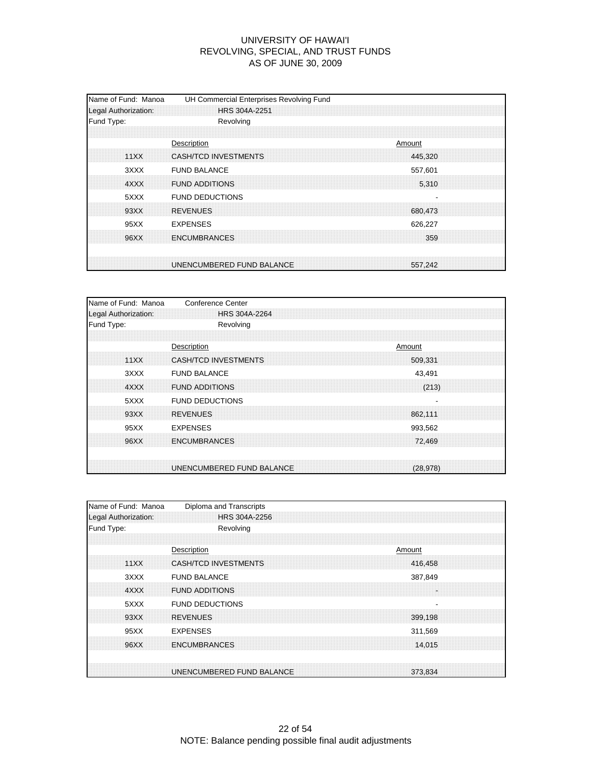# UNIVERSITY OF HAWAI'I
## REVOLVING, SPECIAL, AND TRUST FUNDS
## AS OF JUNE 30, 2009

| Name of Fund: Manoa | UH Commercial Enterprises Revolving Fund | |
|---|---|---|
| Legal Authorization: | HRS 304A-2251 | |
| Fund Type: | Revolving | |
| | **Description** | **Amount** |
| 11XX | CASH/TCD INVESTMENTS | 445,320 |
| 3XXX | FUND BALANCE | 557,601 |
| 4XXX | FUND ADDITIONS | 5,310 |
| 5XXX | FUND DEDUCTIONS | - |
| 93XX | REVENUES | 680,473 |
| 95XX | EXPENSES | 626,227 |
| 96XX | ENCUMBRANCES | 359 |
| | UNENCUMBERED FUND BALANCE | 557,242 |

| Name of Fund: Manoa | Conference Center | |
|---|---|---|
| Legal Authorization: | HRS 304A-2264 | |
| Fund Type: | Revolving | |
| | **Description** | **Amount** |
| 11XX | CASH/TCD INVESTMENTS | 509,331 |
| 3XXX | FUND BALANCE | 43,491 |
| 4XXX | FUND ADDITIONS | (213) |
| 5XXX | FUND DEDUCTIONS | - |
| 93XX | REVENUES | 862,111 |
| 95XX | EXPENSES | 993,562 |
| 96XX | ENCUMBRANCES | 72,469 |
| | UNENCUMBERED FUND BALANCE | (28,978) |

| Name of Fund: Manoa | Diploma and Transcripts | |
|---|---|---|
| Legal Authorization: | HRS 304A-2256 | |
| Fund Type: | Revolving | |
| | **Description** | **Amount** |
| 11XX | CASH/TCD INVESTMENTS | 416,458 |
| 3XXX | FUND BALANCE | 387,849 |
| 4XXX | FUND ADDITIONS | - |
| 5XXX | FUND DEDUCTIONS | - |
| 93XX | REVENUES | 399,198 |
| 95XX | EXPENSES | 311,569 |
| 96XX | ENCUMBRANCES | 14,015 |
| | UNENCUMBERED FUND BALANCE | 373,834 |

NOTE: Balance pending possible final audit adjustments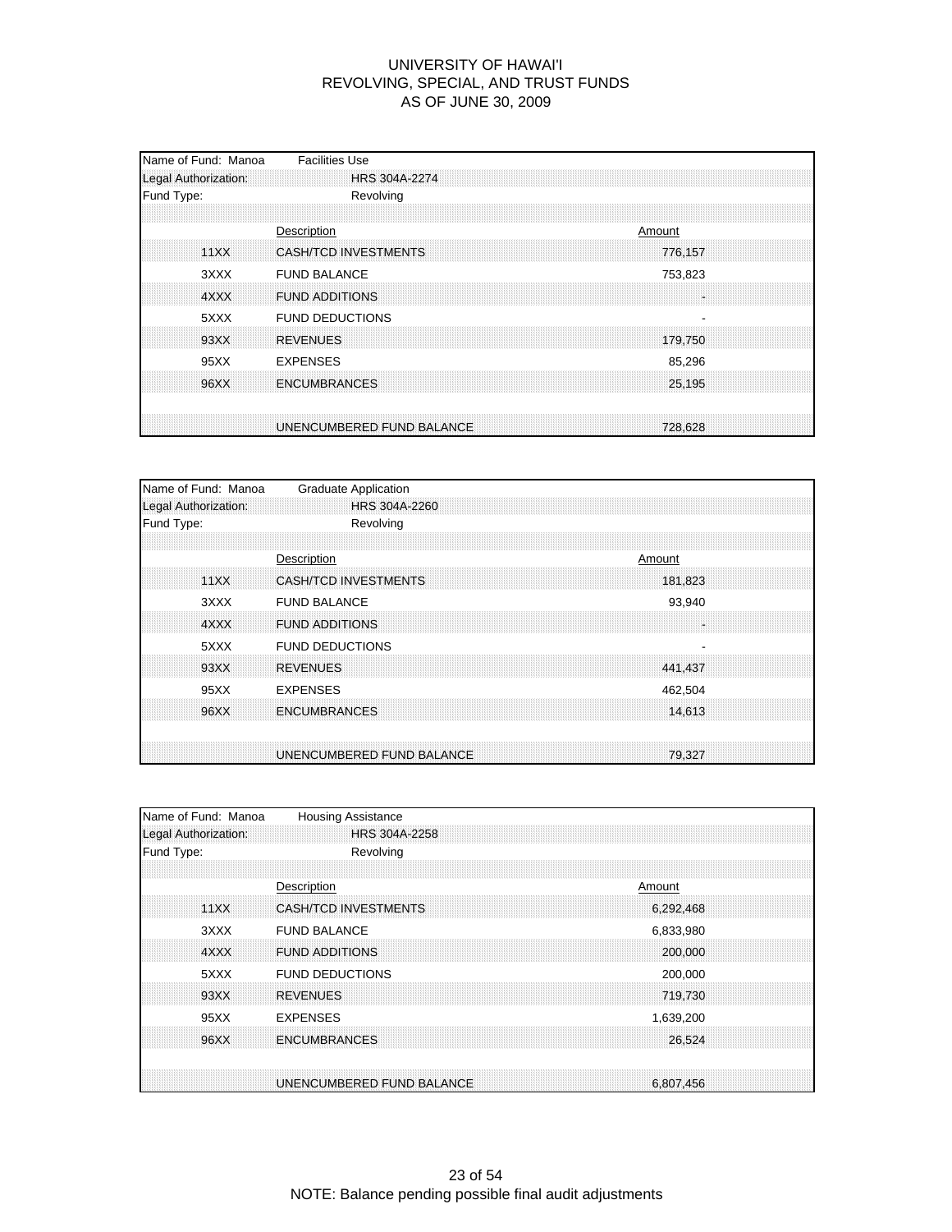# UNIVERSITY OF HAWAI'I
## REVOLVING, SPECIAL, AND TRUST FUNDS
### AS OF JUNE 30, 2009

Name of Fund: Manoa Facilities Use
Legal Authorization: HRS 304A-2274
Fund Type: Revolving

| | Description | Amount |
|---|---|---|
| 11XX | CASH/TCD INVESTMENTS | 776,157 |
| 3XXX | FUND BALANCE | 753,823 |
| 4XXX | FUND ADDITIONS | - |
| 5XXX | FUND DEDUCTIONS | - |
| 93XX | REVENUES | 179,750 |
| 95XX | EXPENSES | 85,296 |
| 96XX | ENCUMBRANCES | 25,195 |
| | UNENCUMBERED FUND BALANCE | 728,628 |

Name of Fund: Manoa Graduate Application
Legal Authorization: HRS 304A-2260
Fund Type: Revolving

| | Description | Amount |
|---|---|---|
| 11XX | CASH/TCD INVESTMENTS | 181,823 |
| 3XXX | FUND BALANCE | 93,940 |
| 4XXX | FUND ADDITIONS | - |
| 5XXX | FUND DEDUCTIONS | - |
| 93XX | REVENUES | 441,437 |
| 95XX | EXPENSES | 462,504 |
| 96XX | ENCUMBRANCES | 14,613 |
| | UNENCUMBERED FUND BALANCE | 79,327 |

Name of Fund: Manoa Housing Assistance
Legal Authorization: HRS 304A-2258
Fund Type: Revolving

| | Description | Amount |
|---|---|---|
| 11XX | CASH/TCD INVESTMENTS | 6,292,468 |
| 3XXX | FUND BALANCE | 6,833,980 |
| 4XXX | FUND ADDITIONS | 200,000 |
| 5XXX | FUND DEDUCTIONS | 200,000 |
| 93XX | REVENUES | 719,730 |
| 95XX | EXPENSES | 1,639,200 |
| 96XX | ENCUMBRANCES | 26,524 |
| | UNENCUMBERED FUND BALANCE | 6,807,456 |

NOTE: Balance pending possible final audit adjustments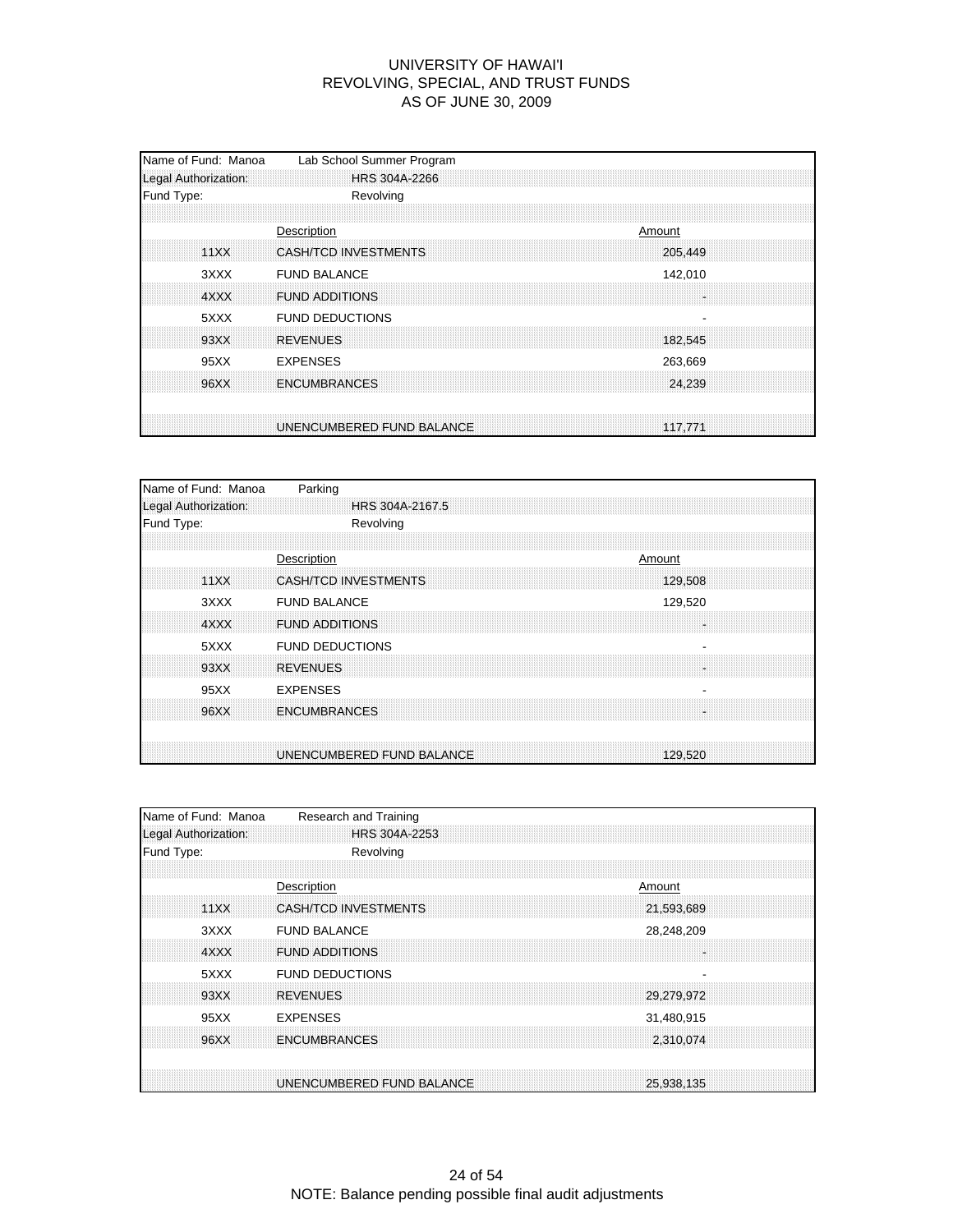# UNIVERSITY OF HAWAI'I
## REVOLVING, SPECIAL, AND TRUST FUNDS
## AS OF JUNE 30, 2009

| Name of Fund: Manoa | Lab School Summer Program | |
|---|---|---|
| Legal Authorization: | HRS 304A-2266 | |
| Fund Type: | Revolving | |
| | **Description** | **Amount** |
| 11XX | CASH/TCD INVESTMENTS | 205,449 |
| 3XXX | FUND BALANCE | 142,010 |
| 4XXX | FUND ADDITIONS | - |
| 5XXX | FUND DEDUCTIONS | - |
| 93XX | REVENUES | 182,545 |
| 95XX | EXPENSES | 263,669 |
| 96XX | ENCUMBRANCES | 24,239 |
| | UNENCUMBERED FUND BALANCE | 117,771 |

| Name of Fund: Manoa | Parking | |
|---|---|---|
| Legal Authorization: | HRS 304A-2167.5 | |
| Fund Type: | Revolving | |
| | **Description** | **Amount** |
| 11XX | CASH/TCD INVESTMENTS | 129,508 |
| 3XXX | FUND BALANCE | 129,520 |
| 4XXX | FUND ADDITIONS | - |
| 5XXX | FUND DEDUCTIONS | - |
| 93XX | REVENUES | - |
| 95XX | EXPENSES | - |
| 96XX | ENCUMBRANCES | - |
| | UNENCUMBERED FUND BALANCE | 129,520 |

| Name of Fund: Manoa | Research and Training | |
|---|---|---|
| Legal Authorization: | HRS 304A-2253 | |
| Fund Type: | Revolving | |
| | **Description** | **Amount** |
| 11XX | CASH/TCD INVESTMENTS | 21,593,689 |
| 3XXX | FUND BALANCE | 28,248,209 |
| 4XXX | FUND ADDITIONS | - |
| 5XXX | FUND DEDUCTIONS | - |
| 93XX | REVENUES | 29,279,972 |
| 95XX | EXPENSES | 31,480,915 |
| 96XX | ENCUMBRANCES | 2,310,074 |
| | UNENCUMBERED FUND BALANCE | 25,938,135 |

NOTE: Balance pending possible final audit adjustments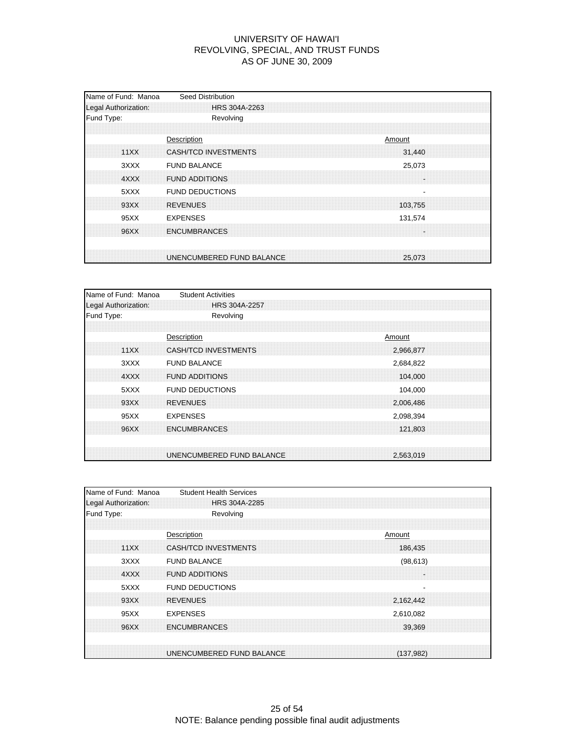# UNIVERSITY OF HAWAI'I
## REVOLVING, SPECIAL, AND TRUST FUNDS
## AS OF JUNE 30, 2009

Name of Fund: Manoa Seed Distribution
Legal Authorization: HRS 304A-2263
Fund Type: Revolving

| | Description | Amount |
|---|---|---|
| 11XX | CASH/TCD INVESTMENTS | 31,440 |
| 3XXX | FUND BALANCE | 25,073 |
| 4XXX | FUND ADDITIONS | - |
| 5XXX | FUND DEDUCTIONS | - |
| 93XX | REVENUES | 103,755 |
| 95XX | EXPENSES | 131,574 |
| 96XX | ENCUMBRANCES | - |
| | UNENCUMBERED FUND BALANCE | 25,073 |

Name of Fund: Manoa Student Activities
Legal Authorization: HRS 304A-2257
Fund Type: Revolving

| | Description | Amount |
|---|---|---|
| 11XX | CASH/TCD INVESTMENTS | 2,966,877 |
| 3XXX | FUND BALANCE | 2,684,822 |
| 4XXX | FUND ADDITIONS | 104,000 |
| 5XXX | FUND DEDUCTIONS | 104,000 |
| 93XX | REVENUES | 2,006,486 |
| 95XX | EXPENSES | 2,098,394 |
| 96XX | ENCUMBRANCES | 121,803 |
| | UNENCUMBERED FUND BALANCE | 2,563,019 |

Name of Fund: Manoa Student Health Services
Legal Authorization: HRS 304A-2285
Fund Type: Revolving

| | Description | Amount |
|---|---|---|
| 11XX | CASH/TCD INVESTMENTS | 186,435 |
| 3XXX | FUND BALANCE | (98,613) |
| 4XXX | FUND ADDITIONS | - |
| 5XXX | FUND DEDUCTIONS | - |
| 93XX | REVENUES | 2,162,442 |
| 95XX | EXPENSES | 2,610,082 |
| 96XX | ENCUMBRANCES | 39,369 |
| | UNENCUMBERED FUND BALANCE | (137,982) |

NOTE: Balance pending possible final audit adjustments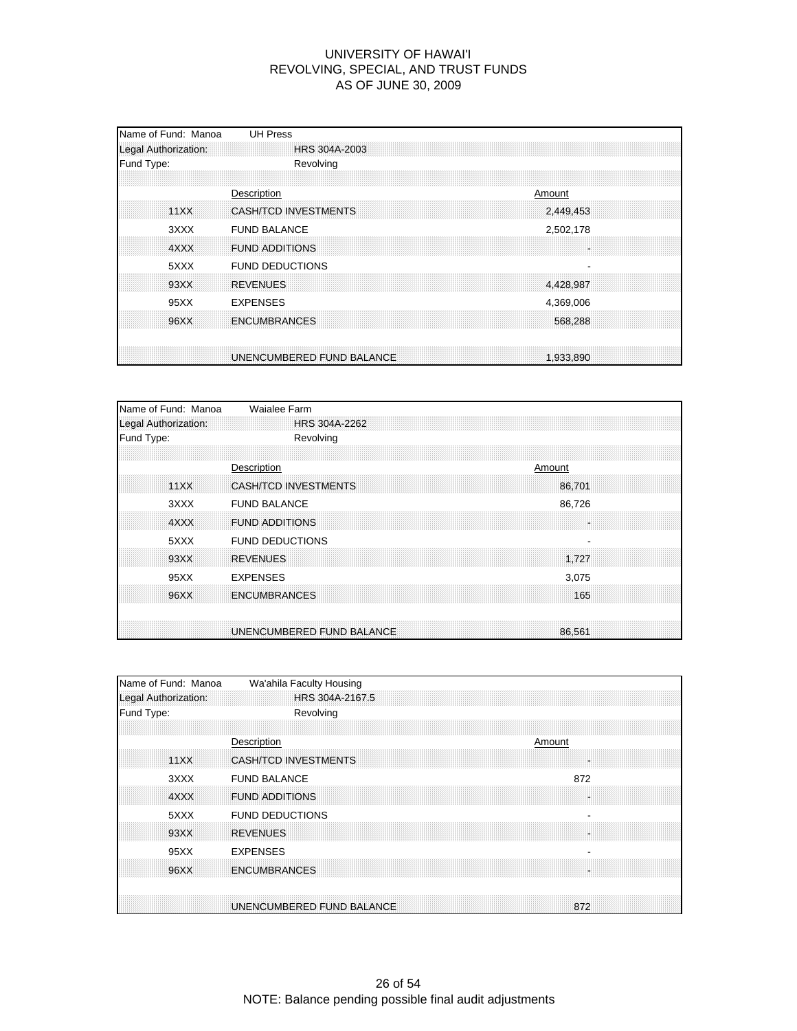# UNIVERSITY OF HAWAI'I
## REVOLVING, SPECIAL, AND TRUST FUNDS
## AS OF JUNE 30, 2009

Name of Fund: Manoa UH Press
Legal Authorization: HRS 304A-2003
Fund Type: Revolving

| | Description | Amount |
|---|---|---|
| 11XX | CASH/TCD INVESTMENTS | 2,449,453 |
| 3XXX | FUND BALANCE | 2,502,178 |
| 4XXX | FUND ADDITIONS | - |
| 5XXX | FUND DEDUCTIONS | - |
| 93XX | REVENUES | 4,428,987 |
| 95XX | EXPENSES | 4,369,006 |
| 96XX | ENCUMBRANCES | 568,288 |
| | UNENCUMBERED FUND BALANCE | 1,933,890 |

Name of Fund: Manoa Waialee Farm
Legal Authorization: HRS 304A-2262
Fund Type: Revolving

| | Description | Amount |
|---|---|---|
| 11XX | CASH/TCD INVESTMENTS | 86,701 |
| 3XXX | FUND BALANCE | 86,726 |
| 4XXX | FUND ADDITIONS | - |
| 5XXX | FUND DEDUCTIONS | - |
| 93XX | REVENUES | 1,727 |
| 95XX | EXPENSES | 3,075 |
| 96XX | ENCUMBRANCES | 165 |
| | UNENCUMBERED FUND BALANCE | 86,561 |

Name of Fund: Manoa Wa'ahila Faculty Housing
Legal Authorization: HRS 304A-2167.5
Fund Type: Revolving

| | Description | Amount |
|---|---|---|
| 11XX | CASH/TCD INVESTMENTS | - |
| 3XXX | FUND BALANCE | 872 |
| 4XXX | FUND ADDITIONS | - |
| 5XXX | FUND DEDUCTIONS | - |
| 93XX | REVENUES | - |
| 95XX | EXPENSES | - |
| 96XX | ENCUMBRANCES | - |
| | UNENCUMBERED FUND BALANCE | 872 |

NOTE: Balance pending possible final audit adjustments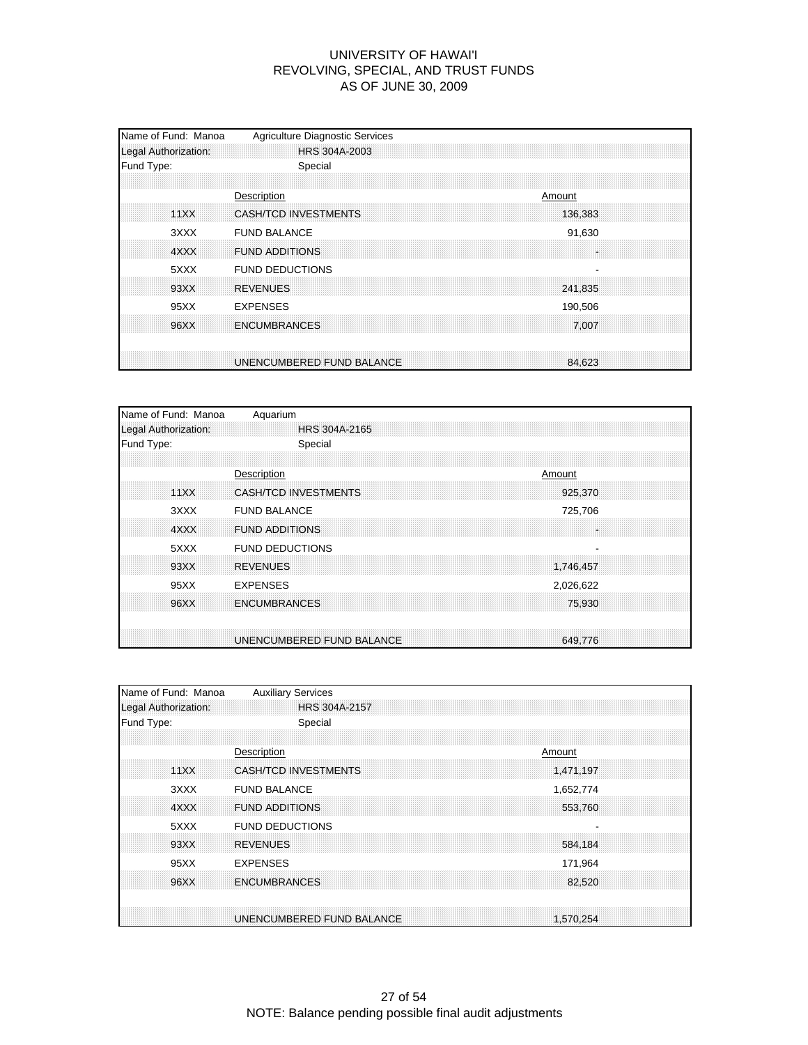# UNIVERSITY OF HAWAI'I
## REVOLVING, SPECIAL, AND TRUST FUNDS
## AS OF JUNE 30, 2009

Name of Fund: Manoa — Agriculture Diagnostic Services
Legal Authorization: HRS 304A-2003
Fund Type: Special

| | Description | Amount |
|---|---|---|
| 11XX | CASH/TCD INVESTMENTS | 136,383 |
| 3XXX | FUND BALANCE | 91,630 |
| 4XXX | FUND ADDITIONS | - |
| 5XXX | FUND DEDUCTIONS | - |
| 93XX | REVENUES | 241,835 |
| 95XX | EXPENSES | 190,506 |
| 96XX | ENCUMBRANCES | 7,007 |
| | UNENCUMBERED FUND BALANCE | 84,623 |

Name of Fund: Manoa — Aquarium
Legal Authorization: HRS 304A-2165
Fund Type: Special

| | Description | Amount |
|---|---|---|
| 11XX | CASH/TCD INVESTMENTS | 925,370 |
| 3XXX | FUND BALANCE | 725,706 |
| 4XXX | FUND ADDITIONS | - |
| 5XXX | FUND DEDUCTIONS | - |
| 93XX | REVENUES | 1,746,457 |
| 95XX | EXPENSES | 2,026,622 |
| 96XX | ENCUMBRANCES | 75,930 |
| | UNENCUMBERED FUND BALANCE | 649,776 |

Name of Fund: Manoa — Auxiliary Services
Legal Authorization: HRS 304A-2157
Fund Type: Special

| | Description | Amount |
|---|---|---|
| 11XX | CASH/TCD INVESTMENTS | 1,471,197 |
| 3XXX | FUND BALANCE | 1,652,774 |
| 4XXX | FUND ADDITIONS | 553,760 |
| 5XXX | FUND DEDUCTIONS | - |
| 93XX | REVENUES | 584,184 |
| 95XX | EXPENSES | 171,964 |
| 96XX | ENCUMBRANCES | 82,520 |
| | UNENCUMBERED FUND BALANCE | 1,570,254 |

NOTE: Balance pending possible final audit adjustments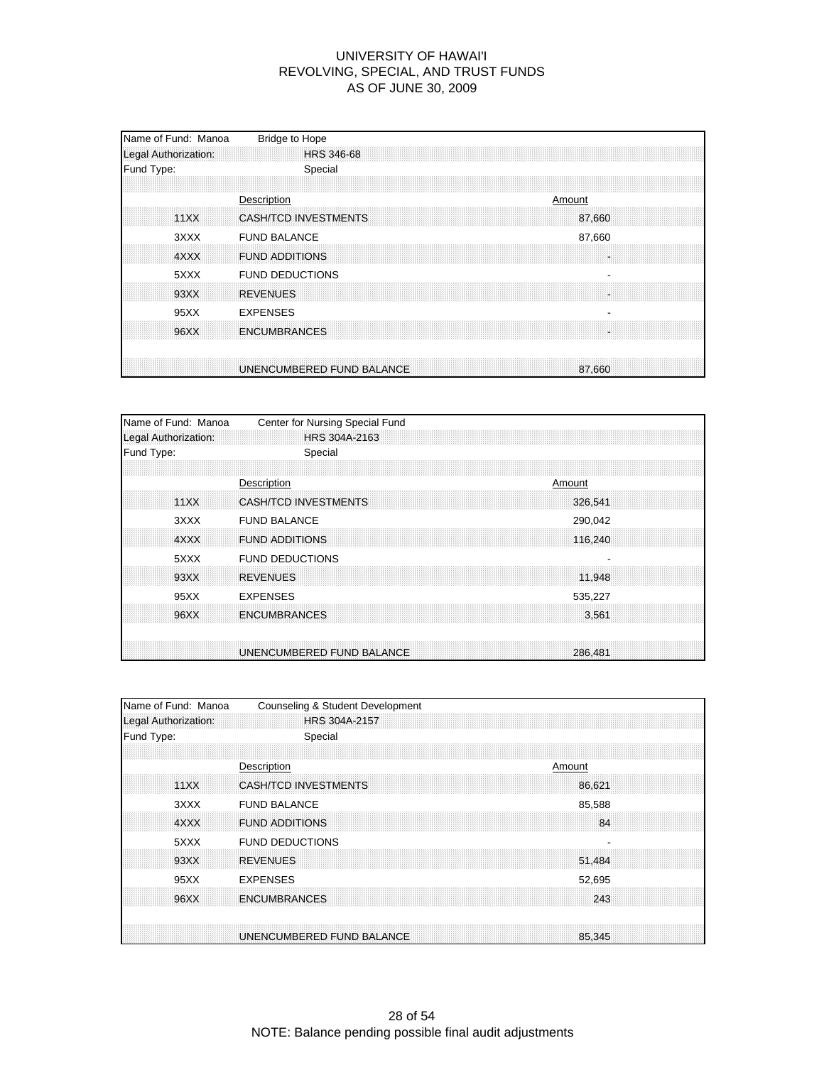# UNIVERSITY OF HAWAI'I
## REVOLVING, SPECIAL, AND TRUST FUNDS
## AS OF JUNE 30, 2009

Name of Fund: Manoa — Bridge to Hope
Legal Authorization: HRS 346-68
Fund Type: Special

| | Description | Amount |
|---|---|---|
| 11XX | CASH/TCD INVESTMENTS | 87,660 |
| 3XXX | FUND BALANCE | 87,660 |
| 4XXX | FUND ADDITIONS | - |
| 5XXX | FUND DEDUCTIONS | - |
| 93XX | REVENUES | - |
| 95XX | EXPENSES | - |
| 96XX | ENCUMBRANCES | - |
| | UNENCUMBERED FUND BALANCE | 87,660 |

Name of Fund: Manoa — Center for Nursing Special Fund
Legal Authorization: HRS 304A-2163
Fund Type: Special

| | Description | Amount |
|---|---|---|
| 11XX | CASH/TCD INVESTMENTS | 326,541 |
| 3XXX | FUND BALANCE | 290,042 |
| 4XXX | FUND ADDITIONS | 116,240 |
| 5XXX | FUND DEDUCTIONS | - |
| 93XX | REVENUES | 11,948 |
| 95XX | EXPENSES | 535,227 |
| 96XX | ENCUMBRANCES | 3,561 |
| | UNENCUMBERED FUND BALANCE | 286,481 |

Name of Fund: Manoa — Counseling & Student Development
Legal Authorization: HRS 304A-2157
Fund Type: Special

| | Description | Amount |
|---|---|---|
| 11XX | CASH/TCD INVESTMENTS | 86,621 |
| 3XXX | FUND BALANCE | 85,588 |
| 4XXX | FUND ADDITIONS | 84 |
| 5XXX | FUND DEDUCTIONS | - |
| 93XX | REVENUES | 51,484 |
| 95XX | EXPENSES | 52,695 |
| 96XX | ENCUMBRANCES | 243 |
| | UNENCUMBERED FUND BALANCE | 85,345 |

NOTE: Balance pending possible final audit adjustments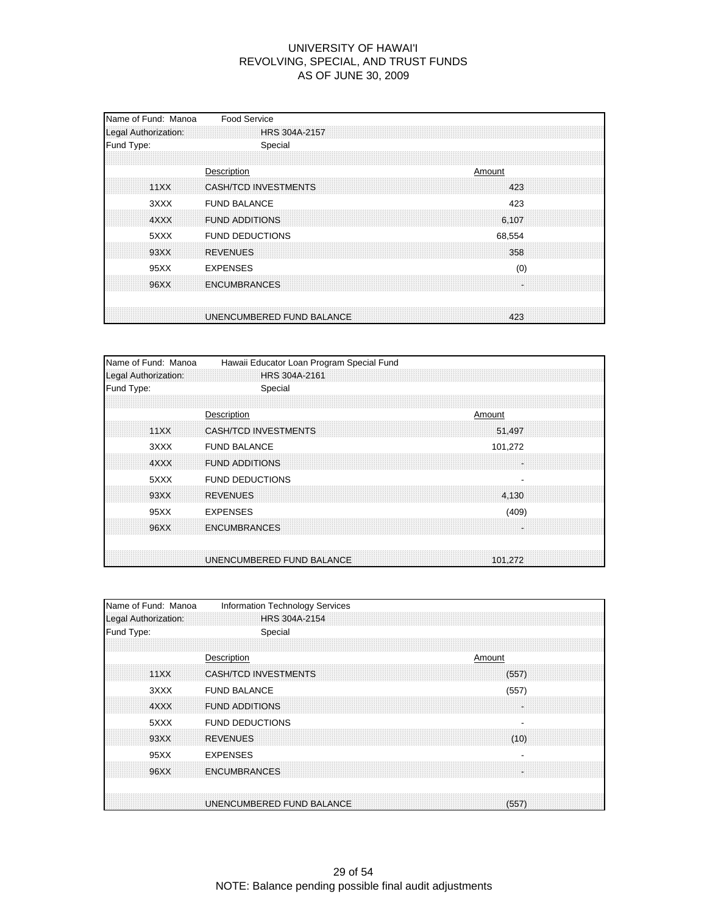# UNIVERSITY OF HAWAI'I
## REVOLVING, SPECIAL, AND TRUST FUNDS
## AS OF JUNE 30, 2009

Name of Fund: Manoa — Food Service
Legal Authorization: HRS 304A-2157
Fund Type: Special

| | Description | Amount |
|---|---|---|
| 11XX | CASH/TCD INVESTMENTS | 423 |
| 3XXX | FUND BALANCE | 423 |
| 4XXX | FUND ADDITIONS | 6,107 |
| 5XXX | FUND DEDUCTIONS | 68,554 |
| 93XX | REVENUES | 358 |
| 95XX | EXPENSES | (0) |
| 96XX | ENCUMBRANCES | - |
| | UNENCUMBERED FUND BALANCE | 423 |

Name of Fund: Manoa — Hawaii Educator Loan Program Special Fund
Legal Authorization: HRS 304A-2161
Fund Type: Special

| | Description | Amount |
|---|---|---|
| 11XX | CASH/TCD INVESTMENTS | 51,497 |
| 3XXX | FUND BALANCE | 101,272 |
| 4XXX | FUND ADDITIONS | - |
| 5XXX | FUND DEDUCTIONS | - |
| 93XX | REVENUES | 4,130 |
| 95XX | EXPENSES | (409) |
| 96XX | ENCUMBRANCES | - |
| | UNENCUMBERED FUND BALANCE | 101,272 |

Name of Fund: Manoa — Information Technology Services
Legal Authorization: HRS 304A-2154
Fund Type: Special

| | Description | Amount |
|---|---|---|
| 11XX | CASH/TCD INVESTMENTS | (557) |
| 3XXX | FUND BALANCE | (557) |
| 4XXX | FUND ADDITIONS | - |
| 5XXX | FUND DEDUCTIONS | - |
| 93XX | REVENUES | (10) |
| 95XX | EXPENSES | - |
| 96XX | ENCUMBRANCES | - |
| | UNENCUMBERED FUND BALANCE | (557) |

NOTE: Balance pending possible final audit adjustments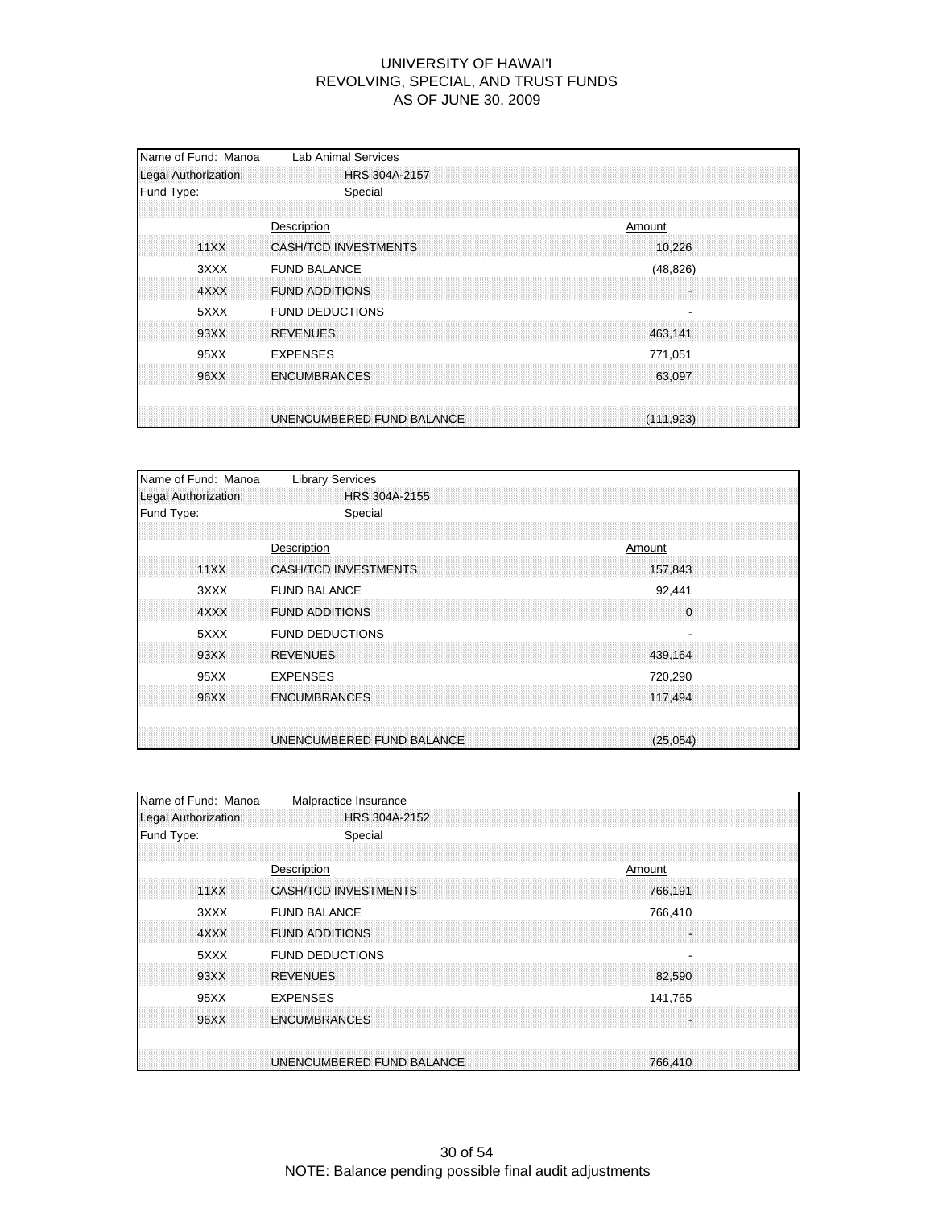# UNIVERSITY OF HAWAI'I
## REVOLVING, SPECIAL, AND TRUST FUNDS
## AS OF JUNE 30, 2009

Name of Fund: Manoa — Lab Animal Services
Legal Authorization: HRS 304A-2157
Fund Type: Special

| | Description | Amount |
|---|---|---|
| 11XX | CASH/TCD INVESTMENTS | 10,226 |
| 3XXX | FUND BALANCE | (48,826) |
| 4XXX | FUND ADDITIONS | - |
| 5XXX | FUND DEDUCTIONS | - |
| 93XX | REVENUES | 463,141 |
| 95XX | EXPENSES | 771,051 |
| 96XX | ENCUMBRANCES | 63,097 |
| | UNENCUMBERED FUND BALANCE | (111,923) |

Name of Fund: Manoa — Library Services
Legal Authorization: HRS 304A-2155
Fund Type: Special

| | Description | Amount |
|---|---|---|
| 11XX | CASH/TCD INVESTMENTS | 157,843 |
| 3XXX | FUND BALANCE | 92,441 |
| 4XXX | FUND ADDITIONS | 0 |
| 5XXX | FUND DEDUCTIONS | - |
| 93XX | REVENUES | 439,164 |
| 95XX | EXPENSES | 720,290 |
| 96XX | ENCUMBRANCES | 117,494 |
| | UNENCUMBERED FUND BALANCE | (25,054) |

Name of Fund: Manoa — Malpractice Insurance
Legal Authorization: HRS 304A-2152
Fund Type: Special

| | Description | Amount |
|---|---|---|
| 11XX | CASH/TCD INVESTMENTS | 766,191 |
| 3XXX | FUND BALANCE | 766,410 |
| 4XXX | FUND ADDITIONS | - |
| 5XXX | FUND DEDUCTIONS | - |
| 93XX | REVENUES | 82,590 |
| 95XX | EXPENSES | 141,765 |
| 96XX | ENCUMBRANCES | - |
| | UNENCUMBERED FUND BALANCE | 766,410 |

NOTE: Balance pending possible final audit adjustments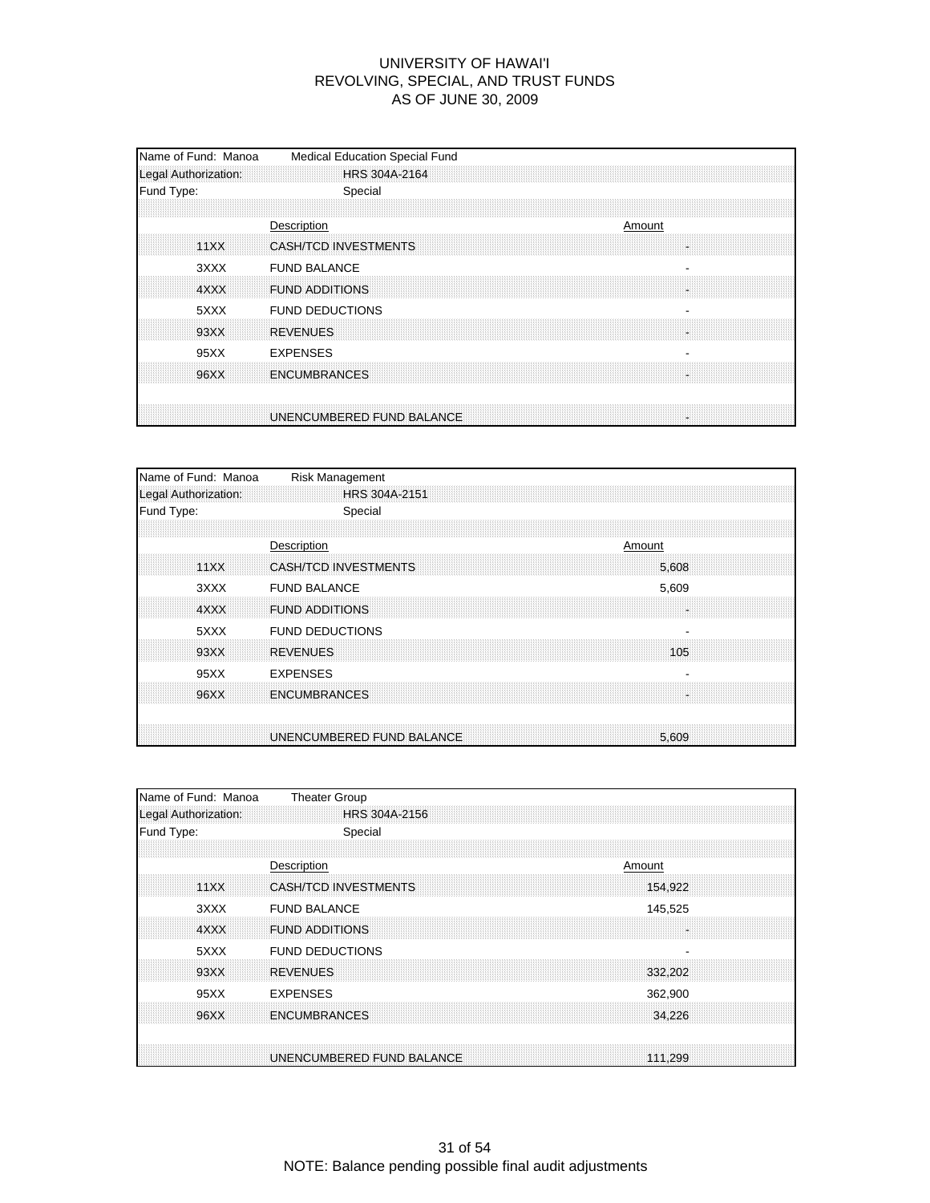# UNIVERSITY OF HAWAI'I
## REVOLVING, SPECIAL, AND TRUST FUNDS
### AS OF JUNE 30, 2009

| Name of Fund: Manoa | Medical Education Special Fund | |
|---|---|---|
| Legal Authorization: | HRS 304A-2164 | |
| Fund Type: | Special | |
| | Description | Amount |
| 11XX | CASH/TCD INVESTMENTS | - |
| 3XXX | FUND BALANCE | - |
| 4XXX | FUND ADDITIONS | - |
| 5XXX | FUND DEDUCTIONS | - |
| 93XX | REVENUES | - |
| 95XX | EXPENSES | - |
| 96XX | ENCUMBRANCES | - |
| | UNENCUMBERED FUND BALANCE | - |

| Name of Fund: Manoa | Risk Management | |
|---|---|---|
| Legal Authorization: | HRS 304A-2151 | |
| Fund Type: | Special | |
| | Description | Amount |
| 11XX | CASH/TCD INVESTMENTS | 5,608 |
| 3XXX | FUND BALANCE | 5,609 |
| 4XXX | FUND ADDITIONS | - |
| 5XXX | FUND DEDUCTIONS | - |
| 93XX | REVENUES | 105 |
| 95XX | EXPENSES | - |
| 96XX | ENCUMBRANCES | - |
| | UNENCUMBERED FUND BALANCE | 5,609 |

| Name of Fund: Manoa | Theater Group | |
|---|---|---|
| Legal Authorization: | HRS 304A-2156 | |
| Fund Type: | Special | |
| | Description | Amount |
| 11XX | CASH/TCD INVESTMENTS | 154,922 |
| 3XXX | FUND BALANCE | 145,525 |
| 4XXX | FUND ADDITIONS | - |
| 5XXX | FUND DEDUCTIONS | - |
| 93XX | REVENUES | 332,202 |
| 95XX | EXPENSES | 362,900 |
| 96XX | ENCUMBRANCES | 34,226 |
| | UNENCUMBERED FUND BALANCE | 111,299 |

NOTE: Balance pending possible final audit adjustments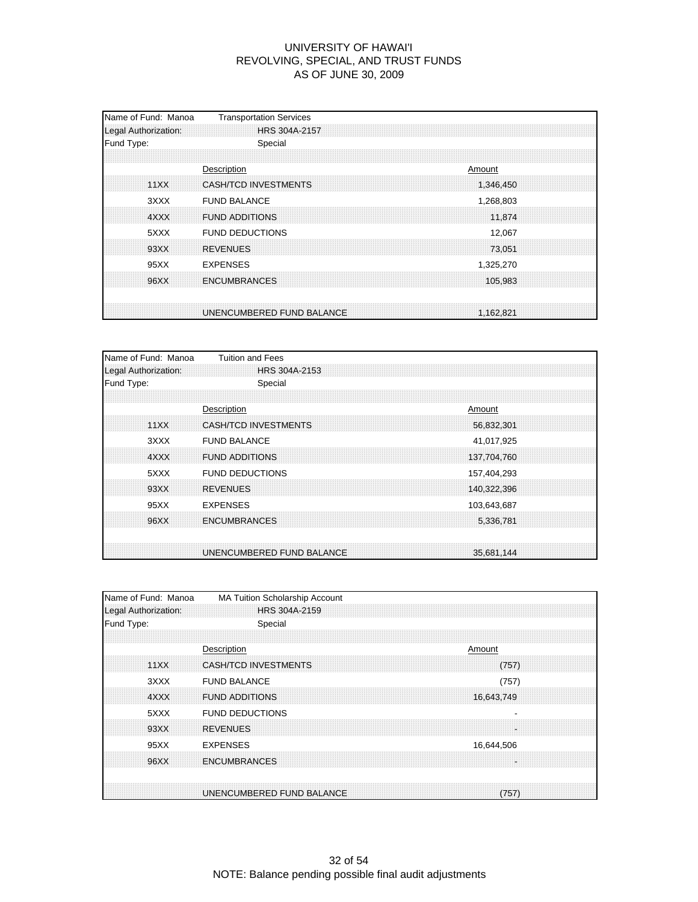# UNIVERSITY OF HAWAI'I
## REVOLVING, SPECIAL, AND TRUST FUNDS
## AS OF JUNE 30, 2009

Name of Fund: Manoa Transportation Services
Legal Authorization: HRS 304A-2157
Fund Type: Special

| | Description | Amount |
|---|---|---|
| 11XX | CASH/TCD INVESTMENTS | 1,346,450 |
| 3XXX | FUND BALANCE | 1,268,803 |
| 4XXX | FUND ADDITIONS | 11,874 |
| 5XXX | FUND DEDUCTIONS | 12,067 |
| 93XX | REVENUES | 73,051 |
| 95XX | EXPENSES | 1,325,270 |
| 96XX | ENCUMBRANCES | 105,983 |
| | UNENCUMBERED FUND BALANCE | 1,162,821 |

Name of Fund: Manoa Tuition and Fees
Legal Authorization: HRS 304A-2153
Fund Type: Special

| | Description | Amount |
|---|---|---|
| 11XX | CASH/TCD INVESTMENTS | 56,832,301 |
| 3XXX | FUND BALANCE | 41,017,925 |
| 4XXX | FUND ADDITIONS | 137,704,760 |
| 5XXX | FUND DEDUCTIONS | 157,404,293 |
| 93XX | REVENUES | 140,322,396 |
| 95XX | EXPENSES | 103,643,687 |
| 96XX | ENCUMBRANCES | 5,336,781 |
| | UNENCUMBERED FUND BALANCE | 35,681,144 |

Name of Fund: Manoa MA Tuition Scholarship Account
Legal Authorization: HRS 304A-2159
Fund Type: Special

| | Description | Amount |
|---|---|---|
| 11XX | CASH/TCD INVESTMENTS | (757) |
| 3XXX | FUND BALANCE | (757) |
| 4XXX | FUND ADDITIONS | 16,643,749 |
| 5XXX | FUND DEDUCTIONS | - |
| 93XX | REVENUES | - |
| 95XX | EXPENSES | 16,644,506 |
| 96XX | ENCUMBRANCES | - |
| | UNENCUMBERED FUND BALANCE | (757) |

NOTE: Balance pending possible final audit adjustments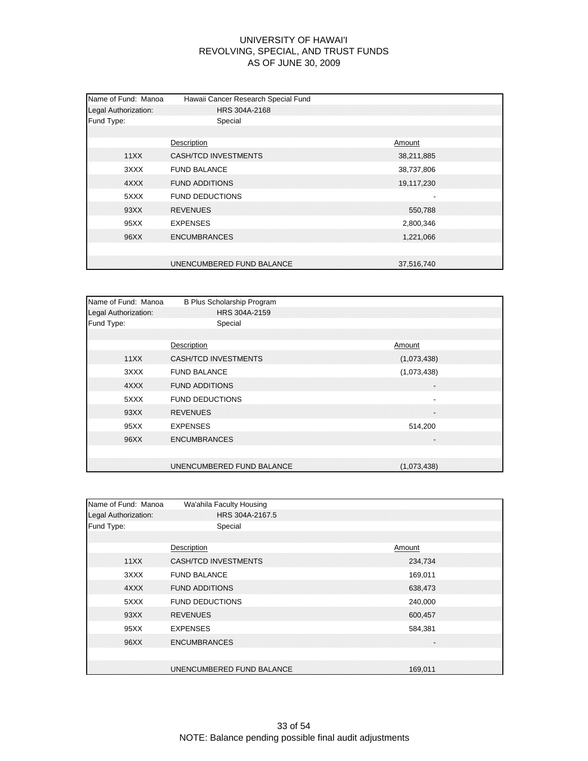# UNIVERSITY OF HAWAI'I
## REVOLVING, SPECIAL, AND TRUST FUNDS
## AS OF JUNE 30, 2009

| Name of Fund: Manoa | Hawaii Cancer Research Special Fund | |
|---|---|---|
| Legal Authorization: | HRS 304A-2168 | |
| Fund Type: | Special | |
| | **Description** | **Amount** |
| 11XX | CASH/TCD INVESTMENTS | 38,211,885 |
| 3XXX | FUND BALANCE | 38,737,806 |
| 4XXX | FUND ADDITIONS | 19,117,230 |
| 5XXX | FUND DEDUCTIONS | - |
| 93XX | REVENUES | 550,788 |
| 95XX | EXPENSES | 2,800,346 |
| 96XX | ENCUMBRANCES | 1,221,066 |
| | UNENCUMBERED FUND BALANCE | 37,516,740 |

| Name of Fund: Manoa | B Plus Scholarship Program | |
|---|---|---|
| Legal Authorization: | HRS 304A-2159 | |
| Fund Type: | Special | |
| | **Description** | **Amount** |
| 11XX | CASH/TCD INVESTMENTS | (1,073,438) |
| 3XXX | FUND BALANCE | (1,073,438) |
| 4XXX | FUND ADDITIONS | - |
| 5XXX | FUND DEDUCTIONS | - |
| 93XX | REVENUES | - |
| 95XX | EXPENSES | 514,200 |
| 96XX | ENCUMBRANCES | - |
| | UNENCUMBERED FUND BALANCE | (1,073,438) |

| Name of Fund: Manoa | Wa'ahila Faculty Housing | |
|---|---|---|
| Legal Authorization: | HRS 304A-2167.5 | |
| Fund Type: | Special | |
| | **Description** | **Amount** |
| 11XX | CASH/TCD INVESTMENTS | 234,734 |
| 3XXX | FUND BALANCE | 169,011 |
| 4XXX | FUND ADDITIONS | 638,473 |
| 5XXX | FUND DEDUCTIONS | 240,000 |
| 93XX | REVENUES | 600,457 |
| 95XX | EXPENSES | 584,381 |
| 96XX | ENCUMBRANCES | - |
| | UNENCUMBERED FUND BALANCE | 169,011 |

NOTE: Balance pending possible final audit adjustments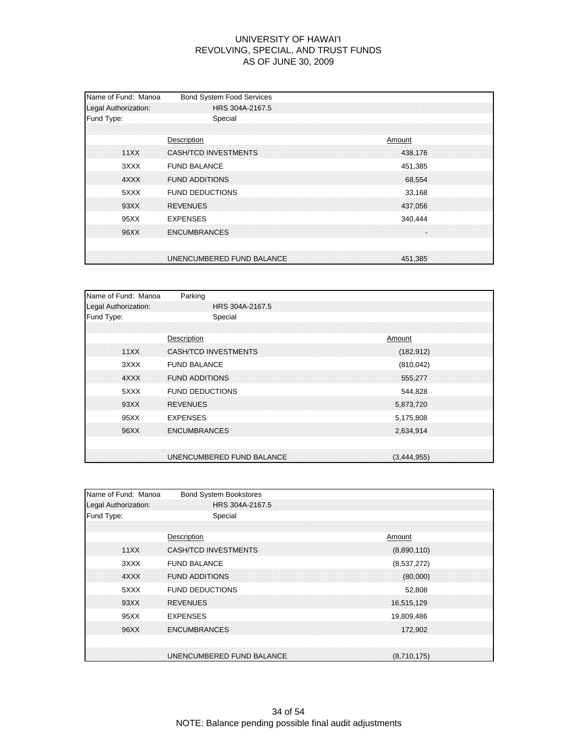# UNIVERSITY OF HAWAI'I
## REVOLVING, SPECIAL, AND TRUST FUNDS
## AS OF JUNE 30, 2009

| Name of Fund: Manoa | Bond System Food Services | |
|---|---|---|
| Legal Authorization: | HRS 304A-2167.5 | |
| Fund Type: | Special | |
| | Description | Amount |
| 11XX | CASH/TCD INVESTMENTS | 438,176 |
| 3XXX | FUND BALANCE | 451,385 |
| 4XXX | FUND ADDITIONS | 68,554 |
| 5XXX | FUND DEDUCTIONS | 33,168 |
| 93XX | REVENUES | 437,056 |
| 95XX | EXPENSES | 340,444 |
| 96XX | ENCUMBRANCES | - |
| | UNENCUMBERED FUND BALANCE | 451,385 |

| Name of Fund: Manoa | Parking | |
|---|---|---|
| Legal Authorization: | HRS 304A-2167.5 | |
| Fund Type: | Special | |
| | Description | Amount |
| 11XX | CASH/TCD INVESTMENTS | (182,912) |
| 3XXX | FUND BALANCE | (810,042) |
| 4XXX | FUND ADDITIONS | 555,277 |
| 5XXX | FUND DEDUCTIONS | 544,828 |
| 93XX | REVENUES | 5,873,720 |
| 95XX | EXPENSES | 5,175,808 |
| 96XX | ENCUMBRANCES | 2,634,914 |
| | UNENCUMBERED FUND BALANCE | (3,444,955) |

| Name of Fund: Manoa | Bond System Bookstores | |
|---|---|---|
| Legal Authorization: | HRS 304A-2167.5 | |
| Fund Type: | Special | |
| | Description | Amount |
| 11XX | CASH/TCD INVESTMENTS | (8,890,110) |
| 3XXX | FUND BALANCE | (8,537,272) |
| 4XXX | FUND ADDITIONS | (80,000) |
| 5XXX | FUND DEDUCTIONS | 52,808 |
| 93XX | REVENUES | 16,515,129 |
| 95XX | EXPENSES | 19,809,486 |
| 96XX | ENCUMBRANCES | 172,902 |
| | UNENCUMBERED FUND BALANCE | (8,710,175) |

NOTE: Balance pending possible final audit adjustments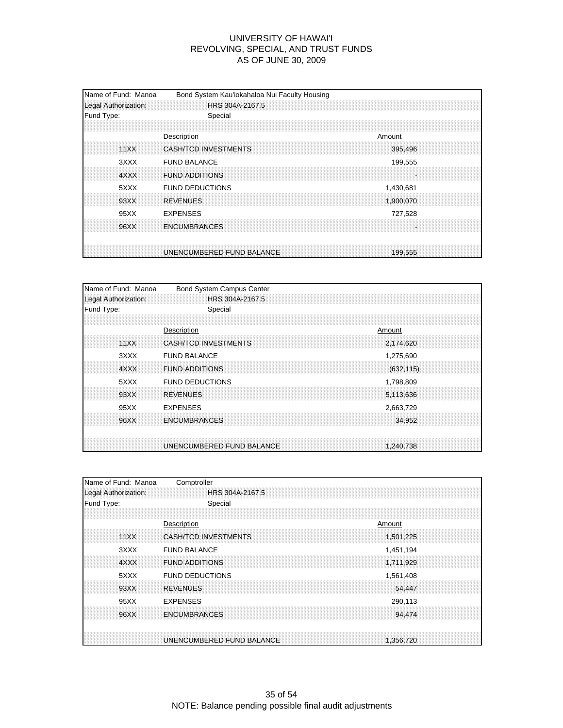# UNIVERSITY OF HAWAI'I
## REVOLVING, SPECIAL, AND TRUST FUNDS
### AS OF JUNE 30, 2009

Name of Fund: Manoa — Bond System Kau'iokahaloa Nui Faculty Housing
Legal Authorization: HRS 304A-2167.5
Fund Type: Special

| | Description | Amount |
|---|---|---|
| 11XX | CASH/TCD INVESTMENTS | 395,496 |
| 3XXX | FUND BALANCE | 199,555 |
| 4XXX | FUND ADDITIONS | - |
| 5XXX | FUND DEDUCTIONS | 1,430,681 |
| 93XX | REVENUES | 1,900,070 |
| 95XX | EXPENSES | 727,528 |
| 96XX | ENCUMBRANCES | - |
| | UNENCUMBERED FUND BALANCE | 199,555 |

Name of Fund: Manoa — Bond System Campus Center
Legal Authorization: HRS 304A-2167.5
Fund Type: Special

| | Description | Amount |
|---|---|---|
| 11XX | CASH/TCD INVESTMENTS | 2,174,620 |
| 3XXX | FUND BALANCE | 1,275,690 |
| 4XXX | FUND ADDITIONS | (632,115) |
| 5XXX | FUND DEDUCTIONS | 1,798,809 |
| 93XX | REVENUES | 5,113,636 |
| 95XX | EXPENSES | 2,663,729 |
| 96XX | ENCUMBRANCES | 34,952 |
| | UNENCUMBERED FUND BALANCE | 1,240,738 |

Name of Fund: Manoa — Comptroller
Legal Authorization: HRS 304A-2167.5
Fund Type: Special

| | Description | Amount |
|---|---|---|
| 11XX | CASH/TCD INVESTMENTS | 1,501,225 |
| 3XXX | FUND BALANCE | 1,451,194 |
| 4XXX | FUND ADDITIONS | 1,711,929 |
| 5XXX | FUND DEDUCTIONS | 1,561,408 |
| 93XX | REVENUES | 54,447 |
| 95XX | EXPENSES | 290,113 |
| 96XX | ENCUMBRANCES | 94,474 |
| | UNENCUMBERED FUND BALANCE | 1,356,720 |

NOTE: Balance pending possible final audit adjustments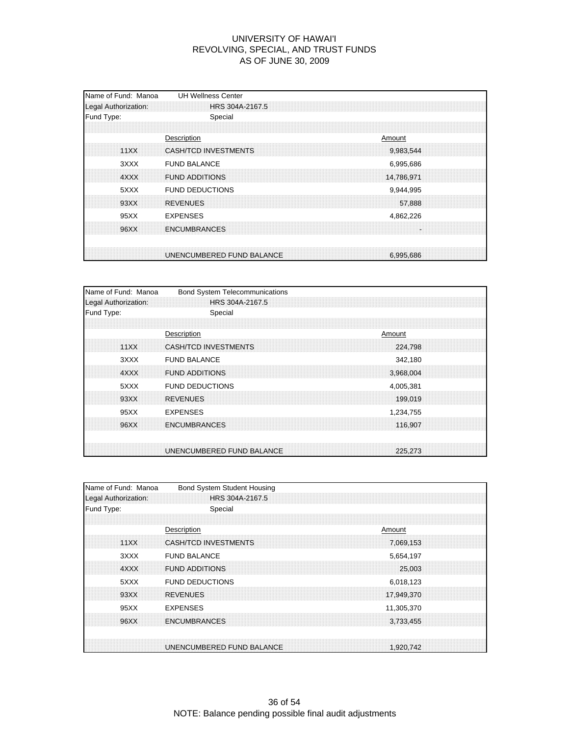# UNIVERSITY OF HAWAI'I
## REVOLVING, SPECIAL, AND TRUST FUNDS
### AS OF JUNE 30, 2009

Name of Fund: Manoa — UH Wellness Center
Legal Authorization: HRS 304A-2167.5
Fund Type: Special

| | Description | Amount |
|---|---|---|
| 11XX | CASH/TCD INVESTMENTS | 9,983,544 |
| 3XXX | FUND BALANCE | 6,995,686 |
| 4XXX | FUND ADDITIONS | 14,786,971 |
| 5XXX | FUND DEDUCTIONS | 9,944,995 |
| 93XX | REVENUES | 57,888 |
| 95XX | EXPENSES | 4,862,226 |
| 96XX | ENCUMBRANCES | - |
| | UNENCUMBERED FUND BALANCE | 6,995,686 |

Name of Fund: Manoa — Bond System Telecommunications
Legal Authorization: HRS 304A-2167.5
Fund Type: Special

| | Description | Amount |
|---|---|---|
| 11XX | CASH/TCD INVESTMENTS | 224,798 |
| 3XXX | FUND BALANCE | 342,180 |
| 4XXX | FUND ADDITIONS | 3,968,004 |
| 5XXX | FUND DEDUCTIONS | 4,005,381 |
| 93XX | REVENUES | 199,019 |
| 95XX | EXPENSES | 1,234,755 |
| 96XX | ENCUMBRANCES | 116,907 |
| | UNENCUMBERED FUND BALANCE | 225,273 |

Name of Fund: Manoa — Bond System Student Housing
Legal Authorization: HRS 304A-2167.5
Fund Type: Special

| | Description | Amount |
|---|---|---|
| 11XX | CASH/TCD INVESTMENTS | 7,069,153 |
| 3XXX | FUND BALANCE | 5,654,197 |
| 4XXX | FUND ADDITIONS | 25,003 |
| 5XXX | FUND DEDUCTIONS | 6,018,123 |
| 93XX | REVENUES | 17,949,370 |
| 95XX | EXPENSES | 11,305,370 |
| 96XX | ENCUMBRANCES | 3,733,455 |
| | UNENCUMBERED FUND BALANCE | 1,920,742 |

NOTE: Balance pending possible final audit adjustments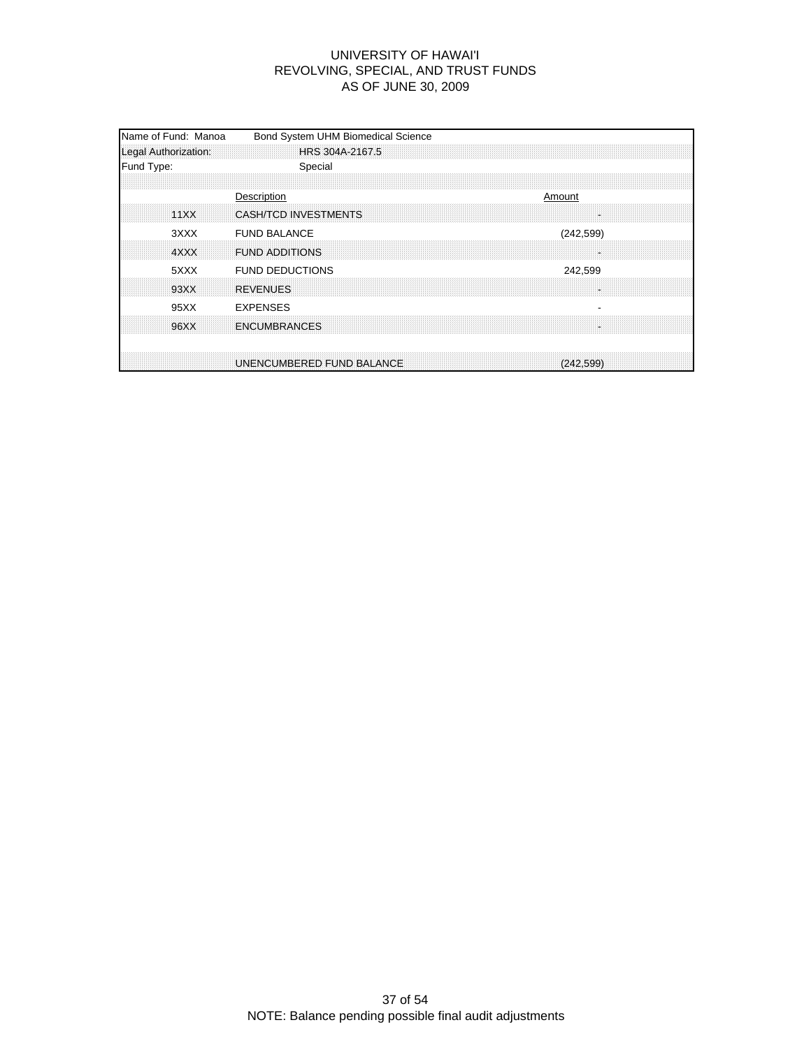# UNIVERSITY OF HAWAI'I
## REVOLVING, SPECIAL, AND TRUST FUNDS
### AS OF JUNE 30, 2009

| Name of Fund: Manoa | Bond System UHM Biomedical Science | |
|---|---|---|
| Legal Authorization: | HRS 304A-2167.5 | |
| Fund Type: | Special | |
| | **Description** | **Amount** |
| 11XX | CASH/TCD INVESTMENTS | - |
| 3XXX | FUND BALANCE | (242,599) |
| 4XXX | FUND ADDITIONS | - |
| 5XXX | FUND DEDUCTIONS | 242,599 |
| 93XX | REVENUES | - |
| 95XX | EXPENSES | - |
| 96XX | ENCUMBRANCES | - |
| | UNENCUMBERED FUND BALANCE | (242,599) |

NOTE: Balance pending possible final audit adjustments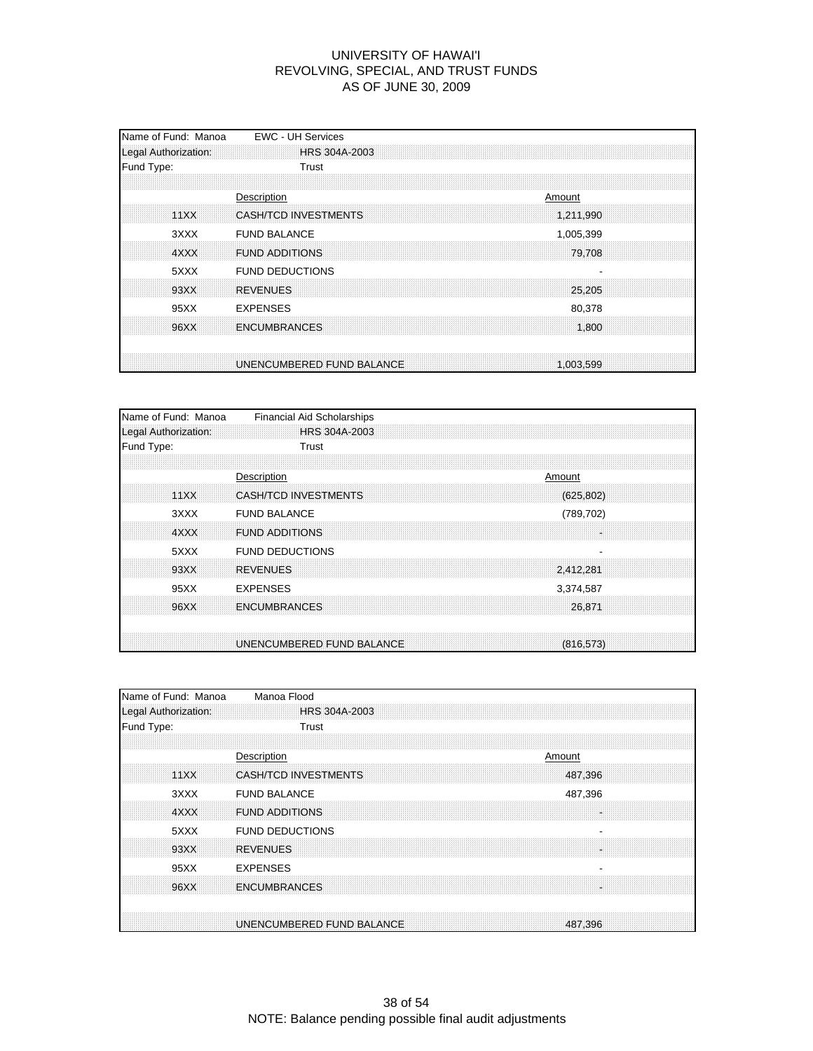# UNIVERSITY OF HAWAI'I
## REVOLVING, SPECIAL, AND TRUST FUNDS
## AS OF JUNE 30, 2009

Name of Fund: Manoa EWC - UH Services
Legal Authorization: HRS 304A-2003
Fund Type: Trust

| | Description | Amount |
|---|---|---|
| 11XX | CASH/TCD INVESTMENTS | 1,211,990 |
| 3XXX | FUND BALANCE | 1,005,399 |
| 4XXX | FUND ADDITIONS | 79,708 |
| 5XXX | FUND DEDUCTIONS | - |
| 93XX | REVENUES | 25,205 |
| 95XX | EXPENSES | 80,378 |
| 96XX | ENCUMBRANCES | 1,800 |
| | UNENCUMBERED FUND BALANCE | 1,003,599 |

Name of Fund: Manoa Financial Aid Scholarships
Legal Authorization: HRS 304A-2003
Fund Type: Trust

| | Description | Amount |
|---|---|---|
| 11XX | CASH/TCD INVESTMENTS | (625,802) |
| 3XXX | FUND BALANCE | (789,702) |
| 4XXX | FUND ADDITIONS | - |
| 5XXX | FUND DEDUCTIONS | - |
| 93XX | REVENUES | 2,412,281 |
| 95XX | EXPENSES | 3,374,587 |
| 96XX | ENCUMBRANCES | 26,871 |
| | UNENCUMBERED FUND BALANCE | (816,573) |

Name of Fund: Manoa Manoa Flood
Legal Authorization: HRS 304A-2003
Fund Type: Trust

| | Description | Amount |
|---|---|---|
| 11XX | CASH/TCD INVESTMENTS | 487,396 |
| 3XXX | FUND BALANCE | 487,396 |
| 4XXX | FUND ADDITIONS | - |
| 5XXX | FUND DEDUCTIONS | - |
| 93XX | REVENUES | - |
| 95XX | EXPENSES | - |
| 96XX | ENCUMBRANCES | - |
| | UNENCUMBERED FUND BALANCE | 487,396 |

NOTE: Balance pending possible final audit adjustments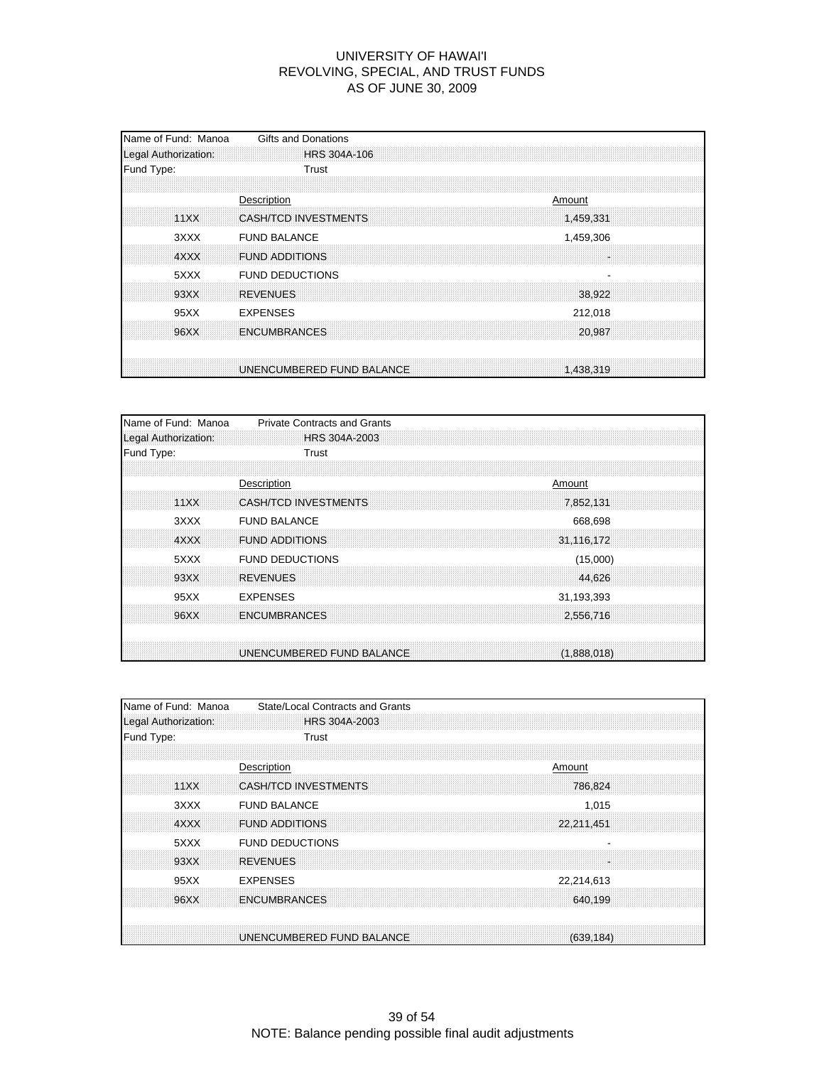# UNIVERSITY OF HAWAI'I
## REVOLVING, SPECIAL, AND TRUST FUNDS
## AS OF JUNE 30, 2009

Name of Fund: Manoa Gifts and Donations
Legal Authorization: HRS 304A-106
Fund Type: Trust

| | Description | Amount |
|---|---|---|
| 11XX | CASH/TCD INVESTMENTS | 1,459,331 |
| 3XXX | FUND BALANCE | 1,459,306 |
| 4XXX | FUND ADDITIONS | - |
| 5XXX | FUND DEDUCTIONS | - |
| 93XX | REVENUES | 38,922 |
| 95XX | EXPENSES | 212,018 |
| 96XX | ENCUMBRANCES | 20,987 |
| | UNENCUMBERED FUND BALANCE | 1,438,319 |

Name of Fund: Manoa Private Contracts and Grants
Legal Authorization: HRS 304A-2003
Fund Type: Trust

| | Description | Amount |
|---|---|---|
| 11XX | CASH/TCD INVESTMENTS | 7,852,131 |
| 3XXX | FUND BALANCE | 668,698 |
| 4XXX | FUND ADDITIONS | 31,116,172 |
| 5XXX | FUND DEDUCTIONS | (15,000) |
| 93XX | REVENUES | 44,626 |
| 95XX | EXPENSES | 31,193,393 |
| 96XX | ENCUMBRANCES | 2,556,716 |
| | UNENCUMBERED FUND BALANCE | (1,888,018) |

Name of Fund: Manoa State/Local Contracts and Grants
Legal Authorization: HRS 304A-2003
Fund Type: Trust

| | Description | Amount |
|---|---|---|
| 11XX | CASH/TCD INVESTMENTS | 786,824 |
| 3XXX | FUND BALANCE | 1,015 |
| 4XXX | FUND ADDITIONS | 22,211,451 |
| 5XXX | FUND DEDUCTIONS | - |
| 93XX | REVENUES | - |
| 95XX | EXPENSES | 22,214,613 |
| 96XX | ENCUMBRANCES | 640,199 |
| | UNENCUMBERED FUND BALANCE | (639,184) |

NOTE: Balance pending possible final audit adjustments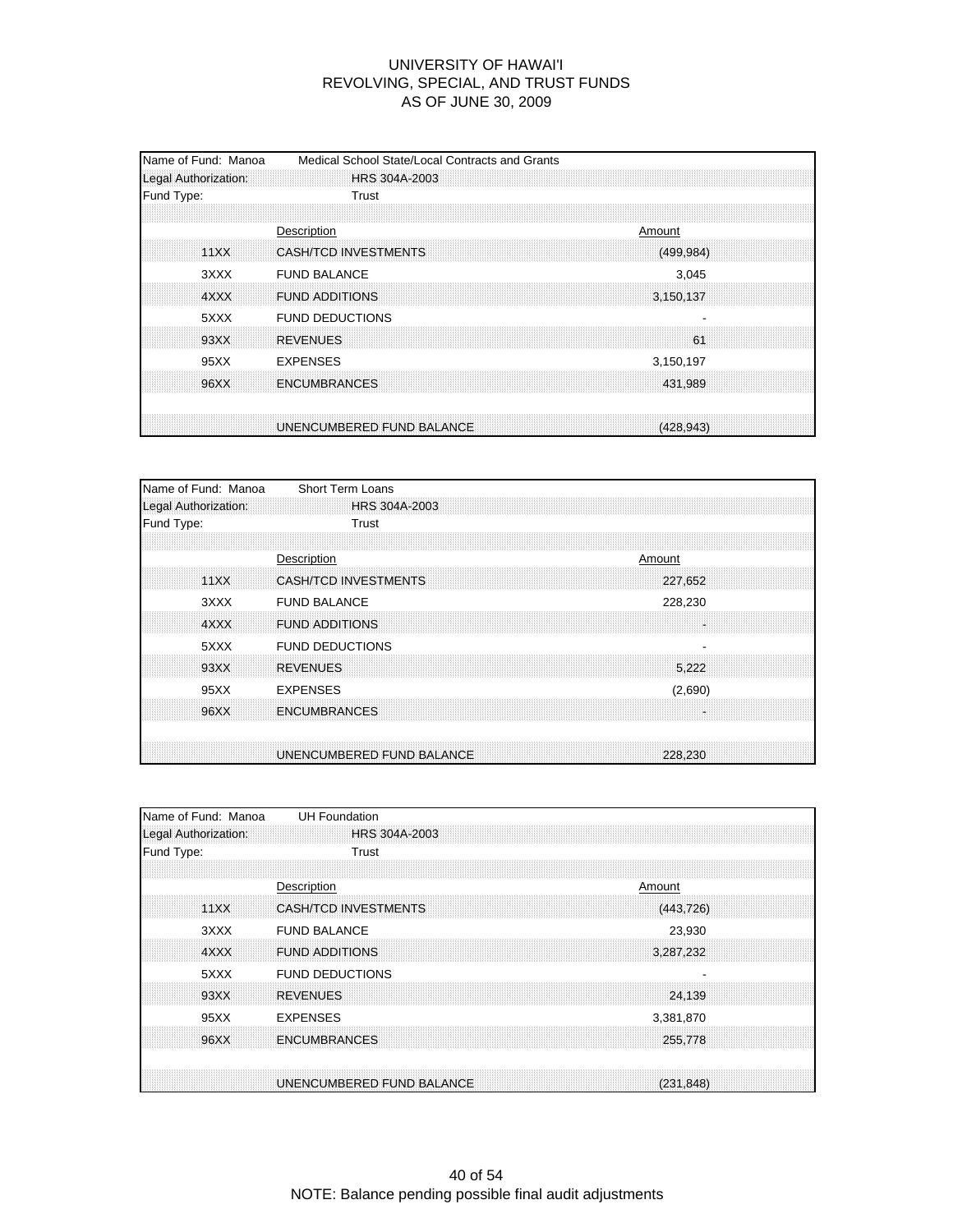# UNIVERSITY OF HAWAI'I
## REVOLVING, SPECIAL, AND TRUST FUNDS
## AS OF JUNE 30, 2009

Name of Fund: Manoa Medical School State/Local Contracts and Grants
Legal Authorization: HRS 304A-2003
Fund Type: Trust

| | Description | Amount |
|---|---|---|
| 11XX | CASH/TCD INVESTMENTS | (499,984) |
| 3XXX | FUND BALANCE | 3,045 |
| 4XXX | FUND ADDITIONS | 3,150,137 |
| 5XXX | FUND DEDUCTIONS | - |
| 93XX | REVENUES | 61 |
| 95XX | EXPENSES | 3,150,197 |
| 96XX | ENCUMBRANCES | 431,989 |
| | UNENCUMBERED FUND BALANCE | (428,943) |

Name of Fund: Manoa Short Term Loans
Legal Authorization: HRS 304A-2003
Fund Type: Trust

| | Description | Amount |
|---|---|---|
| 11XX | CASH/TCD INVESTMENTS | 227,652 |
| 3XXX | FUND BALANCE | 228,230 |
| 4XXX | FUND ADDITIONS | - |
| 5XXX | FUND DEDUCTIONS | - |
| 93XX | REVENUES | 5,222 |
| 95XX | EXPENSES | (2,690) |
| 96XX | ENCUMBRANCES | - |
| | UNENCUMBERED FUND BALANCE | 228,230 |

Name of Fund: Manoa UH Foundation
Legal Authorization: HRS 304A-2003
Fund Type: Trust

| | Description | Amount |
|---|---|---|
| 11XX | CASH/TCD INVESTMENTS | (443,726) |
| 3XXX | FUND BALANCE | 23,930 |
| 4XXX | FUND ADDITIONS | 3,287,232 |
| 5XXX | FUND DEDUCTIONS | - |
| 93XX | REVENUES | 24,139 |
| 95XX | EXPENSES | 3,381,870 |
| 96XX | ENCUMBRANCES | 255,778 |
| | UNENCUMBERED FUND BALANCE | (231,848) |

NOTE: Balance pending possible final audit adjustments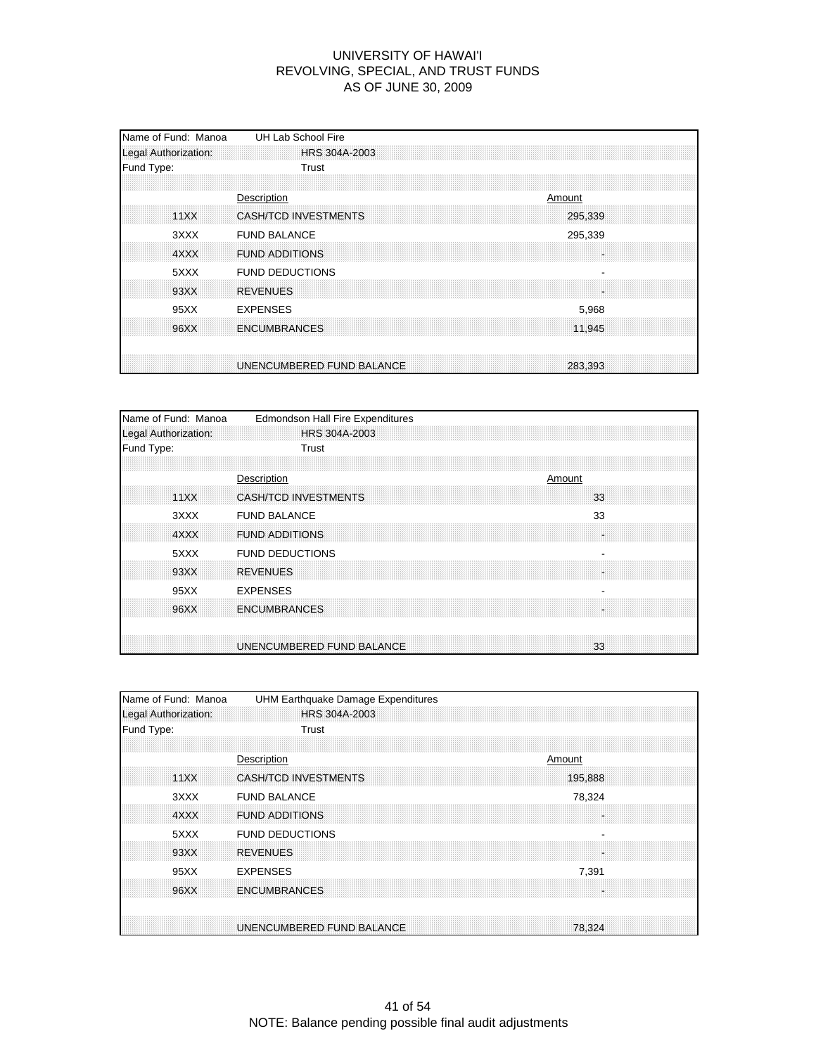# UNIVERSITY OF HAWAI'I
## REVOLVING, SPECIAL, AND TRUST FUNDS
## AS OF JUNE 30, 2009

Name of Fund: Manoa UH Lab School Fire
Legal Authorization: HRS 304A-2003
Fund Type: Trust

| | Description | Amount |
|---|---|---|
| 11XX | CASH/TCD INVESTMENTS | 295,339 |
| 3XXX | FUND BALANCE | 295,339 |
| 4XXX | FUND ADDITIONS | - |
| 5XXX | FUND DEDUCTIONS | - |
| 93XX | REVENUES | - |
| 95XX | EXPENSES | 5,968 |
| 96XX | ENCUMBRANCES | 11,945 |
| | UNENCUMBERED FUND BALANCE | 283,393 |

Name of Fund: Manoa Edmondson Hall Fire Expenditures
Legal Authorization: HRS 304A-2003
Fund Type: Trust

| | Description | Amount |
|---|---|---|
| 11XX | CASH/TCD INVESTMENTS | 33 |
| 3XXX | FUND BALANCE | 33 |
| 4XXX | FUND ADDITIONS | - |
| 5XXX | FUND DEDUCTIONS | - |
| 93XX | REVENUES | - |
| 95XX | EXPENSES | - |
| 96XX | ENCUMBRANCES | - |
| | UNENCUMBERED FUND BALANCE | 33 |

Name of Fund: Manoa UHM Earthquake Damage Expenditures
Legal Authorization: HRS 304A-2003
Fund Type: Trust

| | Description | Amount |
|---|---|---|
| 11XX | CASH/TCD INVESTMENTS | 195,888 |
| 3XXX | FUND BALANCE | 78,324 |
| 4XXX | FUND ADDITIONS | - |
| 5XXX | FUND DEDUCTIONS | - |
| 93XX | REVENUES | - |
| 95XX | EXPENSES | 7,391 |
| 96XX | ENCUMBRANCES | - |
| | UNENCUMBERED FUND BALANCE | 78,324 |

NOTE: Balance pending possible final audit adjustments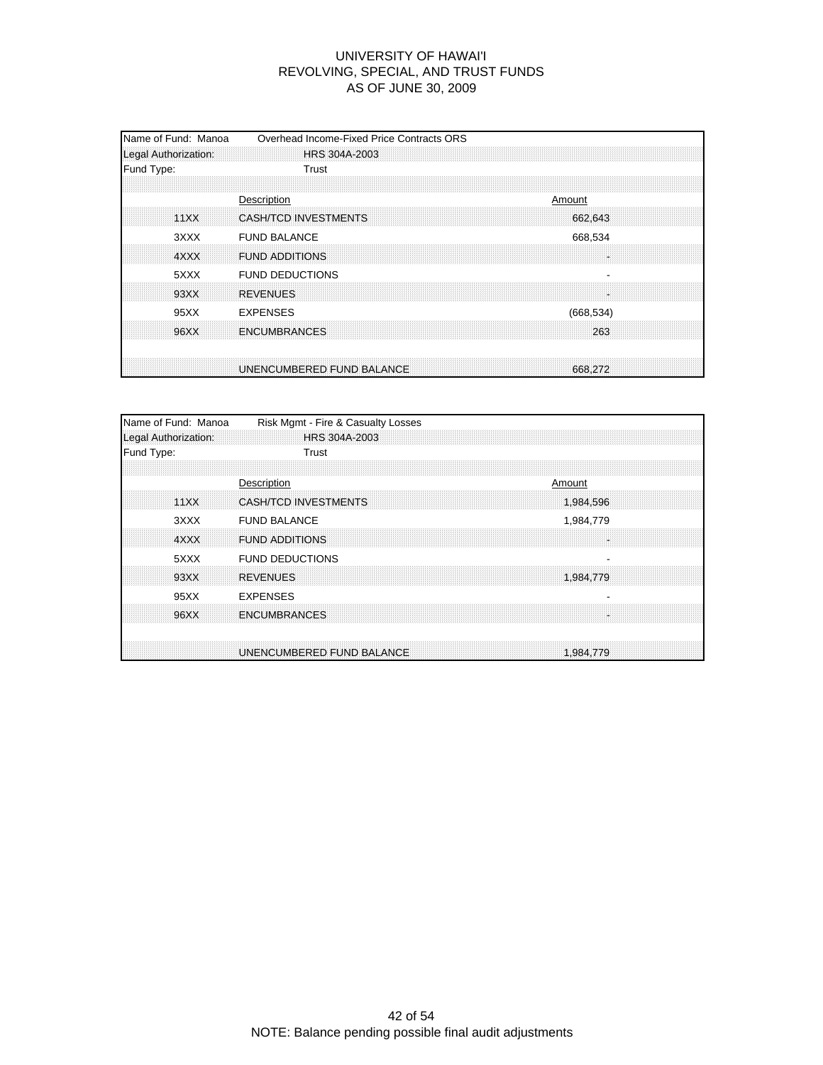# UNIVERSITY OF HAWAI'I
## REVOLVING, SPECIAL, AND TRUST FUNDS
### AS OF JUNE 30, 2009

| Name of Fund: Manoa | Overhead Income-Fixed Price Contracts ORS | |
|---|---|---|
| Legal Authorization: | HRS 304A-2003 | |
| Fund Type: | Trust | |
| | Description | Amount |
| 11XX | CASH/TCD INVESTMENTS | 662,643 |
| 3XXX | FUND BALANCE | 668,534 |
| 4XXX | FUND ADDITIONS | - |
| 5XXX | FUND DEDUCTIONS | - |
| 93XX | REVENUES | - |
| 95XX | EXPENSES | (668,534) |
| 96XX | ENCUMBRANCES | 263 |
| | UNENCUMBERED FUND BALANCE | 668,272 |

| Name of Fund: Manoa | Risk Mgmt - Fire & Casualty Losses | |
|---|---|---|
| Legal Authorization: | HRS 304A-2003 | |
| Fund Type: | Trust | |
| | Description | Amount |
| 11XX | CASH/TCD INVESTMENTS | 1,984,596 |
| 3XXX | FUND BALANCE | 1,984,779 |
| 4XXX | FUND ADDITIONS | - |
| 5XXX | FUND DEDUCTIONS | - |
| 93XX | REVENUES | 1,984,779 |
| 95XX | EXPENSES | - |
| 96XX | ENCUMBRANCES | - |
| | UNENCUMBERED FUND BALANCE | 1,984,779 |

NOTE: Balance pending possible final audit adjustments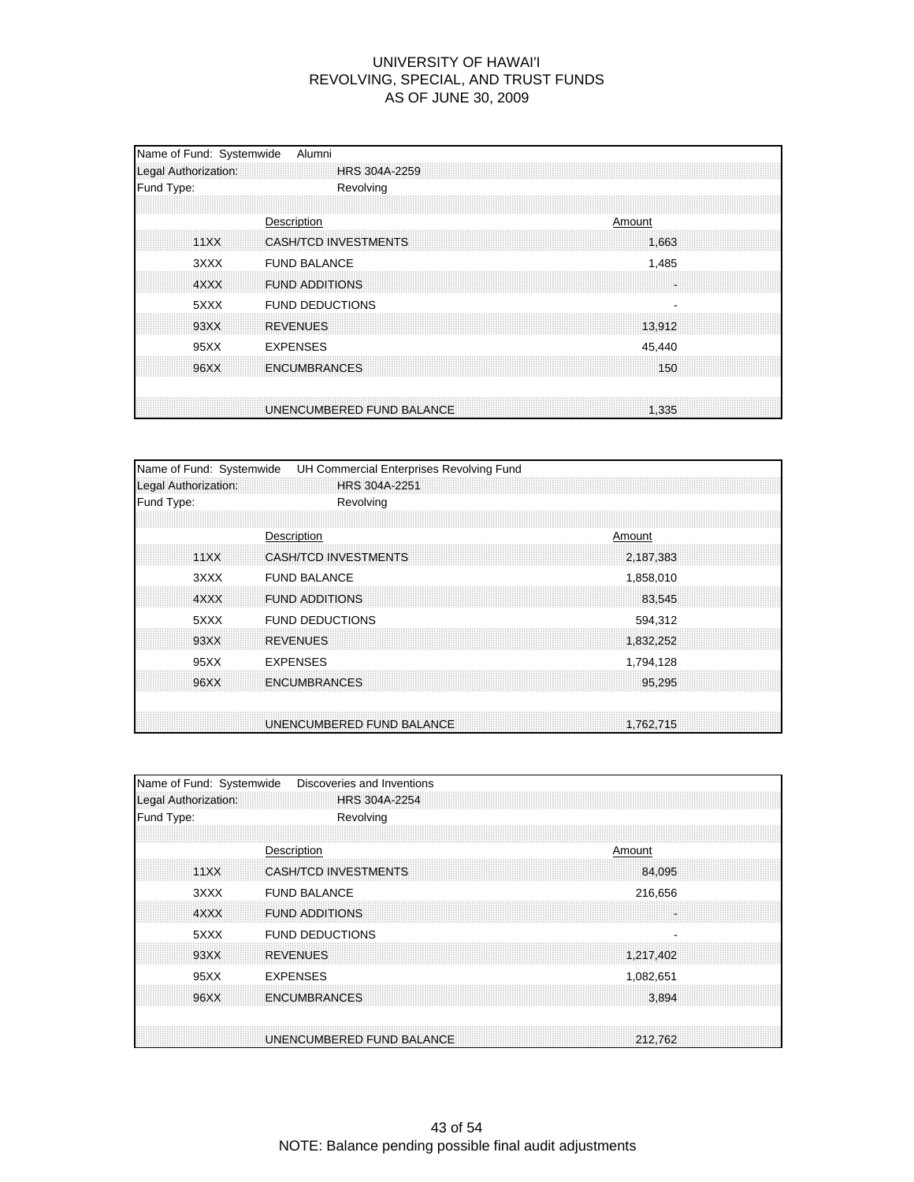# UNIVERSITY OF HAWAI'I
## REVOLVING, SPECIAL, AND TRUST FUNDS
## AS OF JUNE 30, 2009

| Name of Fund: Systemwide | Alumni | |
|---|---|---|
| Legal Authorization: | HRS 304A-2259 | |
| Fund Type: | Revolving | |
| | Description | Amount |
| 11XX | CASH/TCD INVESTMENTS | 1,663 |
| 3XXX | FUND BALANCE | 1,485 |
| 4XXX | FUND ADDITIONS | - |
| 5XXX | FUND DEDUCTIONS | - |
| 93XX | REVENUES | 13,912 |
| 95XX | EXPENSES | 45,440 |
| 96XX | ENCUMBRANCES | 150 |
| | UNENCUMBERED FUND BALANCE | 1,335 |

| Name of Fund: Systemwide | UH Commercial Enterprises Revolving Fund | |
|---|---|---|
| Legal Authorization: | HRS 304A-2251 | |
| Fund Type: | Revolving | |
| | Description | Amount |
| 11XX | CASH/TCD INVESTMENTS | 2,187,383 |
| 3XXX | FUND BALANCE | 1,858,010 |
| 4XXX | FUND ADDITIONS | 83,545 |
| 5XXX | FUND DEDUCTIONS | 594,312 |
| 93XX | REVENUES | 1,832,252 |
| 95XX | EXPENSES | 1,794,128 |
| 96XX | ENCUMBRANCES | 95,295 |
| | UNENCUMBERED FUND BALANCE | 1,762,715 |

| Name of Fund: Systemwide | Discoveries and Inventions | |
|---|---|---|
| Legal Authorization: | HRS 304A-2254 | |
| Fund Type: | Revolving | |
| | Description | Amount |
| 11XX | CASH/TCD INVESTMENTS | 84,095 |
| 3XXX | FUND BALANCE | 216,656 |
| 4XXX | FUND ADDITIONS | - |
| 5XXX | FUND DEDUCTIONS | - |
| 93XX | REVENUES | 1,217,402 |
| 95XX | EXPENSES | 1,082,651 |
| 96XX | ENCUMBRANCES | 3,894 |
| | UNENCUMBERED FUND BALANCE | 212,762 |

NOTE: Balance pending possible final audit adjustments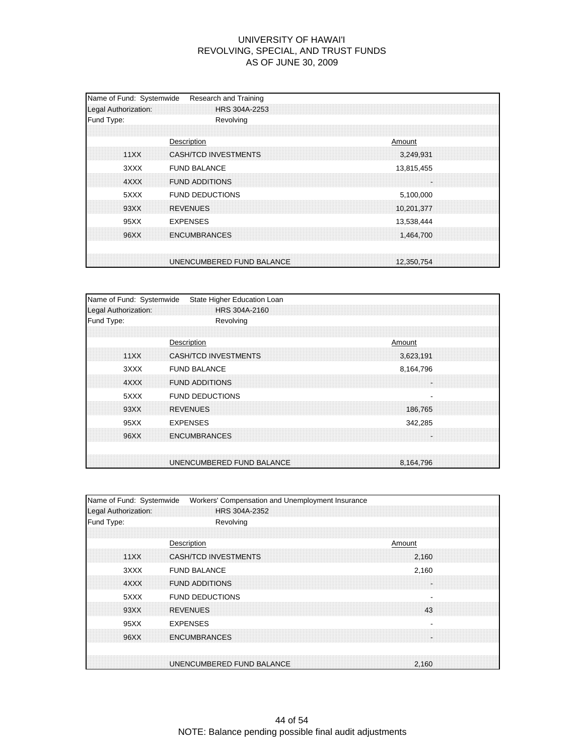# UNIVERSITY OF HAWAI'I
## REVOLVING, SPECIAL, AND TRUST FUNDS
## AS OF JUNE 30, 2009

Name of Fund: Systemwide Research and Training
Legal Authorization: HRS 304A-2253
Fund Type: Revolving

| | Description | Amount |
|---|---|---|
| 11XX | CASH/TCD INVESTMENTS | 3,249,931 |
| 3XXX | FUND BALANCE | 13,815,455 |
| 4XXX | FUND ADDITIONS | - |
| 5XXX | FUND DEDUCTIONS | 5,100,000 |
| 93XX | REVENUES | 10,201,377 |
| 95XX | EXPENSES | 13,538,444 |
| 96XX | ENCUMBRANCES | 1,464,700 |
| | UNENCUMBERED FUND BALANCE | 12,350,754 |

Name of Fund: Systemwide State Higher Education Loan
Legal Authorization: HRS 304A-2160
Fund Type: Revolving

| | Description | Amount |
|---|---|---|
| 11XX | CASH/TCD INVESTMENTS | 3,623,191 |
| 3XXX | FUND BALANCE | 8,164,796 |
| 4XXX | FUND ADDITIONS | - |
| 5XXX | FUND DEDUCTIONS | - |
| 93XX | REVENUES | 186,765 |
| 95XX | EXPENSES | 342,285 |
| 96XX | ENCUMBRANCES | - |
| | UNENCUMBERED FUND BALANCE | 8,164,796 |

Name of Fund: Systemwide Workers' Compensation and Unemployment Insurance
Legal Authorization: HRS 304A-2352
Fund Type: Revolving

| | Description | Amount |
|---|---|---|
| 11XX | CASH/TCD INVESTMENTS | 2,160 |
| 3XXX | FUND BALANCE | 2,160 |
| 4XXX | FUND ADDITIONS | - |
| 5XXX | FUND DEDUCTIONS | - |
| 93XX | REVENUES | 43 |
| 95XX | EXPENSES | - |
| 96XX | ENCUMBRANCES | - |
| | UNENCUMBERED FUND BALANCE | 2,160 |

NOTE: Balance pending possible final audit adjustments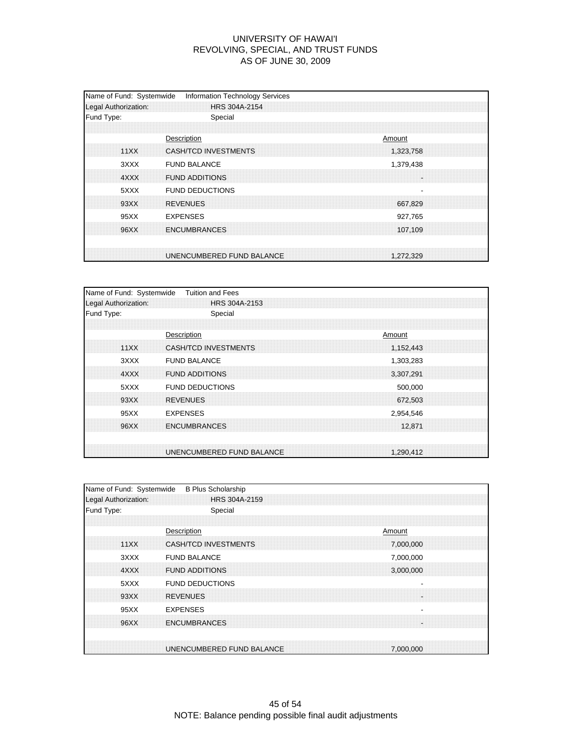# UNIVERSITY OF HAWAI'I
## REVOLVING, SPECIAL, AND TRUST FUNDS
## AS OF JUNE 30, 2009

| Name of Fund: Systemwide | Information Technology Services |
|---|---|
| Legal Authorization: | HRS 304A-2154 |
| Fund Type: | Special |

| | Description | Amount |
|---|---|---|
| 11XX | CASH/TCD INVESTMENTS | 1,323,758 |
| 3XXX | FUND BALANCE | 1,379,438 |
| 4XXX | FUND ADDITIONS | - |
| 5XXX | FUND DEDUCTIONS | - |
| 93XX | REVENUES | 667,829 |
| 95XX | EXPENSES | 927,765 |
| 96XX | ENCUMBRANCES | 107,109 |
| | UNENCUMBERED FUND BALANCE | 1,272,329 |

| Name of Fund: Systemwide | Tuition and Fees |
|---|---|
| Legal Authorization: | HRS 304A-2153 |
| Fund Type: | Special |

| | Description | Amount |
|---|---|---|
| 11XX | CASH/TCD INVESTMENTS | 1,152,443 |
| 3XXX | FUND BALANCE | 1,303,283 |
| 4XXX | FUND ADDITIONS | 3,307,291 |
| 5XXX | FUND DEDUCTIONS | 500,000 |
| 93XX | REVENUES | 672,503 |
| 95XX | EXPENSES | 2,954,546 |
| 96XX | ENCUMBRANCES | 12,871 |
| | UNENCUMBERED FUND BALANCE | 1,290,412 |

| Name of Fund: Systemwide | B Plus Scholarship |
|---|---|
| Legal Authorization: | HRS 304A-2159 |
| Fund Type: | Special |

| | Description | Amount |
|---|---|---|
| 11XX | CASH/TCD INVESTMENTS | 7,000,000 |
| 3XXX | FUND BALANCE | 7,000,000 |
| 4XXX | FUND ADDITIONS | 3,000,000 |
| 5XXX | FUND DEDUCTIONS | - |
| 93XX | REVENUES | - |
| 95XX | EXPENSES | - |
| 96XX | ENCUMBRANCES | - |
| | UNENCUMBERED FUND BALANCE | 7,000,000 |

NOTE: Balance pending possible final audit adjustments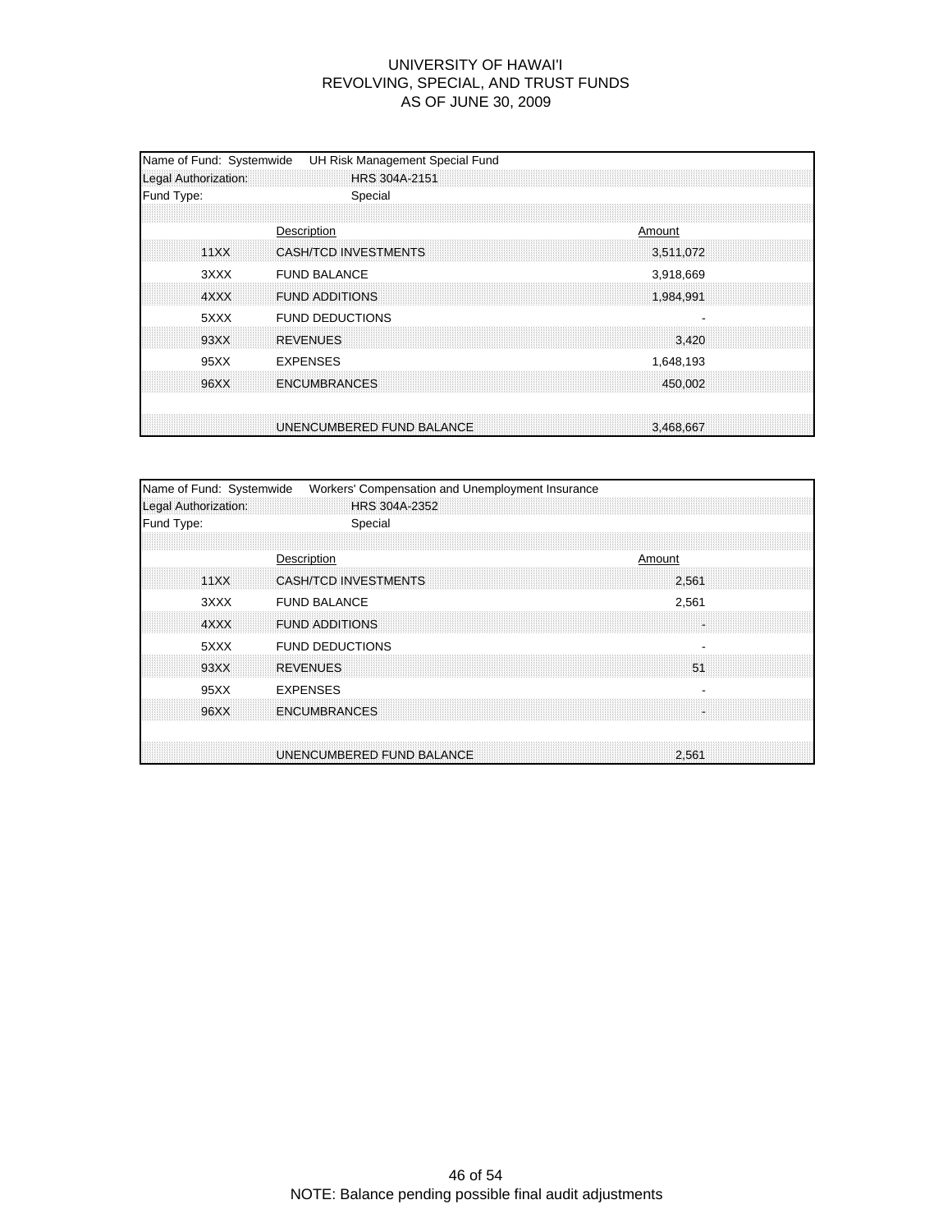# UNIVERSITY OF HAWAI'I
## REVOLVING, SPECIAL, AND TRUST FUNDS
## AS OF JUNE 30, 2009

| Name of Fund: Systemwide | UH Risk Management Special Fund | |
|---|---|---|
| Legal Authorization: | HRS 304A-2151 | |
| Fund Type: | Special | |
| | **Description** | **Amount** |
| 11XX | CASH/TCD INVESTMENTS | 3,511,072 |
| 3XXX | FUND BALANCE | 3,918,669 |
| 4XXX | FUND ADDITIONS | 1,984,991 |
| 5XXX | FUND DEDUCTIONS | - |
| 93XX | REVENUES | 3,420 |
| 95XX | EXPENSES | 1,648,193 |
| 96XX | ENCUMBRANCES | 450,002 |
| | UNENCUMBERED FUND BALANCE | 3,468,667 |

| Name of Fund: Systemwide | Workers' Compensation and Unemployment Insurance | |
|---|---|---|
| Legal Authorization: | HRS 304A-2352 | |
| Fund Type: | Special | |
| | **Description** | **Amount** |
| 11XX | CASH/TCD INVESTMENTS | 2,561 |
| 3XXX | FUND BALANCE | 2,561 |
| 4XXX | FUND ADDITIONS | - |
| 5XXX | FUND DEDUCTIONS | - |
| 93XX | REVENUES | 51 |
| 95XX | EXPENSES | - |
| 96XX | ENCUMBRANCES | - |
| | UNENCUMBERED FUND BALANCE | 2,561 |

NOTE: Balance pending possible final audit adjustments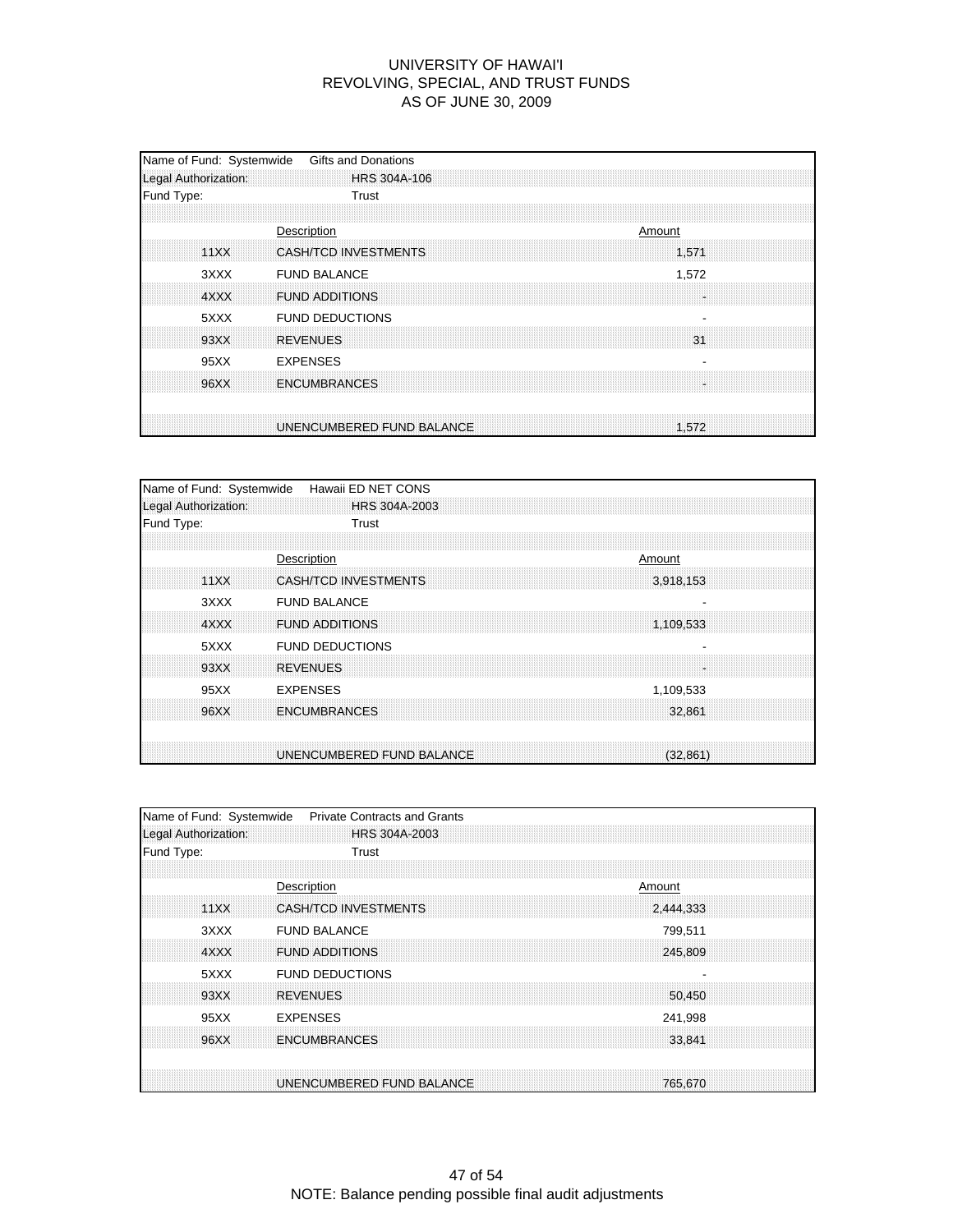# UNIVERSITY OF HAWAI'I
## REVOLVING, SPECIAL, AND TRUST FUNDS
### AS OF JUNE 30, 2009

| Name of Fund: Systemwide | Gifts and Donations | |
|---|---|---|
| Legal Authorization: | HRS 304A-106 | |
| Fund Type: | Trust | |
| | **Description** | **Amount** |
| 11XX | CASH/TCD INVESTMENTS | 1,571 |
| 3XXX | FUND BALANCE | 1,572 |
| 4XXX | FUND ADDITIONS | - |
| 5XXX | FUND DEDUCTIONS | - |
| 93XX | REVENUES | 31 |
| 95XX | EXPENSES | - |
| 96XX | ENCUMBRANCES | - |
| | UNENCUMBERED FUND BALANCE | 1,572 |

| Name of Fund: Systemwide | Hawaii ED NET CONS | |
|---|---|---|
| Legal Authorization: | HRS 304A-2003 | |
| Fund Type: | Trust | |
| | **Description** | **Amount** |
| 11XX | CASH/TCD INVESTMENTS | 3,918,153 |
| 3XXX | FUND BALANCE | - |
| 4XXX | FUND ADDITIONS | 1,109,533 |
| 5XXX | FUND DEDUCTIONS | - |
| 93XX | REVENUES | - |
| 95XX | EXPENSES | 1,109,533 |
| 96XX | ENCUMBRANCES | 32,861 |
| | UNENCUMBERED FUND BALANCE | (32,861) |

| Name of Fund: Systemwide | Private Contracts and Grants | |
|---|---|---|
| Legal Authorization: | HRS 304A-2003 | |
| Fund Type: | Trust | |
| | **Description** | **Amount** |
| 11XX | CASH/TCD INVESTMENTS | 2,444,333 |
| 3XXX | FUND BALANCE | 799,511 |
| 4XXX | FUND ADDITIONS | 245,809 |
| 5XXX | FUND DEDUCTIONS | - |
| 93XX | REVENUES | 50,450 |
| 95XX | EXPENSES | 241,998 |
| 96XX | ENCUMBRANCES | 33,841 |
| | UNENCUMBERED FUND BALANCE | 765,670 |

NOTE: Balance pending possible final audit adjustments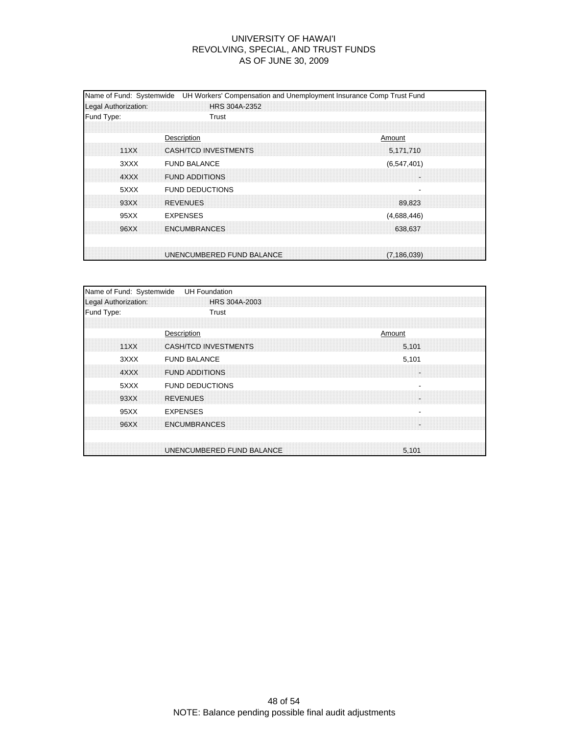# UNIVERSITY OF HAWAI'I
## REVOLVING, SPECIAL, AND TRUST FUNDS
### AS OF JUNE 30, 2009

Name of Fund: Systemwide UH Workers' Compensation and Unemployment Insurance Comp Trust Fund
Legal Authorization: HRS 304A-2352
Fund Type: Trust

| | Description | Amount |
|---|---|---|
| 11XX | CASH/TCD INVESTMENTS | 5,171,710 |
| 3XXX | FUND BALANCE | (6,547,401) |
| 4XXX | FUND ADDITIONS | - |
| 5XXX | FUND DEDUCTIONS | - |
| 93XX | REVENUES | 89,823 |
| 95XX | EXPENSES | (4,688,446) |
| 96XX | ENCUMBRANCES | 638,637 |
| | UNENCUMBERED FUND BALANCE | (7,186,039) |

Name of Fund: Systemwide UH Foundation
Legal Authorization: HRS 304A-2003
Fund Type: Trust

| | Description | Amount |
|---|---|---|
| 11XX | CASH/TCD INVESTMENTS | 5,101 |
| 3XXX | FUND BALANCE | 5,101 |
| 4XXX | FUND ADDITIONS | - |
| 5XXX | FUND DEDUCTIONS | - |
| 93XX | REVENUES | - |
| 95XX | EXPENSES | - |
| 96XX | ENCUMBRANCES | - |
| | UNENCUMBERED FUND BALANCE | 5,101 |

NOTE: Balance pending possible final audit adjustments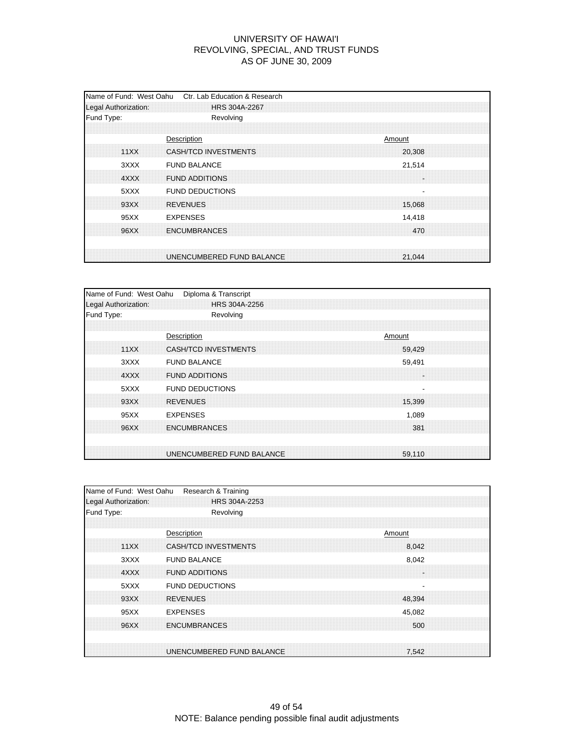# UNIVERSITY OF HAWAI'I
## REVOLVING, SPECIAL, AND TRUST FUNDS
## AS OF JUNE 30, 2009

Name of Fund: West Oahu Ctr. Lab Education & Research
Legal Authorization: HRS 304A-2267
Fund Type: Revolving

| | Description | Amount |
|---|---|---|
| 11XX | CASH/TCD INVESTMENTS | 20,308 |
| 3XXX | FUND BALANCE | 21,514 |
| 4XXX | FUND ADDITIONS | - |
| 5XXX | FUND DEDUCTIONS | - |
| 93XX | REVENUES | 15,068 |
| 95XX | EXPENSES | 14,418 |
| 96XX | ENCUMBRANCES | 470 |
| | UNENCUMBERED FUND BALANCE | 21,044 |

Name of Fund: West Oahu Diploma & Transcript
Legal Authorization: HRS 304A-2256
Fund Type: Revolving

| | Description | Amount |
|---|---|---|
| 11XX | CASH/TCD INVESTMENTS | 59,429 |
| 3XXX | FUND BALANCE | 59,491 |
| 4XXX | FUND ADDITIONS | - |
| 5XXX | FUND DEDUCTIONS | - |
| 93XX | REVENUES | 15,399 |
| 95XX | EXPENSES | 1,089 |
| 96XX | ENCUMBRANCES | 381 |
| | UNENCUMBERED FUND BALANCE | 59,110 |

Name of Fund: West Oahu Research & Training
Legal Authorization: HRS 304A-2253
Fund Type: Revolving

| | Description | Amount |
|---|---|---|
| 11XX | CASH/TCD INVESTMENTS | 8,042 |
| 3XXX | FUND BALANCE | 8,042 |
| 4XXX | FUND ADDITIONS | - |
| 5XXX | FUND DEDUCTIONS | - |
| 93XX | REVENUES | 48,394 |
| 95XX | EXPENSES | 45,082 |
| 96XX | ENCUMBRANCES | 500 |
| | UNENCUMBERED FUND BALANCE | 7,542 |

NOTE: Balance pending possible final audit adjustments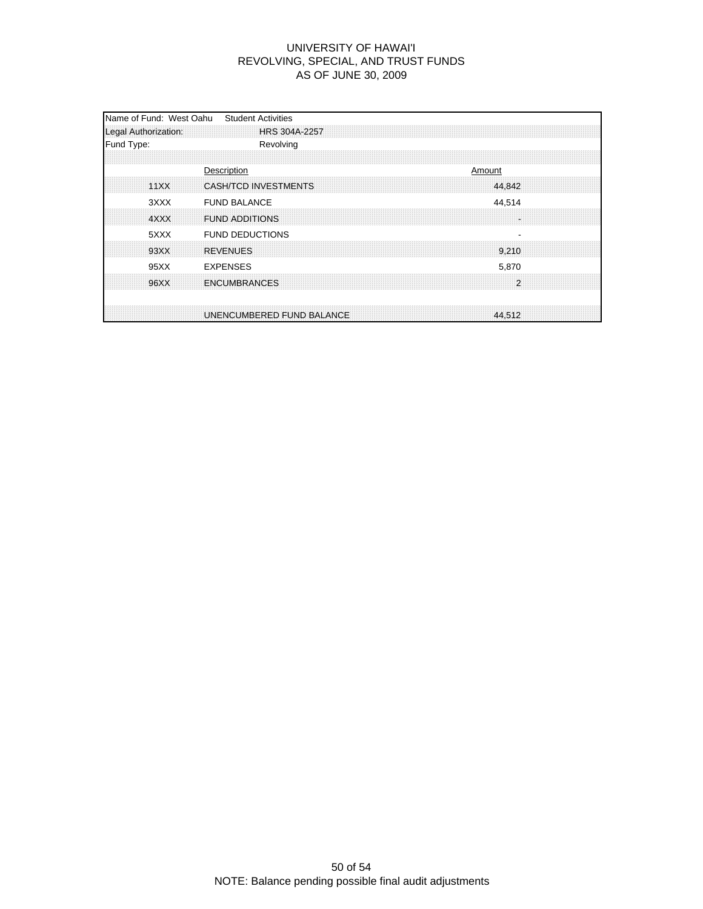# UNIVERSITY OF HAWAI'I
## REVOLVING, SPECIAL, AND TRUST FUNDS
### AS OF JUNE 30, 2009

Name of Fund: West Oahu Student Activities
Legal Authorization: HRS 304A-2257
Fund Type: Revolving

| | Description | Amount |
|---|---|---|
| 11XX | CASH/TCD INVESTMENTS | 44,842 |
| 3XXX | FUND BALANCE | 44,514 |
| 4XXX | FUND ADDITIONS | - |
| 5XXX | FUND DEDUCTIONS | - |
| 93XX | REVENUES | 9,210 |
| 95XX | EXPENSES | 5,870 |
| 96XX | ENCUMBRANCES | 2 |
| | | |
| | UNENCUMBERED FUND BALANCE | 44,512 |

NOTE: Balance pending possible final audit adjustments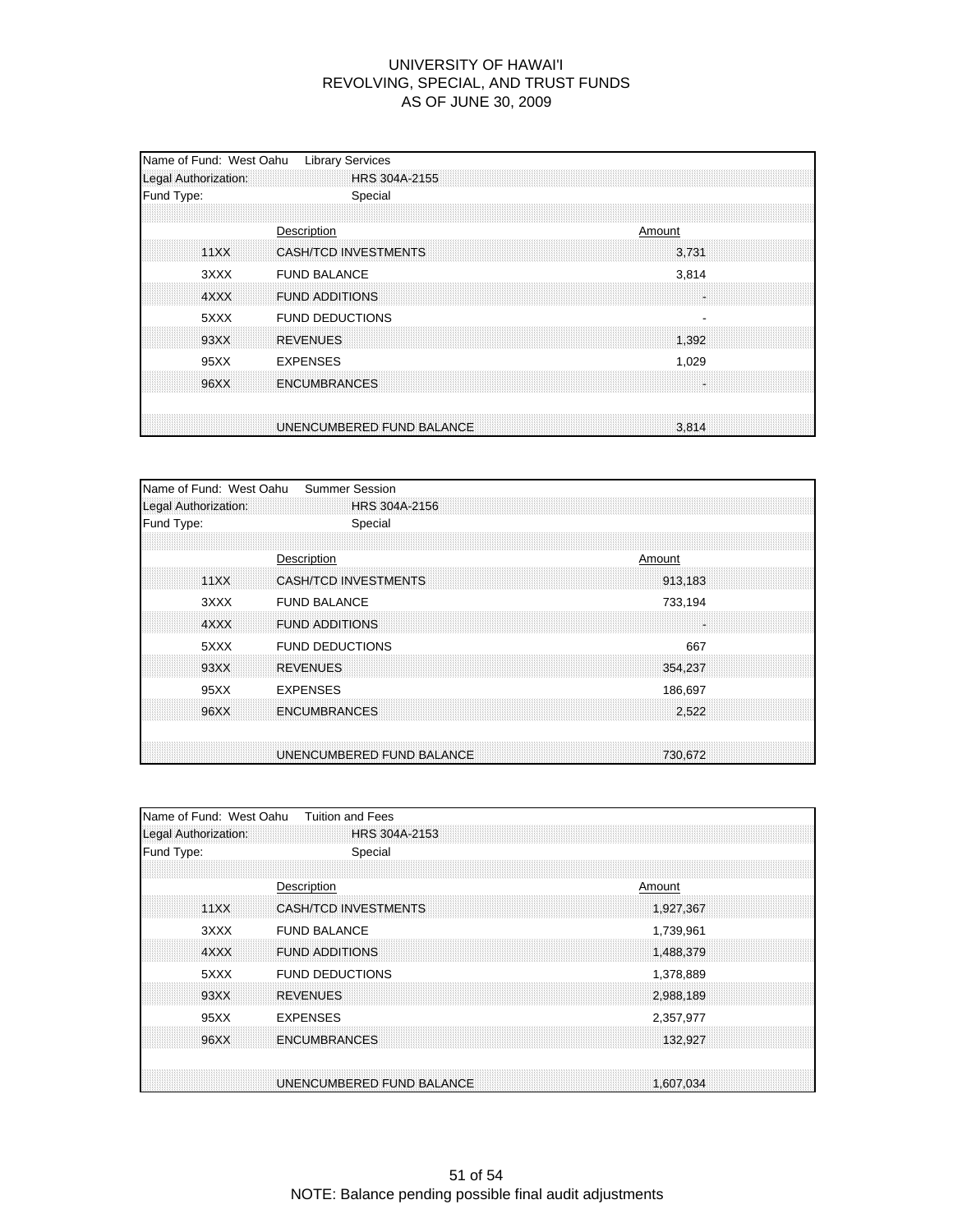# UNIVERSITY OF HAWAI'I
## REVOLVING, SPECIAL, AND TRUST FUNDS
### AS OF JUNE 30, 2009

Name of Fund: West Oahu Library Services
Legal Authorization: HRS 304A-2155
Fund Type: Special

| | Description | Amount |
|---|---|---|
| 11XX | CASH/TCD INVESTMENTS | 3,731 |
| 3XXX | FUND BALANCE | 3,814 |
| 4XXX | FUND ADDITIONS | - |
| 5XXX | FUND DEDUCTIONS | - |
| 93XX | REVENUES | 1,392 |
| 95XX | EXPENSES | 1,029 |
| 96XX | ENCUMBRANCES | - |
| | UNENCUMBERED FUND BALANCE | 3,814 |

Name of Fund: West Oahu Summer Session
Legal Authorization: HRS 304A-2156
Fund Type: Special

| | Description | Amount |
|---|---|---|
| 11XX | CASH/TCD INVESTMENTS | 913,183 |
| 3XXX | FUND BALANCE | 733,194 |
| 4XXX | FUND ADDITIONS | - |
| 5XXX | FUND DEDUCTIONS | 667 |
| 93XX | REVENUES | 354,237 |
| 95XX | EXPENSES | 186,697 |
| 96XX | ENCUMBRANCES | 2,522 |
| | UNENCUMBERED FUND BALANCE | 730,672 |

Name of Fund: West Oahu Tuition and Fees
Legal Authorization: HRS 304A-2153
Fund Type: Special

| | Description | Amount |
|---|---|---|
| 11XX | CASH/TCD INVESTMENTS | 1,927,367 |
| 3XXX | FUND BALANCE | 1,739,961 |
| 4XXX | FUND ADDITIONS | 1,488,379 |
| 5XXX | FUND DEDUCTIONS | 1,378,889 |
| 93XX | REVENUES | 2,988,189 |
| 95XX | EXPENSES | 2,357,977 |
| 96XX | ENCUMBRANCES | 132,927 |
| | UNENCUMBERED FUND BALANCE | 1,607,034 |

NOTE: Balance pending possible final audit adjustments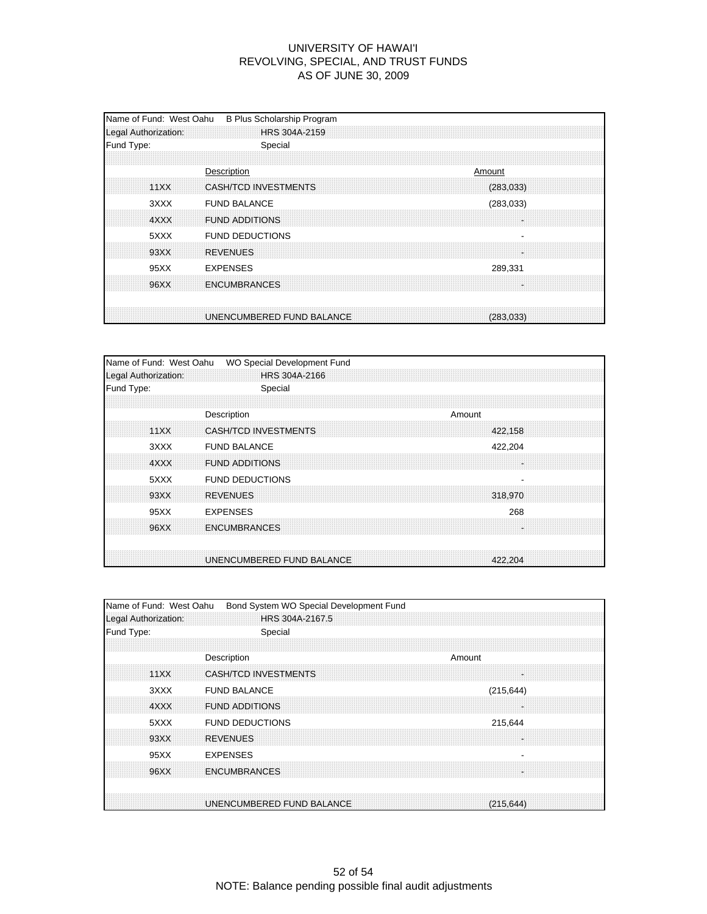# UNIVERSITY OF HAWAI'I
## REVOLVING, SPECIAL, AND TRUST FUNDS
## AS OF JUNE 30, 2009

| Name of Fund: West Oahu | B Plus Scholarship Program | |
|---|---|---|
| Legal Authorization: | HRS 304A-2159 | |
| Fund Type: | Special | |
| | **Description** | **Amount** |
| 11XX | CASH/TCD INVESTMENTS | (283,033) |
| 3XXX | FUND BALANCE | (283,033) |
| 4XXX | FUND ADDITIONS | - |
| 5XXX | FUND DEDUCTIONS | - |
| 93XX | REVENUES | - |
| 95XX | EXPENSES | 289,331 |
| 96XX | ENCUMBRANCES | - |
| | UNENCUMBERED FUND BALANCE | (283,033) |

| Name of Fund: West Oahu | WO Special Development Fund | |
|---|---|---|
| Legal Authorization: | HRS 304A-2166 | |
| Fund Type: | Special | |
| | Description | Amount |
| 11XX | CASH/TCD INVESTMENTS | 422,158 |
| 3XXX | FUND BALANCE | 422,204 |
| 4XXX | FUND ADDITIONS | - |
| 5XXX | FUND DEDUCTIONS | - |
| 93XX | REVENUES | 318,970 |
| 95XX | EXPENSES | 268 |
| 96XX | ENCUMBRANCES | - |
| | UNENCUMBERED FUND BALANCE | 422,204 |

| Name of Fund: West Oahu | Bond System WO Special Development Fund | |
|---|---|---|
| Legal Authorization: | HRS 304A-2167.5 | |
| Fund Type: | Special | |
| | Description | Amount |
| 11XX | CASH/TCD INVESTMENTS | - |
| 3XXX | FUND BALANCE | (215,644) |
| 4XXX | FUND ADDITIONS | - |
| 5XXX | FUND DEDUCTIONS | 215,644 |
| 93XX | REVENUES | - |
| 95XX | EXPENSES | - |
| 96XX | ENCUMBRANCES | - |
| | UNENCUMBERED FUND BALANCE | (215,644) |

NOTE: Balance pending possible final audit adjustments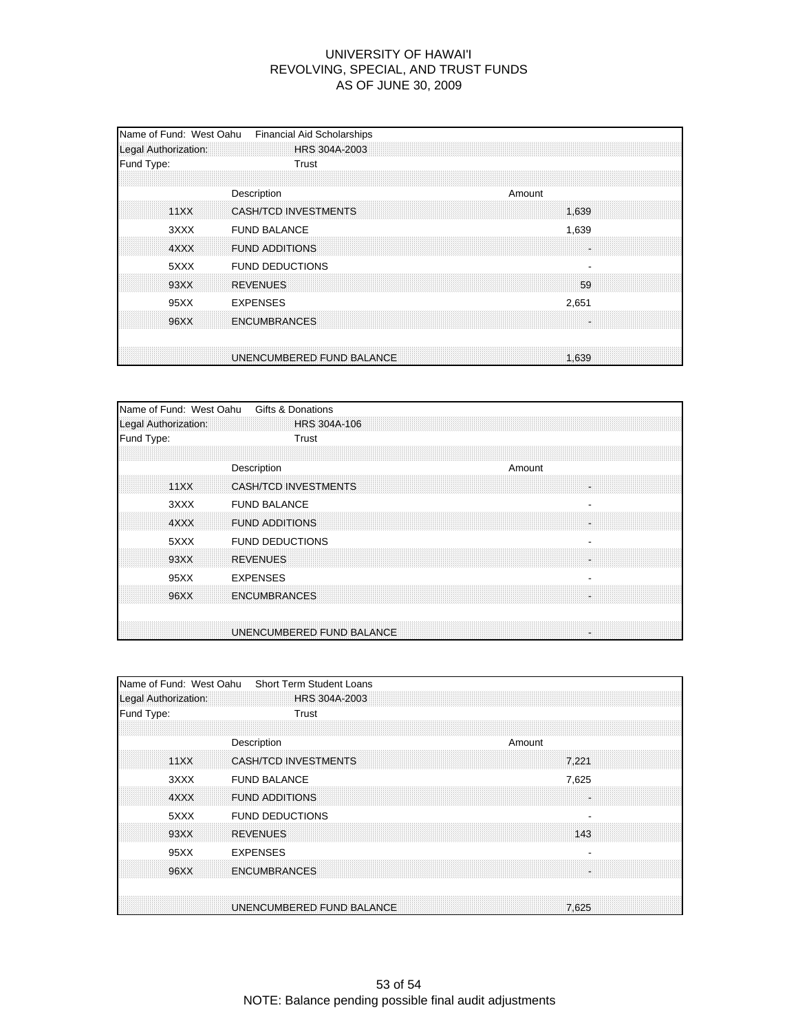# UNIVERSITY OF HAWAI'I
## REVOLVING, SPECIAL, AND TRUST FUNDS
## AS OF JUNE 30, 2009

Name of Fund: West Oahu Financial Aid Scholarships
Legal Authorization: HRS 304A-2003
Fund Type: Trust

| | Description | Amount |
|---|---|---|
| 11XX | CASH/TCD INVESTMENTS | 1,639 |
| 3XXX | FUND BALANCE | 1,639 |
| 4XXX | FUND ADDITIONS | - |
| 5XXX | FUND DEDUCTIONS | - |
| 93XX | REVENUES | 59 |
| 95XX | EXPENSES | 2,651 |
| 96XX | ENCUMBRANCES | - |
| | UNENCUMBERED FUND BALANCE | 1,639 |

Name of Fund: West Oahu Gifts & Donations
Legal Authorization: HRS 304A-106
Fund Type: Trust

| | Description | Amount |
|---|---|---|
| 11XX | CASH/TCD INVESTMENTS | - |
| 3XXX | FUND BALANCE | - |
| 4XXX | FUND ADDITIONS | - |
| 5XXX | FUND DEDUCTIONS | - |
| 93XX | REVENUES | - |
| 95XX | EXPENSES | - |
| 96XX | ENCUMBRANCES | - |
| | UNENCUMBERED FUND BALANCE | - |

Name of Fund: West Oahu Short Term Student Loans
Legal Authorization: HRS 304A-2003
Fund Type: Trust

| | Description | Amount |
|---|---|---|
| 11XX | CASH/TCD INVESTMENTS | 7,221 |
| 3XXX | FUND BALANCE | 7,625 |
| 4XXX | FUND ADDITIONS | - |
| 5XXX | FUND DEDUCTIONS | - |
| 93XX | REVENUES | 143 |
| 95XX | EXPENSES | - |
| 96XX | ENCUMBRANCES | - |
| | UNENCUMBERED FUND BALANCE | 7,625 |

NOTE: Balance pending possible final audit adjustments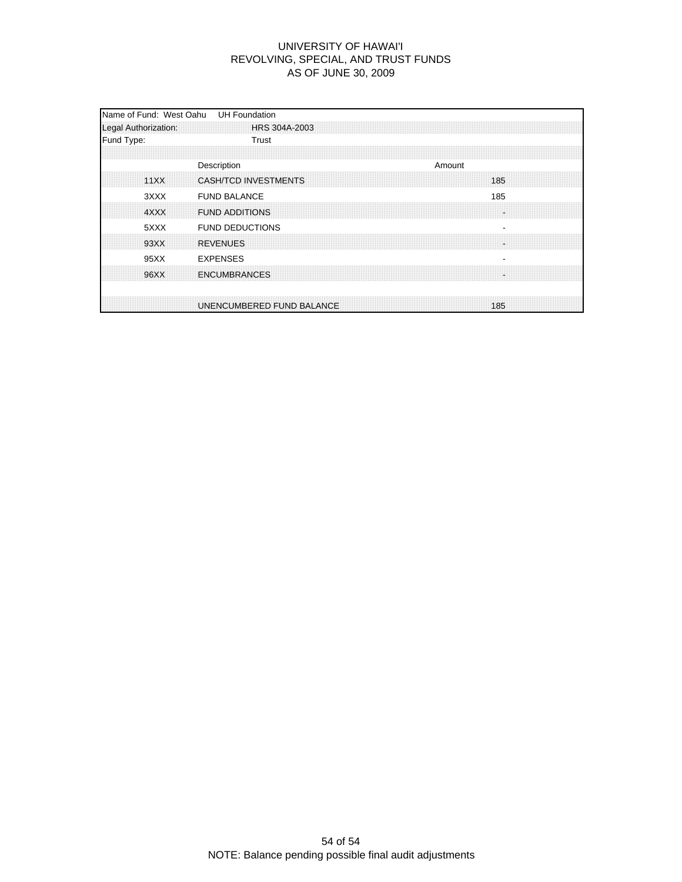# UNIVERSITY OF HAWAI'I
## REVOLVING, SPECIAL, AND TRUST FUNDS
## AS OF JUNE 30, 2009

Name of Fund: West Oahu UH Foundation

Legal Authorization: HRS 304A-2003

Fund Type: Trust

| | Description | Amount |
|---|---|---|
| 11XX | CASH/TCD INVESTMENTS | 185 |
| 3XXX | FUND BALANCE | 185 |
| 4XXX | FUND ADDITIONS | - |
| 5XXX | FUND DEDUCTIONS | - |
| 93XX | REVENUES | - |
| 95XX | EXPENSES | - |
| 96XX | ENCUMBRANCES | - |
| | UNENCUMBERED FUND BALANCE | 185 |

NOTE: Balance pending possible final audit adjustments